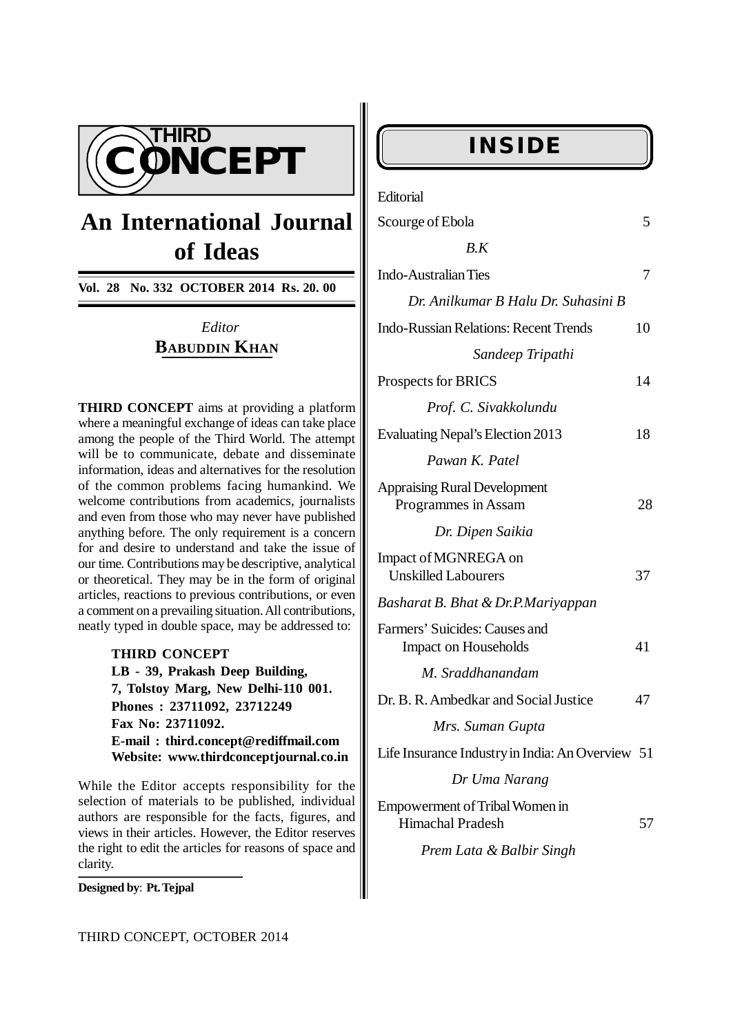# THIRD CONCEPT

## An International Journal of Ideas

**Vol. 28 No. 332 OCTOBER 2014 Rs. 20. 00**

*Editor*
**BABUDDIN KHAN**

**THIRD CONCEPT** aims at providing a platform where a meaningful exchange of ideas can take place among the people of the Third World. The attempt will be to communicate, debate and disseminate information, ideas and alternatives for the resolution of the common problems facing humankind. We welcome contributions from academics, journalists and even from those who may never have published anything before. The only requirement is a concern for and desire to understand and take the issue of our time. Contributions may be descriptive, analytical or theoretical. They may be in the form of original articles, reactions to previous contributions, or even a comment on a prevailing situation. All contributions, neatly typed in double space, may be addressed to:

**THIRD CONCEPT**
**LB - 39, Prakash Deep Building,**
**7, Tolstoy Marg, New Delhi-110 001.**
**Phones : 23711092, 23712249**
**Fax No: 23711092.**
**E-mail : third.concept@rediffmail.com**
**Website: www.thirdconceptjournal.co.in**

While the Editor accepts responsibility for the selection of materials to be published, individual authors are responsible for the facts, figures, and views in their articles. However, the Editor reserves the right to edit the articles for reasons of space and clarity.

**Designed by**: **Pt. Tejpal**

## INSIDE

Editorial

Scourge of Ebola — 5
*B.K*

Indo-Australian Ties — 7
*Dr. Anilkumar B Halu Dr. Suhasini B*

Indo-Russian Relations: Recent Trends — 10
*Sandeep Tripathi*

Prospects for BRICS — 14
*Prof. C. Sivakkolundu*

Evaluating Nepal's Election 2013 — 18
*Pawan K. Patel*

Appraising Rural Development Programmes in Assam — 28
*Dr. Dipen Saikia*

Impact of MGNREGA on Unskilled Labourers — 37
*Basharat B. Bhat & Dr.P.Mariyappan*

Farmers' Suicides: Causes and Impact on Households — 41
*M. Sraddhanandam*

Dr. B. R. Ambedkar and Social Justice — 47
*Mrs. Suman Gupta*

Life Insurance Industry in India: An Overview — 51
*Dr Uma Narang*

Empowerment of Tribal Women in Himachal Pradesh — 57
*Prem Lata & Balbir Singh*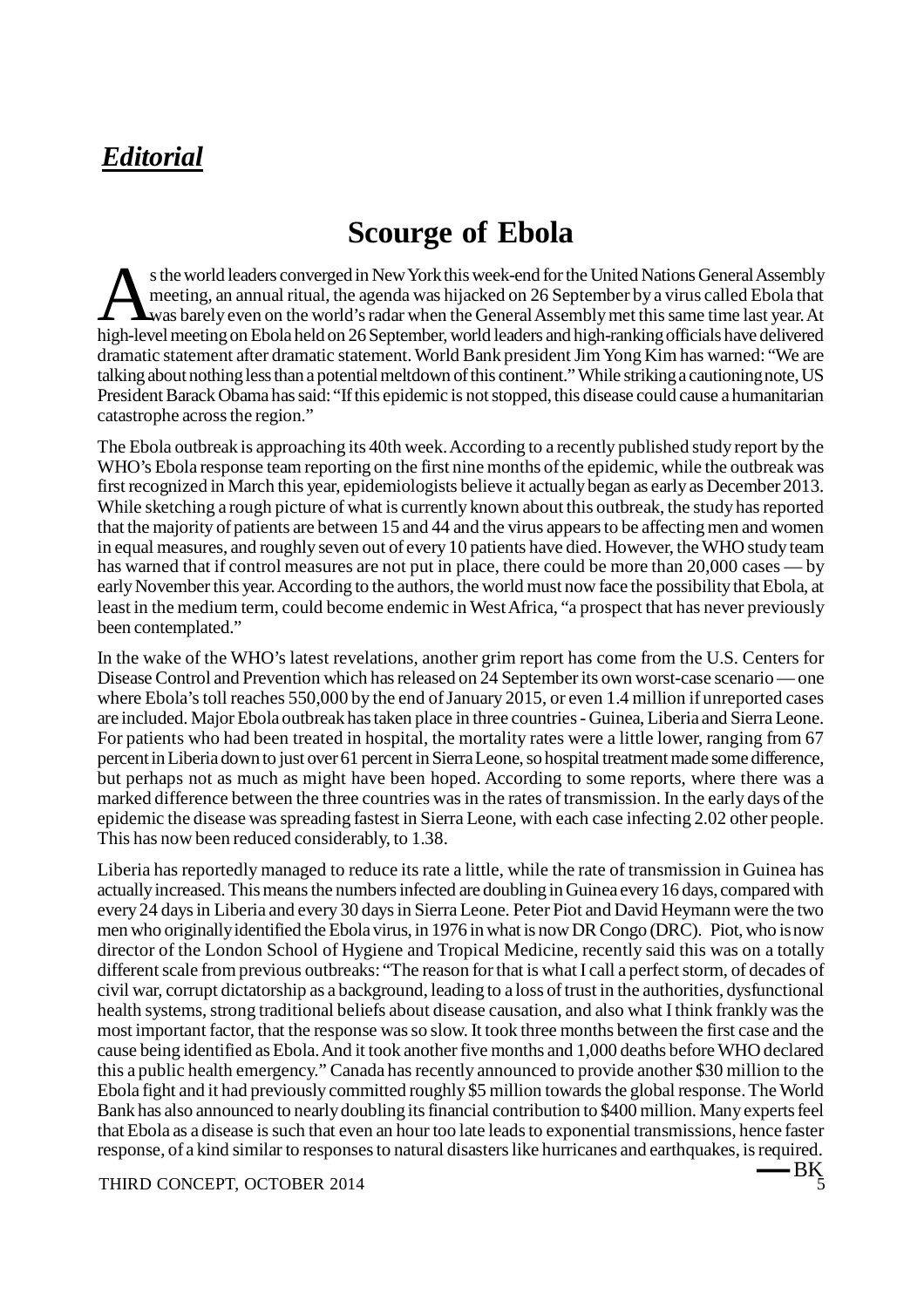## ***Editorial***

# Scourge of Ebola

As the world leaders converged in New York this week-end for the United Nations General Assembly meeting, an annual ritual, the agenda was hijacked on 26 September by a virus called Ebola that was barely even on the world's radar when the General Assembly met this same time last year. At high-level meeting on Ebola held on 26 September, world leaders and high-ranking officials have delivered dramatic statement after dramatic statement. World Bank president Jim Yong Kim has warned: "We are talking about nothing less than a potential meltdown of this continent." While striking a cautioning note, US President Barack Obama has said: "If this epidemic is not stopped, this disease could cause a humanitarian catastrophe across the region."

The Ebola outbreak is approaching its 40th week. According to a recently published study report by the WHO's Ebola response team reporting on the first nine months of the epidemic, while the outbreak was first recognized in March this year, epidemiologists believe it actually began as early as December 2013. While sketching a rough picture of what is currently known about this outbreak, the study has reported that the majority of patients are between 15 and 44 and the virus appears to be affecting men and women in equal measures, and roughly seven out of every 10 patients have died. However, the WHO study team has warned that if control measures are not put in place, there could be more than 20,000 cases — by early November this year. According to the authors, the world must now face the possibility that Ebola, at least in the medium term, could become endemic in West Africa, "a prospect that has never previously been contemplated."

In the wake of the WHO's latest revelations, another grim report has come from the U.S. Centers for Disease Control and Prevention which has released on 24 September its own worst-case scenario — one where Ebola's toll reaches 550,000 by the end of January 2015, or even 1.4 million if unreported cases are included. Major Ebola outbreak has taken place in three countries - Guinea, Liberia and Sierra Leone. For patients who had been treated in hospital, the mortality rates were a little lower, ranging from 67 percent in Liberia down to just over 61 percent in Sierra Leone, so hospital treatment made some difference, but perhaps not as much as might have been hoped. According to some reports, where there was a marked difference between the three countries was in the rates of transmission. In the early days of the epidemic the disease was spreading fastest in Sierra Leone, with each case infecting 2.02 other people. This has now been reduced considerably, to 1.38.

Liberia has reportedly managed to reduce its rate a little, while the rate of transmission in Guinea has actually increased. This means the numbers infected are doubling in Guinea every 16 days, compared with every 24 days in Liberia and every 30 days in Sierra Leone. Peter Piot and David Heymann were the two men who originally identified the Ebola virus, in 1976 in what is now DR Congo (DRC). Piot, who is now director of the London School of Hygiene and Tropical Medicine, recently said this was on a totally different scale from previous outbreaks: "The reason for that is what I call a perfect storm, of decades of civil war, corrupt dictatorship as a background, leading to a loss of trust in the authorities, dysfunctional health systems, strong traditional beliefs about disease causation, and also what I think frankly was the most important factor, that the response was so slow. It took three months between the first case and the cause being identified as Ebola. And it took another five months and 1,000 deaths before WHO declared this a public health emergency." Canada has recently announced to provide another $30 million to the Ebola fight and it had previously committed roughly $5 million towards the global response. The World Bank has also announced to nearly doubling its financial contribution to $400 million. Many experts feel that Ebola as a disease is such that even an hour too late leads to exponential transmissions, hence faster response, of a kind similar to responses to natural disasters like hurricanes and earthquakes, is required.

—BK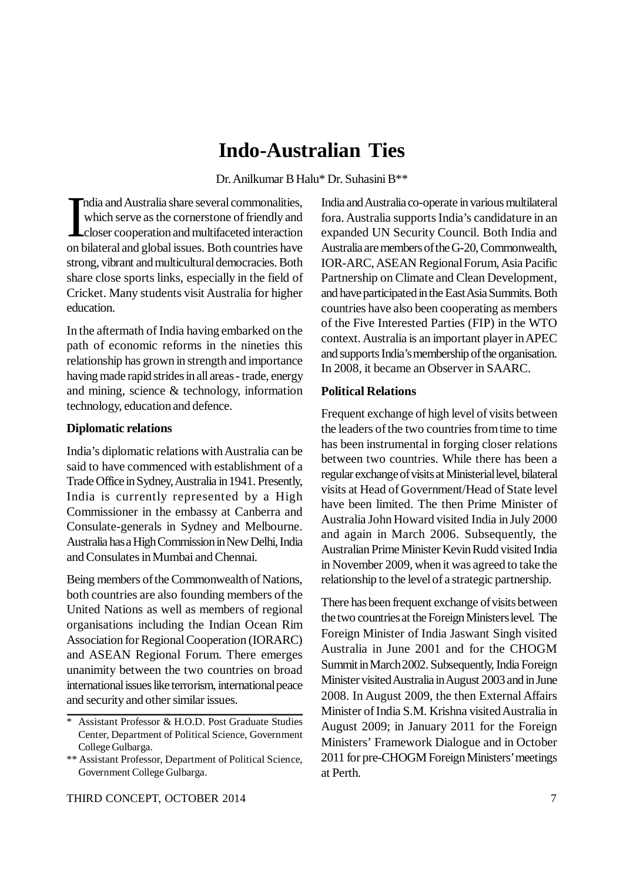# Indo-Australian Ties

Dr. Anilkumar B Halu* Dr. Suhasini B**

India and Australia share several commonalities, which serve as the cornerstone of friendly and closer cooperation and multifaceted interaction on bilateral and global issues. Both countries have strong, vibrant and multicultural democracies. Both share close sports links, especially in the field of Cricket. Many students visit Australia for higher education.

In the aftermath of India having embarked on the path of economic reforms in the nineties this relationship has grown in strength and importance having made rapid strides in all areas - trade, energy and mining, science & technology, information technology, education and defence.

### Diplomatic relations

India's diplomatic relations with Australia can be said to have commenced with establishment of a Trade Office in Sydney, Australia in 1941. Presently, India is currently represented by a High Commissioner in the embassy at Canberra and Consulate-generals in Sydney and Melbourne. Australia has a High Commission in New Delhi, India and Consulates in Mumbai and Chennai.

Being members of the Commonwealth of Nations, both countries are also founding members of the United Nations as well as members of regional organisations including the Indian Ocean Rim Association for Regional Cooperation (IORARC) and ASEAN Regional Forum. There emerges unanimity between the two countries on broad international issues like terrorism, international peace and security and other similar issues.

India and Australia co-operate in various multilateral fora. Australia supports India's candidature in an expanded UN Security Council. Both India and Australia are members of the G-20, Commonwealth, IOR-ARC, ASEAN Regional Forum, Asia Pacific Partnership on Climate and Clean Development, and have participated in the East Asia Summits. Both countries have also been cooperating as members of the Five Interested Parties (FIP) in the WTO context. Australia is an important player in APEC and supports India's membership of the organisation. In 2008, it became an Observer in SAARC.

### Political Relations

Frequent exchange of high level of visits between the leaders of the two countries from time to time has been instrumental in forging closer relations between two countries. While there has been a regular exchange of visits at Ministerial level, bilateral visits at Head of Government/Head of State level have been limited. The then Prime Minister of Australia John Howard visited India in July 2000 and again in March 2006. Subsequently, the Australian Prime Minister Kevin Rudd visited India in November 2009, when it was agreed to take the relationship to the level of a strategic partnership.

There has been frequent exchange of visits between the two countries at the Foreign Ministers level. The Foreign Minister of India Jaswant Singh visited Australia in June 2001 and for the CHOGM Summit in March 2002. Subsequently, India Foreign Minister visited Australia in August 2003 and in June 2008. In August 2009, the then External Affairs Minister of India S.M. Krishna visited Australia in August 2009; in January 2011 for the Foreign Ministers' Framework Dialogue and in October 2011 for pre-CHOGM Foreign Ministers' meetings at Perth.

---

\* Assistant Professor & H.O.D. Post Graduate Studies Center, Department of Political Science, Government College Gulbarga.

\** Assistant Professor, Department of Political Science, Government College Gulbarga.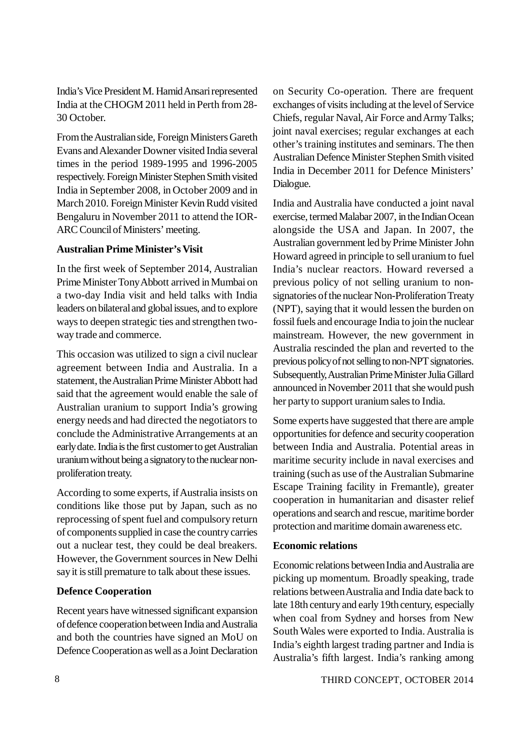India's Vice President M. Hamid Ansari represented India at the CHOGM 2011 held in Perth from 28-30 October.

From the Australian side, Foreign Ministers Gareth Evans and Alexander Downer visited India several times in the period 1989-1995 and 1996-2005 respectively. Foreign Minister Stephen Smith visited India in September 2008, in October 2009 and in March 2010. Foreign Minister Kevin Rudd visited Bengaluru in November 2011 to attend the IOR-ARC Council of Ministers' meeting.

**Australian Prime Minister's Visit**

In the first week of September 2014, Australian Prime Minister Tony Abbott arrived in Mumbai on a two-day India visit and held talks with India leaders on bilateral and global issues, and to explore ways to deepen strategic ties and strengthen two-way trade and commerce.

This occasion was utilized to sign a civil nuclear agreement between India and Australia. In a statement, the Australian Prime Minister Abbott had said that the agreement would enable the sale of Australian uranium to support India's growing energy needs and had directed the negotiators to conclude the Administrative Arrangements at an early date. India is the first customer to get Australian uranium without being a signatory to the nuclear non-proliferation treaty.

According to some experts, if Australia insists on conditions like those put by Japan, such as no reprocessing of spent fuel and compulsory return of components supplied in case the country carries out a nuclear test, they could be deal breakers. However, the Government sources in New Delhi say it is still premature to talk about these issues.

**Defence Cooperation**

Recent years have witnessed significant expansion of defence cooperation between India and Australia and both the countries have signed an MoU on Defence Cooperation as well as a Joint Declaration on Security Co-operation. There are frequent exchanges of visits including at the level of Service Chiefs, regular Naval, Air Force and Army Talks; joint naval exercises; regular exchanges at each other's training institutes and seminars. The then Australian Defence Minister Stephen Smith visited India in December 2011 for Defence Ministers' Dialogue.

India and Australia have conducted a joint naval exercise, termed Malabar 2007, in the Indian Ocean alongside the USA and Japan. In 2007, the Australian government led by Prime Minister John Howard agreed in principle to sell uranium to fuel India's nuclear reactors. Howard reversed a previous policy of not selling uranium to non-signatories of the nuclear Non-Proliferation Treaty (NPT), saying that it would lessen the burden on fossil fuels and encourage India to join the nuclear mainstream. However, the new government in Australia rescinded the plan and reverted to the previous policy of not selling to non-NPT signatories. Subsequently, Australian Prime Minister Julia Gillard announced in November 2011 that she would push her party to support uranium sales to India.

Some experts have suggested that there are ample opportunities for defence and security cooperation between India and Australia. Potential areas in maritime security include in naval exercises and training (such as use of the Australian Submarine Escape Training facility in Fremantle), greater cooperation in humanitarian and disaster relief operations and search and rescue, maritime border protection and maritime domain awareness etc.

**Economic relations**

Economic relations between India and Australia are picking up momentum. Broadly speaking, trade relations between Australia and India date back to late 18th century and early 19th century, especially when coal from Sydney and horses from New South Wales were exported to India. Australia is India's eighth largest trading partner and India is Australia's fifth largest. India's ranking among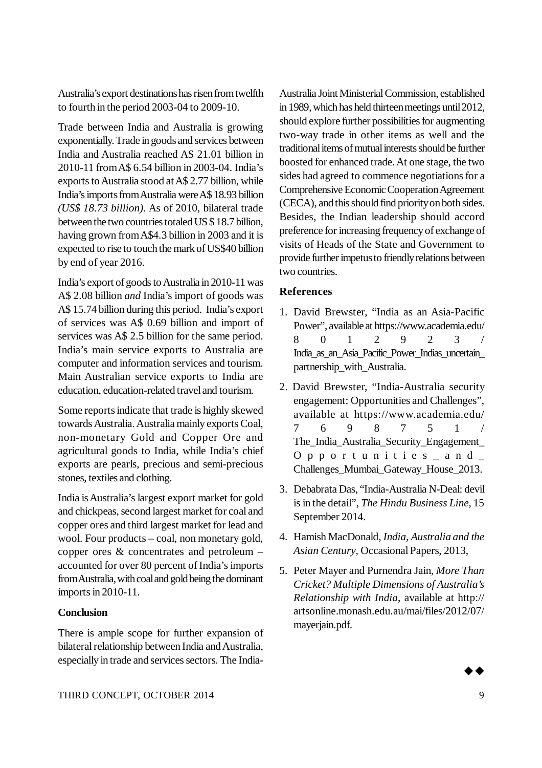Australia's export destinations has risen from twelfth to fourth in the period 2003-04 to 2009-10.

Trade between India and Australia is growing exponentially. Trade in goods and services between India and Australia reached A$ 21.01 billion in 2010-11 from A$ 6.54 billion in 2003-04. India's exports to Australia stood at A$ 2.77 billion, while India's imports from Australia were A$ 18.93 billion *(US$ 18.73 billion)*. As of 2010, bilateral trade between the two countries totaled US $ 18.7 billion, having grown from A$4.3 billion in 2003 and it is expected to rise to touch the mark of US$40 billion by end of year 2016.

India's export of goods to Australia in 2010-11 was A$ 2.08 billion *and* India's import of goods was A$ 15.74 billion during this period. India's export of services was A$ 0.69 billion and import of services was A$ 2.5 billion for the same period. India's main service exports to Australia are computer and information services and tourism. Main Australian service exports to India are education, education-related travel and tourism.

Some reports indicate that trade is highly skewed towards Australia. Australia mainly exports Coal, non-monetary Gold and Copper Ore and agricultural goods to India, while India's chief exports are pearls, precious and semi-precious stones, textiles and clothing.

India is Australia's largest export market for gold and chickpeas, second largest market for coal and copper ores and third largest market for lead and wool. Four products – coal, non monetary gold, copper ores & concentrates and petroleum – accounted for over 80 percent of India's imports from Australia, with coal and gold being the dominant imports in 2010-11.

**Conclusion**

There is ample scope for further expansion of bilateral relationship between India and Australia, especially in trade and services sectors. The India-Australia Joint Ministerial Commission, established in 1989, which has held thirteen meetings until 2012, should explore further possibilities for augmenting two-way trade in other items as well and the traditional items of mutual interests should be further boosted for enhanced trade. At one stage, the two sides had agreed to commence negotiations for a Comprehensive Economic Cooperation Agreement (CECA), and this should find priority on both sides. Besides, the Indian leadership should accord preference for increasing frequency of exchange of visits of Heads of the State and Government to provide further impetus to friendly relations between two countries.

**References**

1. David Brewster, "India as an Asia-Pacific Power", available at https://www.academia.edu/8012923/India_as_an_Asia_Pacific_Power_Indias_uncertain_partnership_with_Australia.
2. David Brewster, "India-Australia security engagement: Opportunities and Challenges", available at https://www.academia.edu/7698751/The_India_Australia_Security_Engagement_Opportunities_and_Challenges_Mumbai_Gateway_House_2013.
3. Debabrata Das, "India-Australia N-Deal: devil is in the detail", *The Hindu Business Line*, 15 September 2014.
4. Hamish MacDonald, *India, Australia and the Asian Century*, Occasional Papers, 2013,
5. Peter Mayer and Purnendra Jain, *More Than Cricket? Multiple Dimensions of Australia's Relationship with India*, available at http://artsonline.monash.edu.au/mai/files/2012/07/mayerjain.pdf.

◆◆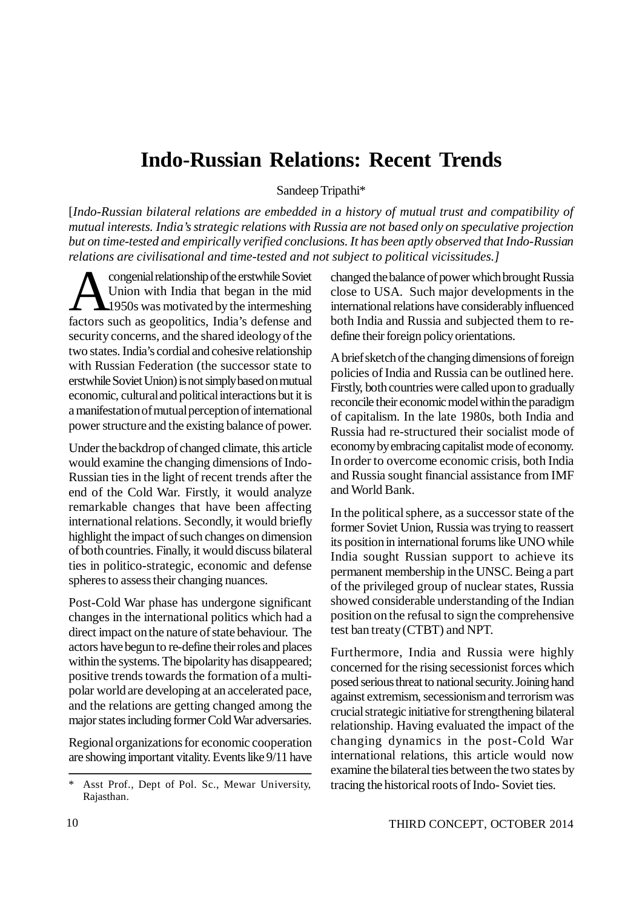# Indo-Russian Relations: Recent Trends

Sandeep Tripathi*

[*Indo-Russian bilateral relations are embedded in a history of mutual trust and compatibility of mutual interests. India's strategic relations with Russia are not based only on speculative projection but on time-tested and empirically verified conclusions. It has been aptly observed that Indo-Russian relations are civilisational and time-tested and not subject to political vicissitudes.*]

A congenial relationship of the erstwhile Soviet Union with India that began in the mid 1950s was motivated by the intermeshing factors such as geopolitics, India's defense and security concerns, and the shared ideology of the two states. India's cordial and cohesive relationship with Russian Federation (the successor state to erstwhile Soviet Union) is not simply based on mutual economic, cultural and political interactions but it is a manifestation of mutual perception of international power structure and the existing balance of power.

Under the backdrop of changed climate, this article would examine the changing dimensions of Indo-Russian ties in the light of recent trends after the end of the Cold War. Firstly, it would analyze remarkable changes that have been affecting international relations. Secondly, it would briefly highlight the impact of such changes on dimension of both countries. Finally, it would discuss bilateral ties in politico-strategic, economic and defense spheres to assess their changing nuances.

Post-Cold War phase has undergone significant changes in the international politics which had a direct impact on the nature of state behaviour. The actors have begun to re-define their roles and places within the systems. The bipolarity has disappeared; positive trends towards the formation of a multi-polar world are developing at an accelerated pace, and the relations are getting changed among the major states including former Cold War adversaries.

Regional organizations for economic cooperation are showing important vitality. Events like 9/11 have changed the balance of power which brought Russia close to USA. Such major developments in the international relations have considerably influenced both India and Russia and subjected them to re-define their foreign policy orientations.

A brief sketch of the changing dimensions of foreign policies of India and Russia can be outlined here. Firstly, both countries were called upon to gradually reconcile their economic model within the paradigm of capitalism. In the late 1980s, both India and Russia had re-structured their socialist mode of economy by embracing capitalist mode of economy. In order to overcome economic crisis, both India and Russia sought financial assistance from IMF and World Bank.

In the political sphere, as a successor state of the former Soviet Union, Russia was trying to reassert its position in international forums like UNO while India sought Russian support to achieve its permanent membership in the UNSC. Being a part of the privileged group of nuclear states, Russia showed considerable understanding of the Indian position on the refusal to sign the comprehensive test ban treaty (CTBT) and NPT.

Furthermore, India and Russia were highly concerned for the rising secessionist forces which posed serious threat to national security. Joining hand against extremism, secessionism and terrorism was crucial strategic initiative for strengthening bilateral relationship. Having evaluated the impact of the changing dynamics in the post-Cold War international relations, this article would now examine the bilateral ties between the two states by tracing the historical roots of Indo- Soviet ties.

\* Asst Prof., Dept of Pol. Sc., Mewar University, Rajasthan.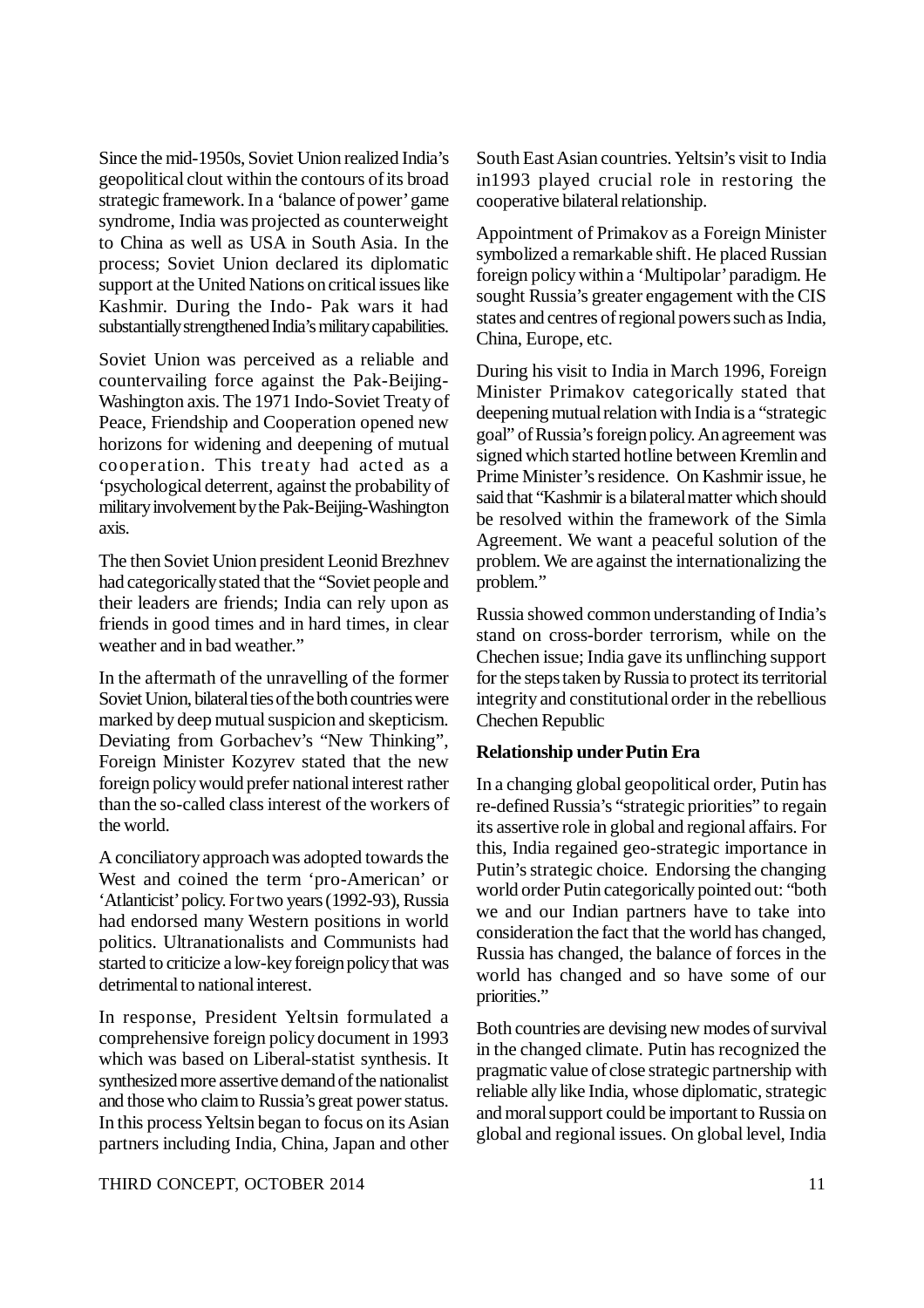Since the mid-1950s, Soviet Union realized India's geopolitical clout within the contours of its broad strategic framework. In a 'balance of power' game syndrome, India was projected as counterweight to China as well as USA in South Asia. In the process; Soviet Union declared its diplomatic support at the United Nations on critical issues like Kashmir. During the Indo- Pak wars it had substantially strengthened India's military capabilities.

Soviet Union was perceived as a reliable and countervailing force against the Pak-Beijing-Washington axis. The 1971 Indo-Soviet Treaty of Peace, Friendship and Cooperation opened new horizons for widening and deepening of mutual cooperation. This treaty had acted as a 'psychological deterrent, against the probability of military involvement by the Pak-Beijing-Washington axis.

The then Soviet Union president Leonid Brezhnev had categorically stated that the "Soviet people and their leaders are friends; India can rely upon as friends in good times and in hard times, in clear weather and in bad weather."

In the aftermath of the unravelling of the former Soviet Union, bilateral ties of the both countries were marked by deep mutual suspicion and skepticism. Deviating from Gorbachev's "New Thinking", Foreign Minister Kozyrev stated that the new foreign policy would prefer national interest rather than the so-called class interest of the workers of the world.

A conciliatory approach was adopted towards the West and coined the term 'pro-American' or 'Atlanticist' policy. For two years (1992-93), Russia had endorsed many Western positions in world politics. Ultranationalists and Communists had started to criticize a low-key foreign policy that was detrimental to national interest.

In response, President Yeltsin formulated a comprehensive foreign policy document in 1993 which was based on Liberal-statist synthesis. It synthesized more assertive demand of the nationalist and those who claim to Russia's great power status. In this process Yeltsin began to focus on its Asian partners including India, China, Japan and other South East Asian countries. Yeltsin's visit to India in1993 played crucial role in restoring the cooperative bilateral relationship.

Appointment of Primakov as a Foreign Minister symbolized a remarkable shift. He placed Russian foreign policy within a 'Multipolar' paradigm. He sought Russia's greater engagement with the CIS states and centres of regional powers such as India, China, Europe, etc.

During his visit to India in March 1996, Foreign Minister Primakov categorically stated that deepening mutual relation with India is a "strategic goal" of Russia's foreign policy. An agreement was signed which started hotline between Kremlin and Prime Minister's residence. On Kashmir issue, he said that "Kashmir is a bilateral matter which should be resolved within the framework of the Simla Agreement. We want a peaceful solution of the problem. We are against the internationalizing the problem."

Russia showed common understanding of India's stand on cross-border terrorism, while on the Chechen issue; India gave its unflinching support for the steps taken by Russia to protect its territorial integrity and constitutional order in the rebellious Chechen Republic

**Relationship under Putin Era**

In a changing global geopolitical order, Putin has re-defined Russia's "strategic priorities" to regain its assertive role in global and regional affairs. For this, India regained geo-strategic importance in Putin's strategic choice. Endorsing the changing world order Putin categorically pointed out: "both we and our Indian partners have to take into consideration the fact that the world has changed, Russia has changed, the balance of forces in the world has changed and so have some of our priorities."

Both countries are devising new modes of survival in the changed climate. Putin has recognized the pragmatic value of close strategic partnership with reliable ally like India, whose diplomatic, strategic and moral support could be important to Russia on global and regional issues. On global level, India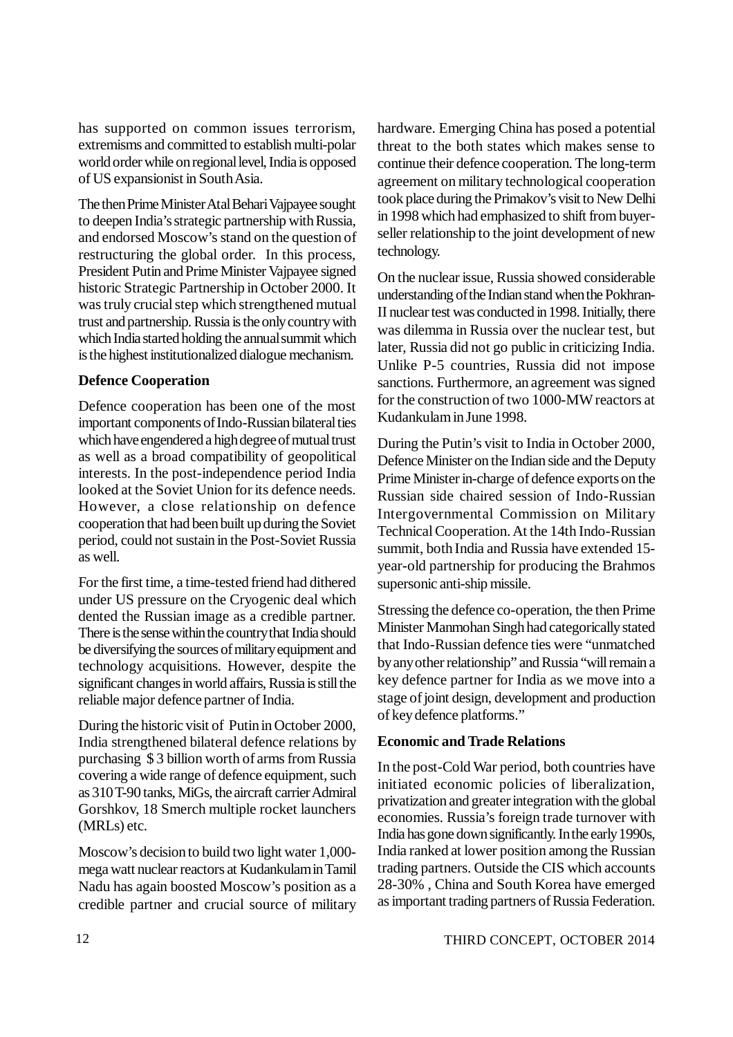has supported on common issues terrorism, extremisms and committed to establish multi-polar world order while on regional level, India is opposed of US expansionist in South Asia.

The then Prime Minister Atal Behari Vajpayee sought to deepen India's strategic partnership with Russia, and endorsed Moscow's stand on the question of restructuring the global order. In this process, President Putin and Prime Minister Vajpayee signed historic Strategic Partnership in October 2000. It was truly crucial step which strengthened mutual trust and partnership. Russia is the only country with which India started holding the annual summit which is the highest institutionalized dialogue mechanism.

**Defence Cooperation**

Defence cooperation has been one of the most important components of Indo-Russian bilateral ties which have engendered a high degree of mutual trust as well as a broad compatibility of geopolitical interests. In the post-independence period India looked at the Soviet Union for its defence needs. However, a close relationship on defence cooperation that had been built up during the Soviet period, could not sustain in the Post-Soviet Russia as well.

For the first time, a time-tested friend had dithered under US pressure on the Cryogenic deal which dented the Russian image as a credible partner. There is the sense within the country that India should be diversifying the sources of military equipment and technology acquisitions. However, despite the significant changes in world affairs, Russia is still the reliable major defence partner of India.

During the historic visit of Putin in October 2000, India strengthened bilateral defence relations by purchasing $ 3 billion worth of arms from Russia covering a wide range of defence equipment, such as 310 T-90 tanks, MiGs, the aircraft carrier Admiral Gorshkov, 18 Smerch multiple rocket launchers (MRLs) etc.

Moscow's decision to build two light water 1,000-mega watt nuclear reactors at Kudankulam in Tamil Nadu has again boosted Moscow's position as a credible partner and crucial source of military hardware. Emerging China has posed a potential threat to the both states which makes sense to continue their defence cooperation. The long-term agreement on military technological cooperation took place during the Primakov's visit to New Delhi in 1998 which had emphasized to shift from buyer-seller relationship to the joint development of new technology.

On the nuclear issue, Russia showed considerable understanding of the Indian stand when the Pokhran-II nuclear test was conducted in 1998. Initially, there was dilemma in Russia over the nuclear test, but later, Russia did not go public in criticizing India. Unlike P-5 countries, Russia did not impose sanctions. Furthermore, an agreement was signed for the construction of two 1000-MW reactors at Kudankulam in June 1998.

During the Putin's visit to India in October 2000, Defence Minister on the Indian side and the Deputy Prime Minister in-charge of defence exports on the Russian side chaired session of Indo-Russian Intergovernmental Commission on Military Technical Cooperation. At the 14th Indo-Russian summit, both India and Russia have extended 15-year-old partnership for producing the Brahmos supersonic anti-ship missile.

Stressing the defence co-operation, the then Prime Minister Manmohan Singh had categorically stated that Indo-Russian defence ties were "unmatched by any other relationship" and Russia "will remain a key defence partner for India as we move into a stage of joint design, development and production of key defence platforms."

**Economic and Trade Relations**

In the post-Cold War period, both countries have initiated economic policies of liberalization, privatization and greater integration with the global economies. Russia's foreign trade turnover with India has gone down significantly. In the early 1990s, India ranked at lower position among the Russian trading partners. Outside the CIS which accounts 28-30% , China and South Korea have emerged as important trading partners of Russia Federation.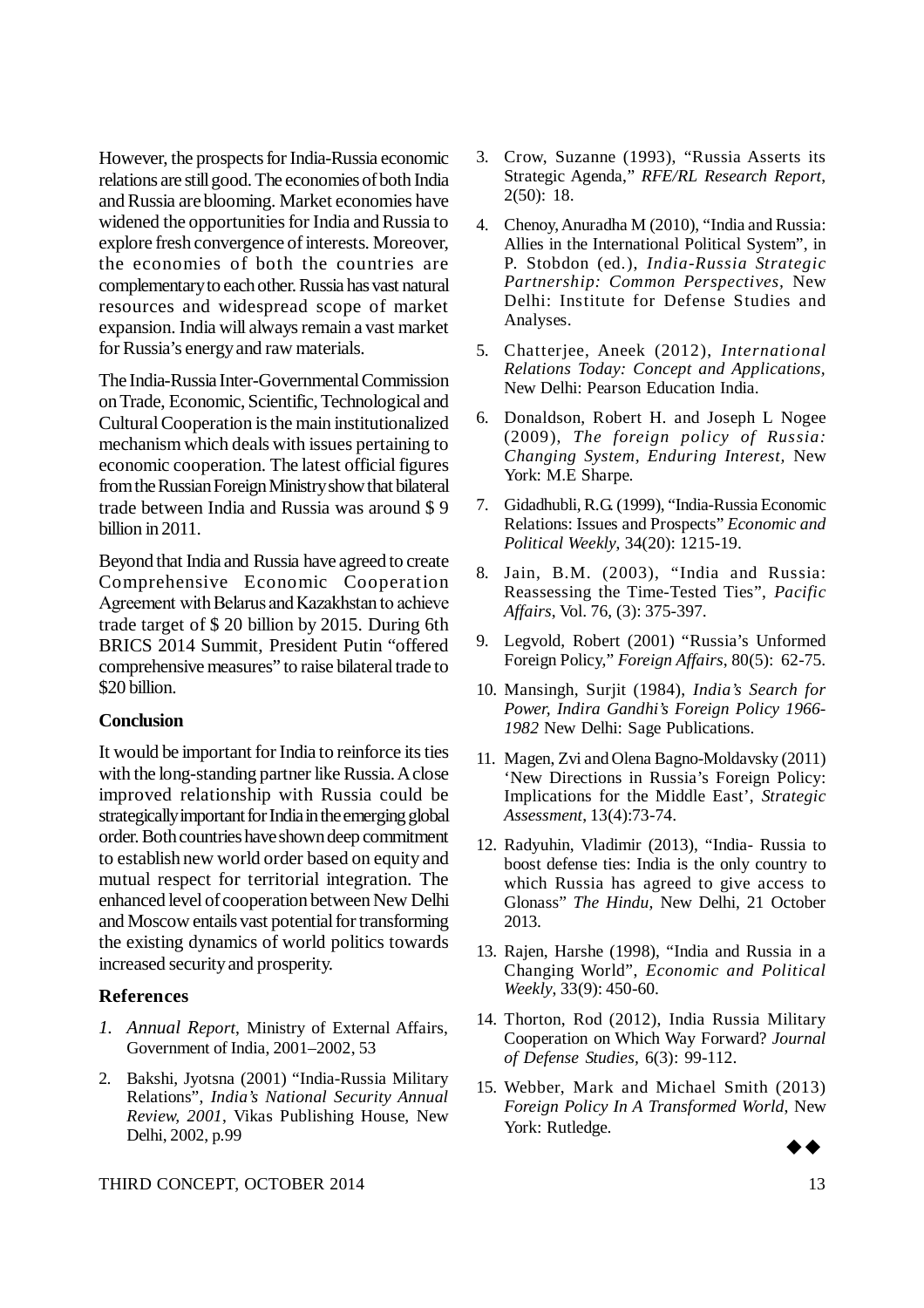However, the prospects for India-Russia economic relations are still good. The economies of both India and Russia are blooming. Market economies have widened the opportunities for India and Russia to explore fresh convergence of interests. Moreover, the economies of both the countries are complementary to each other. Russia has vast natural resources and widespread scope of market expansion. India will always remain a vast market for Russia's energy and raw materials.

The India-Russia Inter-Governmental Commission on Trade, Economic, Scientific, Technological and Cultural Cooperation is the main institutionalized mechanism which deals with issues pertaining to economic cooperation. The latest official figures from the Russian Foreign Ministry show that bilateral trade between India and Russia was around $ 9 billion in 2011.

Beyond that India and Russia have agreed to create Comprehensive Economic Cooperation Agreement with Belarus and Kazakhstan to achieve trade target of $ 20 billion by 2015. During 6th BRICS 2014 Summit, President Putin "offered comprehensive measures" to raise bilateral trade to $20 billion.

### Conclusion

It would be important for India to reinforce its ties with the long-standing partner like Russia. A close improved relationship with Russia could be strategically important for India in the emerging global order. Both countries have shown deep commitment to establish new world order based on equity and mutual respect for territorial integration. The enhanced level of cooperation between New Delhi and Moscow entails vast potential for transforming the existing dynamics of world politics towards increased security and prosperity.

### References

1. *Annual Report*, Ministry of External Affairs, Government of India, 2001–2002, 53
2. Bakshi, Jyotsna (2001) "India-Russia Military Relations", *India's National Security Annual Review, 2001*, Vikas Publishing House, New Delhi, 2002, p.99
3. Crow, Suzanne (1993), "Russia Asserts its Strategic Agenda," *RFE/RL Research Report*, 2(50): 18.
4. Chenoy, Anuradha M (2010), "India and Russia: Allies in the International Political System", in P. Stobdon (ed.), *India-Russia Strategic Partnership: Common Perspectives*, New Delhi: Institute for Defense Studies and Analyses.
5. Chatterjee, Aneek (2012), *International Relations Today: Concept and Applications*, New Delhi: Pearson Education India.
6. Donaldson, Robert H. and Joseph L Nogee (2009), *The foreign policy of Russia: Changing System, Enduring Interest*, New York: M.E Sharpe.
7. Gidadhubli, R.G. (1999), "India-Russia Economic Relations: Issues and Prospects" *Economic and Political Weekly*, 34(20): 1215-19.
8. Jain, B.M. (2003), "India and Russia: Reassessing the Time-Tested Ties", *Pacific Affairs*, Vol. 76, (3): 375-397.
9. Legvold, Robert (2001) "Russia's Unformed Foreign Policy," *Foreign Affairs*, 80(5): 62-75.
10. Mansingh, Surjit (1984), *India's Search for Power, Indira Gandhi's Foreign Policy 1966-1982* New Delhi: Sage Publications.
11. Magen, Zvi and Olena Bagno-Moldavsky (2011) 'New Directions in Russia's Foreign Policy: Implications for the Middle East', *Strategic Assessment*, 13(4):73-74.
12. Radyuhin, Vladimir (2013), "India- Russia to boost defense ties: India is the only country to which Russia has agreed to give access to Glonass" *The Hindu*, New Delhi, 21 October 2013.
13. Rajen, Harshe (1998), "India and Russia in a Changing World", *Economic and Political Weekly*, 33(9): 450-60.
14. Thorton, Rod (2012), India Russia Military Cooperation on Which Way Forward? *Journal of Defense Studies*, 6(3): 99-112.
15. Webber, Mark and Michael Smith (2013) *Foreign Policy In A Transformed World*, New York: Rutledge.

◆◆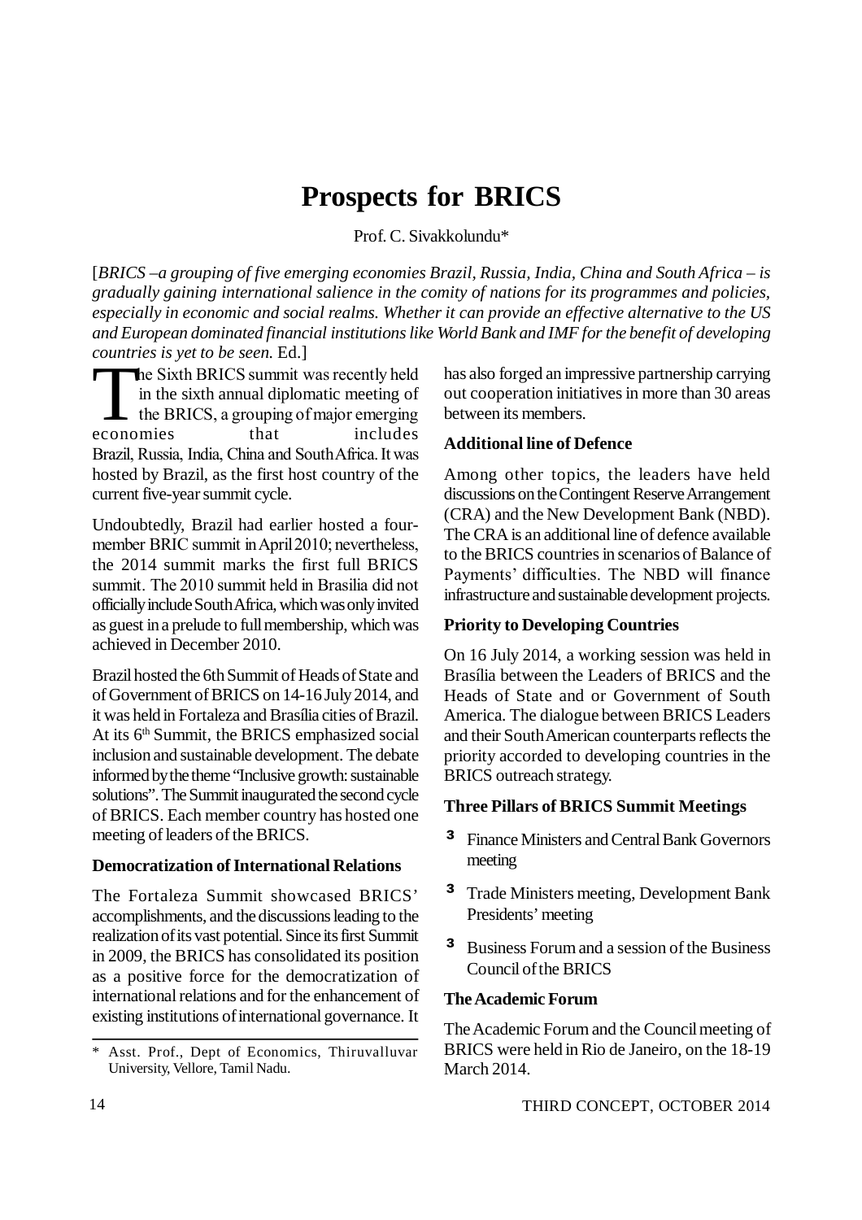# Prospects for BRICS

Prof. C. Sivakkolundu*

[*BRICS –a grouping of five emerging economies Brazil, Russia, India, China and South Africa – is gradually gaining international salience in the comity of nations for its programmes and policies, especially in economic and social realms. Whether it can provide an effective alternative to the US and European dominated financial institutions like World Bank and IMF for the benefit of developing countries is yet to be seen.* Ed.]

The Sixth BRICS summit was recently held in the sixth annual diplomatic meeting of the BRICS, a grouping of major emerging economies that includes Brazil, Russia, India, China and South Africa. It was hosted by Brazil, as the first host country of the current five-year summit cycle.

Undoubtedly, Brazil had earlier hosted a four-member BRIC summit in April 2010; nevertheless, the 2014 summit marks the first full BRICS summit. The 2010 summit held in Brasilia did not officially include South Africa, which was only invited as guest in a prelude to full membership, which was achieved in December 2010.

Brazil hosted the 6th Summit of Heads of State and of Government of BRICS on 14-16 July 2014, and it was held in Fortaleza and Brasília cities of Brazil. At its 6th Summit, the BRICS emphasized social inclusion and sustainable development. The debate informed by the theme "Inclusive growth: sustainable solutions". The Summit inaugurated the second cycle of BRICS. Each member country has hosted one meeting of leaders of the BRICS.

**Democratization of International Relations**

The Fortaleza Summit showcased BRICS' accomplishments, and the discussions leading to the realization of its vast potential. Since its first Summit in 2009, the BRICS has consolidated its position as a positive force for the democratization of international relations and for the enhancement of existing institutions of international governance. It has also forged an impressive partnership carrying out cooperation initiatives in more than 30 areas between its members.

**Additional line of Defence**

Among other topics, the leaders have held discussions on the Contingent Reserve Arrangement (CRA) and the New Development Bank (NBD). The CRA is an additional line of defence available to the BRICS countries in scenarios of Balance of Payments' difficulties. The NBD will finance infrastructure and sustainable development projects.

**Priority to Developing Countries**

On 16 July 2014, a working session was held in Brasília between the Leaders of BRICS and the Heads of State and or Government of South America. The dialogue between BRICS Leaders and their South American counterparts reflects the priority accorded to developing countries in the BRICS outreach strategy.

**Three Pillars of BRICS Summit Meetings**

- Finance Ministers and Central Bank Governors meeting
- Trade Ministers meeting, Development Bank Presidents' meeting
- Business Forum and a session of the Business Council of the BRICS

**The Academic Forum**

The Academic Forum and the Council meeting of BRICS were held in Rio de Janeiro, on the 18-19 March 2014.

\* Asst. Prof., Dept of Economics, Thiruvalluvar University, Vellore, Tamil Nadu.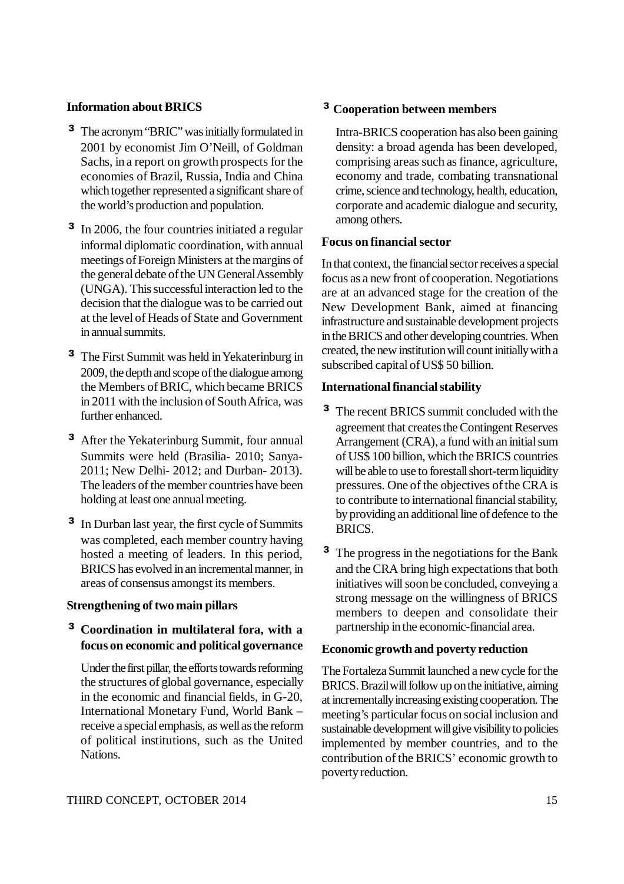**Information about BRICS**

- The acronym "BRIC" was initially formulated in 2001 by economist Jim O'Neill, of Goldman Sachs, in a report on growth prospects for the economies of Brazil, Russia, India and China which together represented a significant share of the world's production and population.
- In 2006, the four countries initiated a regular informal diplomatic coordination, with annual meetings of Foreign Ministers at the margins of the general debate of the UN General Assembly (UNGA). This successful interaction led to the decision that the dialogue was to be carried out at the level of Heads of State and Government in annual summits.
- The First Summit was held in Yekaterinburg in 2009, the depth and scope of the dialogue among the Members of BRIC, which became BRICS in 2011 with the inclusion of South Africa, was further enhanced.
- After the Yekaterinburg Summit, four annual Summits were held (Brasilia- 2010; Sanya- 2011; New Delhi- 2012; and Durban- 2013). The leaders of the member countries have been holding at least one annual meeting.
- In Durban last year, the first cycle of Summits was completed, each member country having hosted a meeting of leaders. In this period, BRICS has evolved in an incremental manner, in areas of consensus amongst its members.

**Strengthening of two main pillars**

- **Coordination in multilateral fora, with a focus on economic and political governance**

  Under the first pillar, the efforts towards reforming the structures of global governance, especially in the economic and financial fields, in G-20, International Monetary Fund, World Bank – receive a special emphasis, as well as the reform of political institutions, such as the United Nations.

- **Cooperation between members**

  Intra-BRICS cooperation has also been gaining density: a broad agenda has been developed, comprising areas such as finance, agriculture, economy and trade, combating transnational crime, science and technology, health, education, corporate and academic dialogue and security, among others.

**Focus on financial sector**

In that context, the financial sector receives a special focus as a new front of cooperation. Negotiations are at an advanced stage for the creation of the New Development Bank, aimed at financing infrastructure and sustainable development projects in the BRICS and other developing countries. When created, the new institution will count initially with a subscribed capital of US$ 50 billion.

**International financial stability**

- The recent BRICS summit concluded with the agreement that creates the Contingent Reserves Arrangement (CRA), a fund with an initial sum of US$ 100 billion, which the BRICS countries will be able to use to forestall short-term liquidity pressures. One of the objectives of the CRA is to contribute to international financial stability, by providing an additional line of defence to the BRICS.
- The progress in the negotiations for the Bank and the CRA bring high expectations that both initiatives will soon be concluded, conveying a strong message on the willingness of BRICS members to deepen and consolidate their partnership in the economic-financial area.

**Economic growth and poverty reduction**

The Fortaleza Summit launched a new cycle for the BRICS. Brazil will follow up on the initiative, aiming at incrementally increasing existing cooperation. The meeting's particular focus on social inclusion and sustainable development will give visibility to policies implemented by member countries, and to the contribution of the BRICS' economic growth to poverty reduction.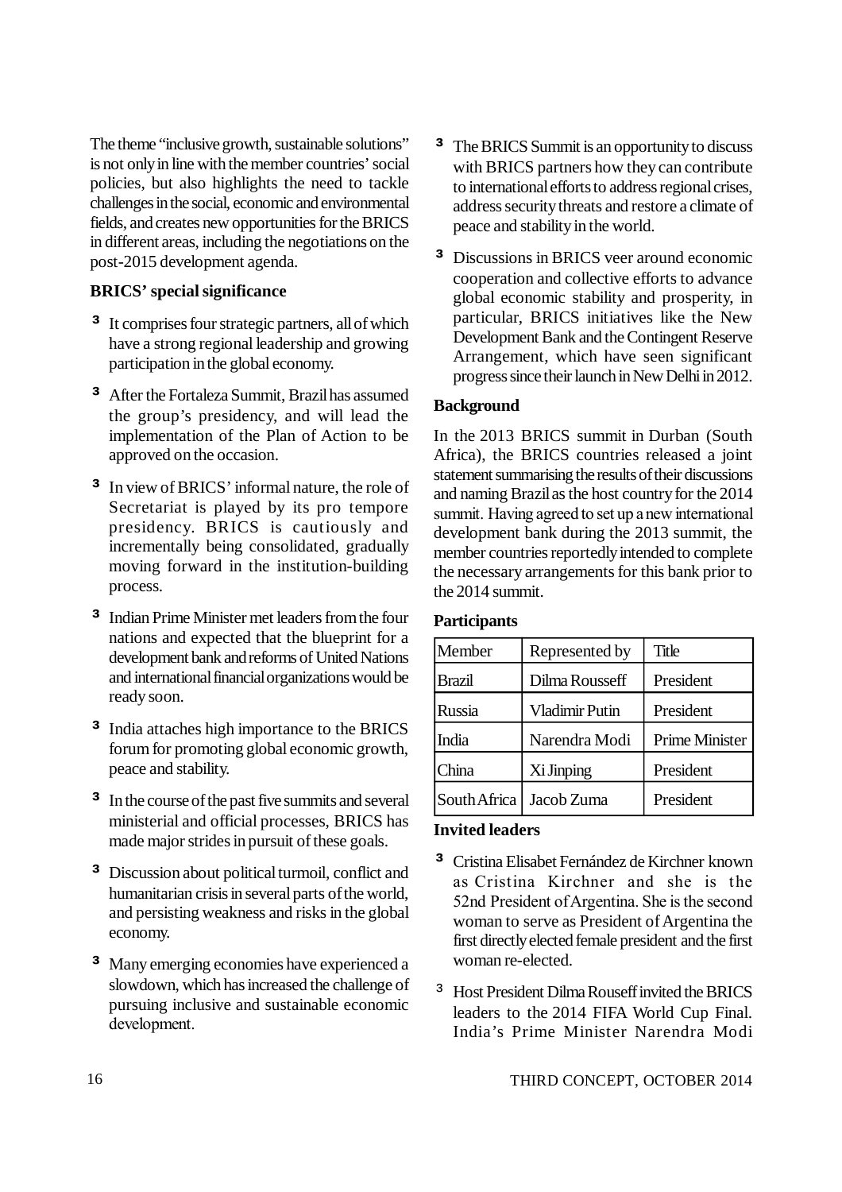The theme "inclusive growth, sustainable solutions" is not only in line with the member countries' social policies, but also highlights the need to tackle challenges in the social, economic and environmental fields, and creates new opportunities for the BRICS in different areas, including the negotiations on the post-2015 development agenda.

**BRICS' special significance**

- It comprises four strategic partners, all of which have a strong regional leadership and growing participation in the global economy.
- After the Fortaleza Summit, Brazil has assumed the group's presidency, and will lead the implementation of the Plan of Action to be approved on the occasion.
- In view of BRICS' informal nature, the role of Secretariat is played by its pro tempore presidency. BRICS is cautiously and incrementally being consolidated, gradually moving forward in the institution-building process.
- Indian Prime Minister met leaders from the four nations and expected that the blueprint for a development bank and reforms of United Nations and international financial organizations would be ready soon.
- India attaches high importance to the BRICS forum for promoting global economic growth, peace and stability.
- In the course of the past five summits and several ministerial and official processes, BRICS has made major strides in pursuit of these goals.
- Discussion about political turmoil, conflict and humanitarian crisis in several parts of the world, and persisting weakness and risks in the global economy.
- Many emerging economies have experienced a slowdown, which has increased the challenge of pursuing inclusive and sustainable economic development.
- The BRICS Summit is an opportunity to discuss with BRICS partners how they can contribute to international efforts to address regional crises, address security threats and restore a climate of peace and stability in the world.
- Discussions in BRICS veer around economic cooperation and collective efforts to advance global economic stability and prosperity, in particular, BRICS initiatives like the New Development Bank and the Contingent Reserve Arrangement, which have seen significant progress since their launch in New Delhi in 2012.

**Background**

In the 2013 BRICS summit in Durban (South Africa), the BRICS countries released a joint statement summarising the results of their discussions and naming Brazil as the host country for the 2014 summit. Having agreed to set up a new international development bank during the 2013 summit, the member countries reportedly intended to complete the necessary arrangements for this bank prior to the 2014 summit.

**Participants**

| Member | Represented by | Title |
|---|---|---|
| Brazil | Dilma Rousseff | President |
| Russia | Vladimir Putin | President |
| India | Narendra Modi | Prime Minister |
| China | Xi Jinping | President |
| South Africa | Jacob Zuma | President |

**Invited leaders**

- Cristina Elisabet Fernández de Kirchner known as Cristina Kirchner and she is the 52nd President of Argentina. She is the second woman to serve as President of Argentina the first directly elected female president and the first woman re-elected.
- Host President Dilma Rouseff invited the BRICS leaders to the 2014 FIFA World Cup Final. India's Prime Minister Narendra Modi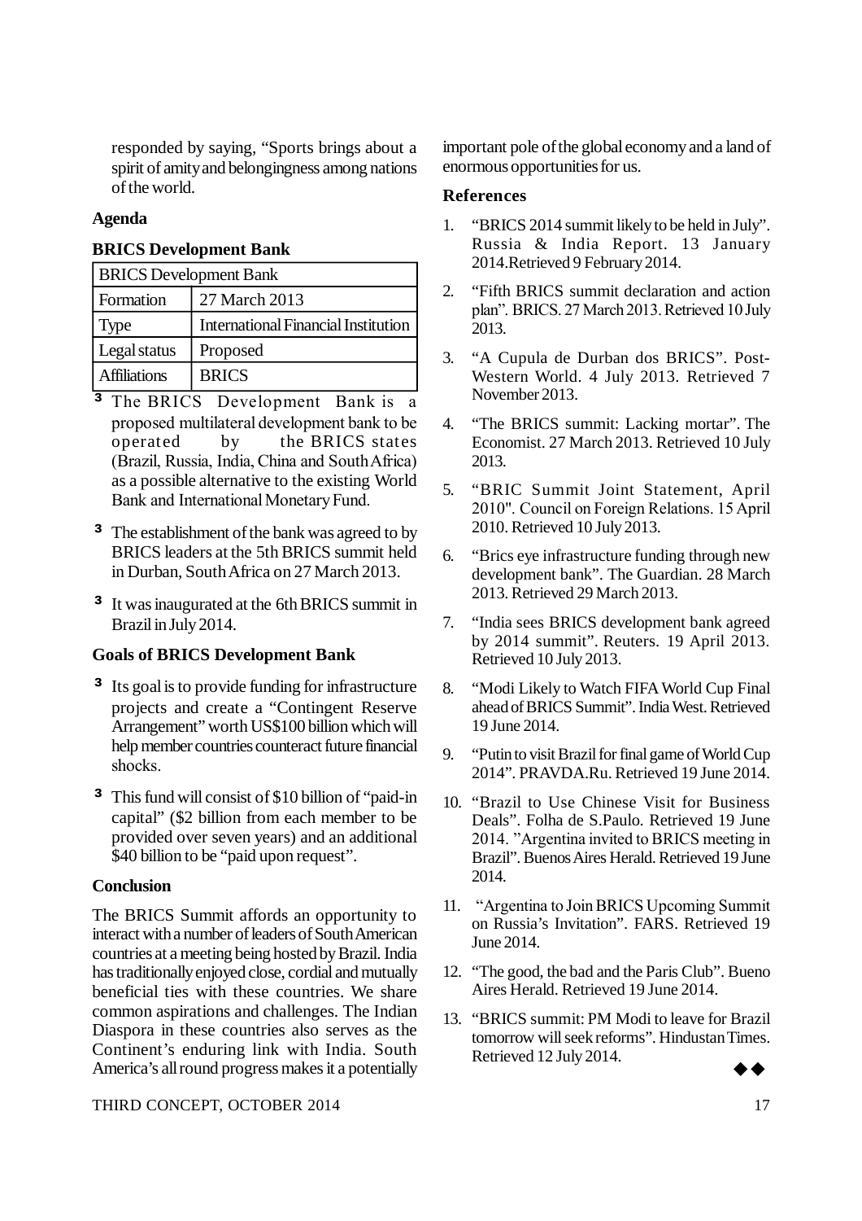responded by saying, "Sports brings about a spirit of amity and belongingness among nations of the world.

**Agenda**

**BRICS Development Bank**

| BRICS Development Bank | |
|---|---|
| Formation | 27 March 2013 |
| Type | International Financial Institution |
| Legal status | Proposed |
| Affiliations | BRICS |

- The BRICS Development Bank is a proposed multilateral development bank to be operated by the BRICS states (Brazil, Russia, India, China and South Africa) as a possible alternative to the existing World Bank and International Monetary Fund.
- The establishment of the bank was agreed to by BRICS leaders at the 5th BRICS summit held in Durban, South Africa on 27 March 2013.
- It was inaugurated at the 6th BRICS summit in Brazil in July 2014.

**Goals of BRICS Development Bank**

- Its goal is to provide funding for infrastructure projects and create a "Contingent Reserve Arrangement" worth US$100 billion which will help member countries counteract future financial shocks.
- This fund will consist of $10 billion of "paid-in capital" ($2 billion from each member to be provided over seven years) and an additional $40 billion to be "paid upon request".

**Conclusion**

The BRICS Summit affords an opportunity to interact with a number of leaders of South American countries at a meeting being hosted by Brazil. India has traditionally enjoyed close, cordial and mutually beneficial ties with these countries. We share common aspirations and challenges. The Indian Diaspora in these countries also serves as the Continent's enduring link with India. South America's all round progress makes it a potentially important pole of the global economy and a land of enormous opportunities for us.

**References**

1. "BRICS 2014 summit likely to be held in July". Russia & India Report. 13 January 2014.Retrieved 9 February 2014.
2. "Fifth BRICS summit declaration and action plan". BRICS. 27 March 2013. Retrieved 10 July 2013.
3. "A Cupula de Durban dos BRICS". Post-Western World. 4 July 2013. Retrieved 7 November 2013.
4. "The BRICS summit: Lacking mortar". The Economist. 27 March 2013. Retrieved 10 July 2013.
5. "BRIC Summit Joint Statement, April 2010". Council on Foreign Relations. 15 April 2010. Retrieved 10 July 2013.
6. "Brics eye infrastructure funding through new development bank". The Guardian. 28 March 2013. Retrieved 29 March 2013.
7. "India sees BRICS development bank agreed by 2014 summit". Reuters. 19 April 2013. Retrieved 10 July 2013.
8. "Modi Likely to Watch FIFA World Cup Final ahead of BRICS Summit". India West. Retrieved 19 June 2014.
9. "Putin to visit Brazil for final game of World Cup 2014". PRAVDA.Ru. Retrieved 19 June 2014.
10. "Brazil to Use Chinese Visit for Business Deals". Folha de S.Paulo. Retrieved 19 June 2014. "Argentina invited to BRICS meeting in Brazil". Buenos Aires Herald. Retrieved 19 June 2014.
11. "Argentina to Join BRICS Upcoming Summit on Russia's Invitation". FARS. Retrieved 19 June 2014.
12. "The good, the bad and the Paris Club". Bueno Aires Herald. Retrieved 19 June 2014.
13. "BRICS summit: PM Modi to leave for Brazil tomorrow will seek reforms". Hindustan Times. Retrieved 12 July 2014.

◆◆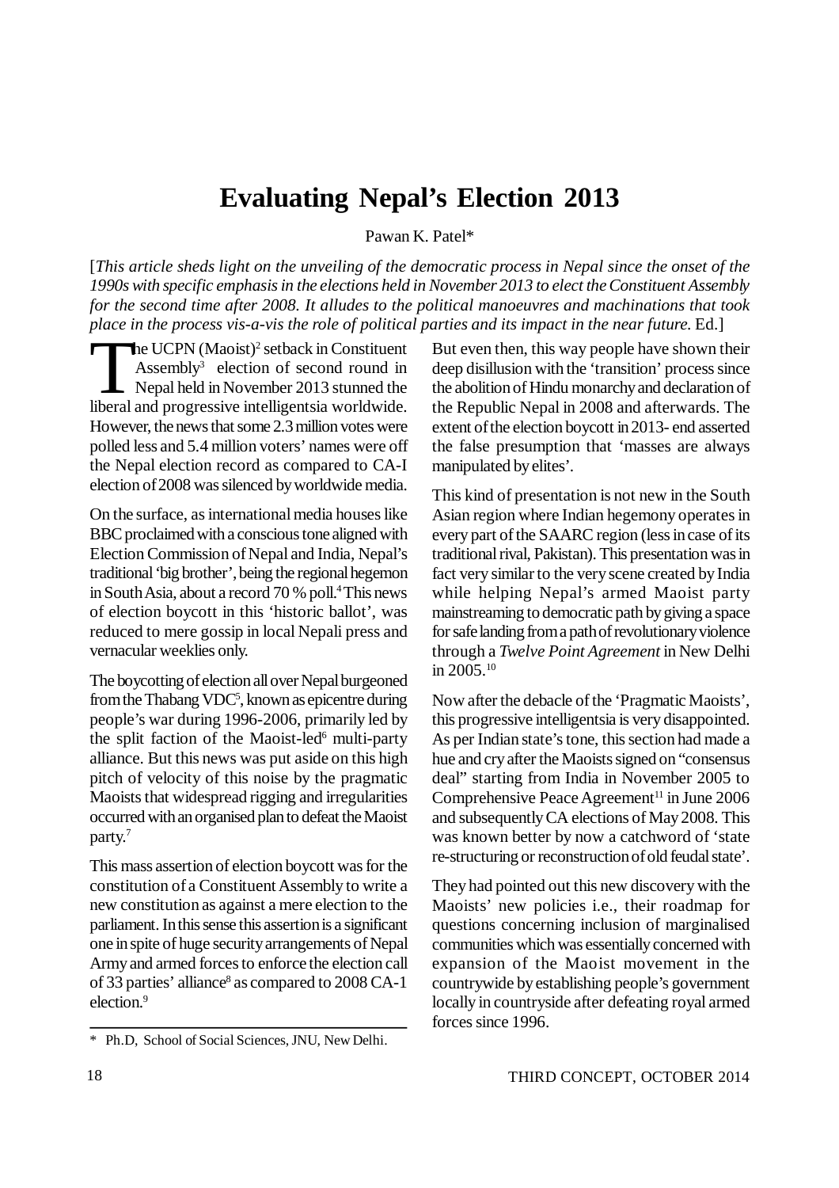# Evaluating Nepal's Election 2013

Pawan K. Patel*

[*This article sheds light on the unveiling of the democratic process in Nepal since the onset of the 1990s with specific emphasis in the elections held in November 2013 to elect the Constituent Assembly for the second time after 2008. It alludes to the political manoeuvres and machinations that took place in the process vis-a-vis the role of political parties and its impact in the near future.* Ed.]

The UCPN (Maoist)[2] setback in Constituent Assembly[3] election of second round in Nepal held in November 2013 stunned the liberal and progressive intelligentsia worldwide. However, the news that some 2.3 million votes were polled less and 5.4 million voters' names were off the Nepal election record as compared to CA-I election of 2008 was silenced by worldwide media.

On the surface, as international media houses like BBC proclaimed with a conscious tone aligned with Election Commission of Nepal and India, Nepal's traditional 'big brother', being the regional hegemon in South Asia, about a record 70 % poll.[4] This news of election boycott in this 'historic ballot', was reduced to mere gossip in local Nepali press and vernacular weeklies only.

The boycotting of election all over Nepal burgeoned from the Thabang VDC[5], known as epicentre during people's war during 1996-2006, primarily led by the split faction of the Maoist-led[6] multi-party alliance. But this news was put aside on this high pitch of velocity of this noise by the pragmatic Maoists that widespread rigging and irregularities occurred with an organised plan to defeat the Maoist party.[7]

This mass assertion of election boycott was for the constitution of a Constituent Assembly to write a new constitution as against a mere election to the parliament. In this sense this assertion is a significant one in spite of huge security arrangements of Nepal Army and armed forces to enforce the election call of 33 parties' alliance[8] as compared to 2008 CA-1 election.[9]

But even then, this way people have shown their deep disillusion with the 'transition' process since the abolition of Hindu monarchy and declaration of the Republic Nepal in 2008 and afterwards. The extent of the election boycott in 2013- end asserted the false presumption that 'masses are always manipulated by elites'.

This kind of presentation is not new in the South Asian region where Indian hegemony operates in every part of the SAARC region (less in case of its traditional rival, Pakistan). This presentation was in fact very similar to the very scene created by India while helping Nepal's armed Maoist party mainstreaming to democratic path by giving a space for safe landing from a path of revolutionary violence through a *Twelve Point Agreement* in New Delhi in 2005.[10]

Now after the debacle of the 'Pragmatic Maoists', this progressive intelligentsia is very disappointed. As per Indian state's tone, this section had made a hue and cry after the Maoists signed on "consensus deal" starting from India in November 2005 to Comprehensive Peace Agreement[11] in June 2006 and subsequently CA elections of May 2008. This was known better by now a catchword of 'state re-structuring or reconstruction of old feudal state'.

They had pointed out this new discovery with the Maoists' new policies i.e., their roadmap for questions concerning inclusion of marginalised communities which was essentially concerned with expansion of the Maoist movement in the countrywide by establishing people's government locally in countryside after defeating royal armed forces since 1996.

---

\* Ph.D, School of Social Sciences, JNU, New Delhi.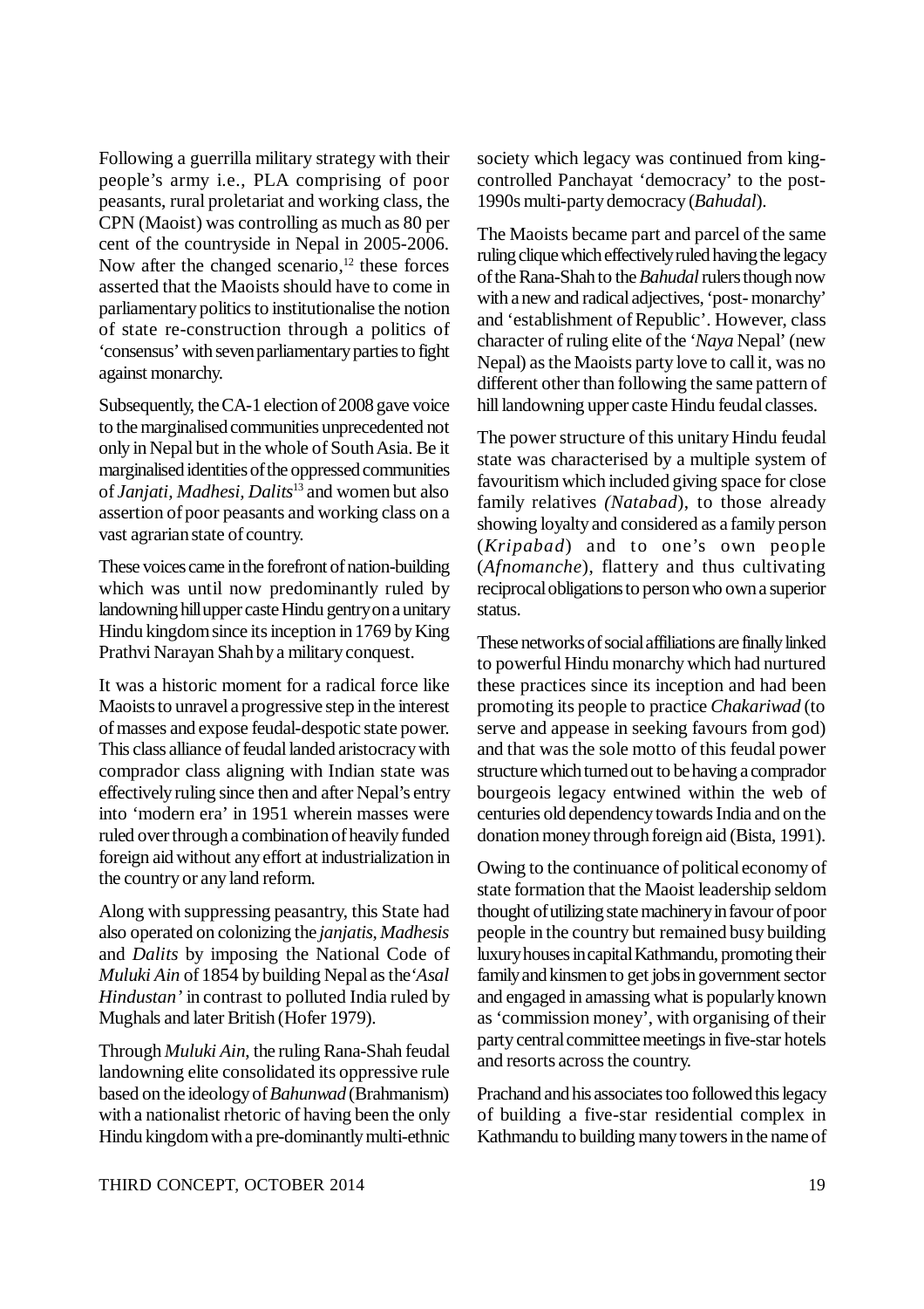Following a guerrilla military strategy with their people's army i.e., PLA comprising of poor peasants, rural proletariat and working class, the CPN (Maoist) was controlling as much as 80 per cent of the countryside in Nepal in 2005-2006. Now after the changed scenario,[12] these forces asserted that the Maoists should have to come in parliamentary politics to institutionalise the notion of state re-construction through a politics of 'consensus' with seven parliamentary parties to fight against monarchy.

Subsequently, the CA-1 election of 2008 gave voice to the marginalised communities unprecedented not only in Nepal but in the whole of South Asia. Be it marginalised identities of the oppressed communities of *Janjati*, *Madhesi*, *Dalits*[13] and women but also assertion of poor peasants and working class on a vast agrarian state of country.

These voices came in the forefront of nation-building which was until now predominantly ruled by landowning hill upper caste Hindu gentry on a unitary Hindu kingdom since its inception in 1769 by King Prathvi Narayan Shah by a military conquest.

It was a historic moment for a radical force like Maoists to unravel a progressive step in the interest of masses and expose feudal-despotic state power. This class alliance of feudal landed aristocracy with comprador class aligning with Indian state was effectively ruling since then and after Nepal's entry into 'modern era' in 1951 wherein masses were ruled over through a combination of heavily funded foreign aid without any effort at industrialization in the country or any land reform.

Along with suppressing peasantry, this State had also operated on colonizing the *janjatis*, *Madhesis* and *Dalits* by imposing the National Code of *Muluki Ain* of 1854 by building Nepal as the '*Asal Hindustan'* in contrast to polluted India ruled by Mughals and later British (Hofer 1979).

Through *Muluki Ain*, the ruling Rana-Shah feudal landowning elite consolidated its oppressive rule based on the ideology of *Bahunwad* (Brahmanism) with a nationalist rhetoric of having been the only Hindu kingdom with a pre-dominantly multi-ethnic society which legacy was continued from king-controlled Panchayat 'democracy' to the post-1990s multi-party democracy (*Bahudal*).

The Maoists became part and parcel of the same ruling clique which effectively ruled having the legacy of the Rana-Shah to the *Bahudal* rulers though now with a new and radical adjectives, 'post- monarchy' and 'establishment of Republic'. However, class character of ruling elite of the '*Naya* Nepal' (new Nepal) as the Maoists party love to call it, was no different other than following the same pattern of hill landowning upper caste Hindu feudal classes.

The power structure of this unitary Hindu feudal state was characterised by a multiple system of favouritism which included giving space for close family relatives *(Natabad*), to those already showing loyalty and considered as a family person (*Kripabad*) and to one's own people (*Afnomanche*), flattery and thus cultivating reciprocal obligations to person who own a superior status.

These networks of social affiliations are finally linked to powerful Hindu monarchy which had nurtured these practices since its inception and had been promoting its people to practice *Chakariwad* (to serve and appease in seeking favours from god) and that was the sole motto of this feudal power structure which turned out to be having a comprador bourgeois legacy entwined within the web of centuries old dependency towards India and on the donation money through foreign aid (Bista, 1991).

Owing to the continuance of political economy of state formation that the Maoist leadership seldom thought of utilizing state machinery in favour of poor people in the country but remained busy building luxury houses in capital Kathmandu, promoting their family and kinsmen to get jobs in government sector and engaged in amassing what is popularly known as 'commission money', with organising of their party central committee meetings in five-star hotels and resorts across the country.

Prachand and his associates too followed this legacy of building a five-star residential complex in Kathmandu to building many towers in the name of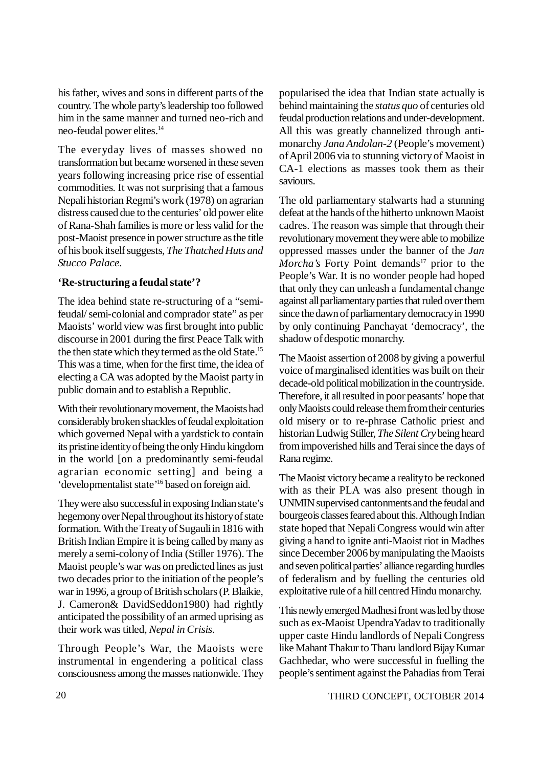his father, wives and sons in different parts of the country. The whole party's leadership too followed him in the same manner and turned neo-rich and neo-feudal power elites.[14]

The everyday lives of masses showed no transformation but became worsened in these seven years following increasing price rise of essential commodities. It was not surprising that a famous Nepali historian Regmi's work (1978) on agrarian distress caused due to the centuries' old power elite of Rana-Shah families is more or less valid for the post-Maoist presence in power structure as the title of his book itself suggests, *The Thatched Huts and Stucco Palace*.

**'Re-structuring a feudal state'?**

The idea behind state re-structuring of a "semi-feudal/ semi-colonial and comprador state" as per Maoists' world view was first brought into public discourse in 2001 during the first Peace Talk with the then state which they termed as the old State.[15] This was a time, when for the first time, the idea of electing a CA was adopted by the Maoist party in public domain and to establish a Republic.

With their revolutionary movement, the Maoists had considerably broken shackles of feudal exploitation which governed Nepal with a yardstick to contain its pristine identity of being the only Hindu kingdom in the world [on a predominantly semi-feudal agrarian economic setting] and being a 'developmentalist state'[16] based on foreign aid.

They were also successful in exposing Indian state's hegemony over Nepal throughout its history of state formation. With the Treaty of Sugauli in 1816 with British Indian Empire it is being called by many as merely a semi-colony of India (Stiller 1976). The Maoist people's war was on predicted lines as just two decades prior to the initiation of the people's war in 1996, a group of British scholars (P. Blaikie, J. Cameron& DavidSeddon1980) had rightly anticipated the possibility of an armed uprising as their work was titled, *Nepal in Crisis*.

Through People's War, the Maoists were instrumental in engendering a political class consciousness among the masses nationwide. They popularised the idea that Indian state actually is behind maintaining the *status quo* of centuries old feudal production relations and under-development. All this was greatly channelized through anti-monarchy *Jana Andolan-2* (People's movement) of April 2006 via to stunning victory of Maoist in CA-1 elections as masses took them as their saviours.

The old parliamentary stalwarts had a stunning defeat at the hands of the hitherto unknown Maoist cadres. The reason was simple that through their revolutionary movement they were able to mobilize oppressed masses under the banner of the *Jan Morcha's* Forty Point demands[17] prior to the People's War. It is no wonder people had hoped that only they can unleash a fundamental change against all parliamentary parties that ruled over them since the dawn of parliamentary democracy in 1990 by only continuing Panchayat 'democracy', the shadow of despotic monarchy.

The Maoist assertion of 2008 by giving a powerful voice of marginalised identities was built on their decade-old political mobilization in the countryside. Therefore, it all resulted in poor peasants' hope that only Maoists could release them from their centuries old misery or to re-phrase Catholic priest and historian Ludwig Stiller, *The Silent Cry* being heard from impoverished hills and Terai since the days of Rana regime.

The Maoist victory became a reality to be reckoned with as their PLA was also present though in UNMIN supervised cantonments and the feudal and bourgeois classes feared about this. Although Indian state hoped that Nepali Congress would win after giving a hand to ignite anti-Maoist riot in Madhes since December 2006 by manipulating the Maoists and seven political parties' alliance regarding hurdles of federalism and by fuelling the centuries old exploitative rule of a hill centred Hindu monarchy.

This newly emerged Madhesi front was led by those such as ex-Maoist UpendraYadav to traditionally upper caste Hindu landlords of Nepali Congress like Mahant Thakur to Tharu landlord Bijay Kumar Gachhedar, who were successful in fuelling the people's sentiment against the Pahadias from Terai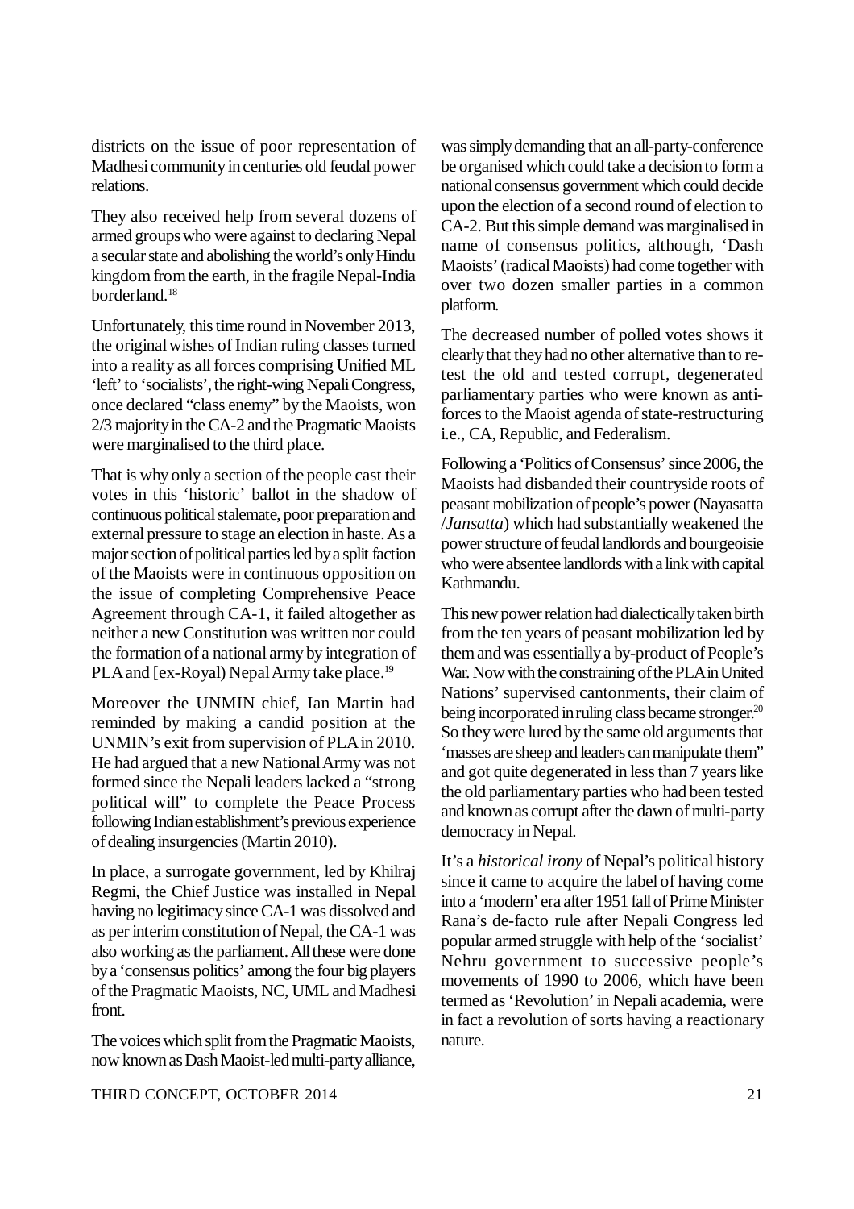districts on the issue of poor representation of Madhesi community in centuries old feudal power relations.

They also received help from several dozens of armed groups who were against to declaring Nepal a secular state and abolishing the world's only Hindu kingdom from the earth, in the fragile Nepal-India borderland.[18]

Unfortunately, this time round in November 2013, the original wishes of Indian ruling classes turned into a reality as all forces comprising Unified ML 'left' to 'socialists', the right-wing Nepali Congress, once declared "class enemy" by the Maoists, won 2/3 majority in the CA-2 and the Pragmatic Maoists were marginalised to the third place.

That is why only a section of the people cast their votes in this 'historic' ballot in the shadow of continuous political stalemate, poor preparation and external pressure to stage an election in haste. As a major section of political parties led by a split faction of the Maoists were in continuous opposition on the issue of completing Comprehensive Peace Agreement through CA-1, it failed altogether as neither a new Constitution was written nor could the formation of a national army by integration of PLA and [ex-Royal) Nepal Army take place.[19]

Moreover the UNMIN chief, Ian Martin had reminded by making a candid position at the UNMIN's exit from supervision of PLA in 2010. He had argued that a new National Army was not formed since the Nepali leaders lacked a "strong political will" to complete the Peace Process following Indian establishment's previous experience of dealing insurgencies (Martin 2010).

In place, a surrogate government, led by Khilraj Regmi, the Chief Justice was installed in Nepal having no legitimacy since CA-1 was dissolved and as per interim constitution of Nepal, the CA-1 was also working as the parliament. All these were done by a 'consensus politics' among the four big players of the Pragmatic Maoists, NC, UML and Madhesi front.

The voices which split from the Pragmatic Maoists, now known as Dash Maoist-led multi-party alliance, was simply demanding that an all-party-conference be organised which could take a decision to form a national consensus government which could decide upon the election of a second round of election to CA-2. But this simple demand was marginalised in name of consensus politics, although, 'Dash Maoists' (radical Maoists) had come together with over two dozen smaller parties in a common platform.

The decreased number of polled votes shows it clearly that they had no other alternative than to re-test the old and tested corrupt, degenerated parliamentary parties who were known as anti-forces to the Maoist agenda of state-restructuring i.e., CA, Republic, and Federalism.

Following a 'Politics of Consensus' since 2006, the Maoists had disbanded their countryside roots of peasant mobilization of people's power (Nayasatta /*Jansatta*) which had substantially weakened the power structure of feudal landlords and bourgeoisie who were absentee landlords with a link with capital Kathmandu.

This new power relation had dialectically taken birth from the ten years of peasant mobilization led by them and was essentially a by-product of People's War. Now with the constraining of the PLA in United Nations' supervised cantonments, their claim of being incorporated in ruling class became stronger.[20] So they were lured by the same old arguments that 'masses are sheep and leaders can manipulate them" and got quite degenerated in less than 7 years like the old parliamentary parties who had been tested and known as corrupt after the dawn of multi-party democracy in Nepal.

It's a *historical irony* of Nepal's political history since it came to acquire the label of having come into a 'modern' era after 1951 fall of Prime Minister Rana's de-facto rule after Nepali Congress led popular armed struggle with help of the 'socialist' Nehru government to successive people's movements of 1990 to 2006, which have been termed as 'Revolution' in Nepali academia, were in fact a revolution of sorts having a reactionary nature.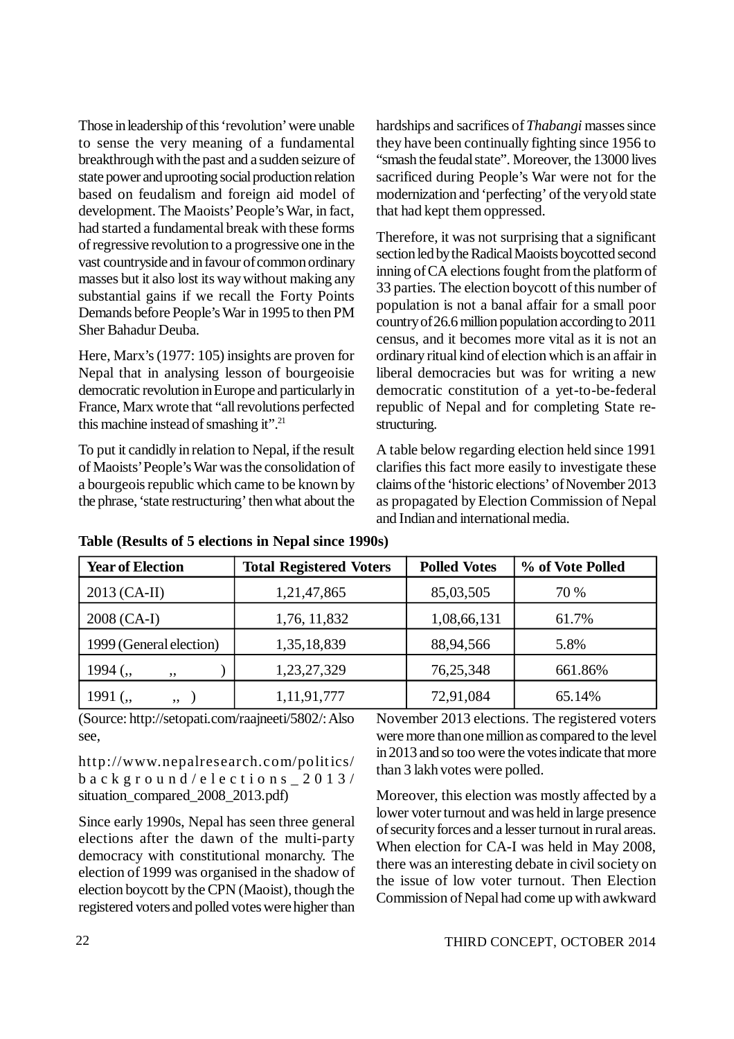Those in leadership of this 'revolution' were unable to sense the very meaning of a fundamental breakthrough with the past and a sudden seizure of state power and uprooting social production relation based on feudalism and foreign aid model of development. The Maoists' People's War, in fact, had started a fundamental break with these forms of regressive revolution to a progressive one in the vast countryside and in favour of common ordinary masses but it also lost its way without making any substantial gains if we recall the Forty Points Demands before People's War in 1995 to then PM Sher Bahadur Deuba.

Here, Marx's (1977: 105) insights are proven for Nepal that in analysing lesson of bourgeoisie democratic revolution in Europe and particularly in France, Marx wrote that "all revolutions perfected this machine instead of smashing it".[21]

To put it candidly in relation to Nepal, if the result of Maoists' People's War was the consolidation of a bourgeois republic which came to be known by the phrase, 'state restructuring' then what about the hardships and sacrifices of *Thabangi* masses since they have been continually fighting since 1956 to "smash the feudal state". Moreover, the 13000 lives sacrificed during People's War were not for the modernization and 'perfecting' of the very old state that had kept them oppressed.

Therefore, it was not surprising that a significant section led by the Radical Maoists boycotted second inning of CA elections fought from the platform of 33 parties. The election boycott of this number of population is not a banal affair for a small poor country of 26.6 million population according to 2011 census, and it becomes more vital as it is not an ordinary ritual kind of election which is an affair in liberal democracies but was for writing a new democratic constitution of a yet-to-be-federal republic of Nepal and for completing State re-structuring.

A table below regarding election held since 1991 clarifies this fact more easily to investigate these claims of the 'historic elections' of November 2013 as propagated by Election Commission of Nepal and Indian and international media.

**Table (Results of 5 elections in Nepal since 1990s)**

| Year of Election | Total Registered Voters | Polled Votes | % of Vote Polled |
|---|---|---|---|
| 2013 (CA-II) | 1,21,47,865 | 85,03,505 | 70 % |
| 2008 (CA-I) | 1,76, 11,832 | 1,08,66,131 | 61.7% |
| 1999 (General election) | 1,35,18,839 | 88,94,566 | 5.8% |
| 1994 (,, ,, ) | 1,23,27,329 | 76,25,348 | 661.86% |
| 1991 (,, ,, ) | 1,11,91,777 | 72,91,084 | 65.14% |

(Source: http://setopati.com/raajneeti/5802/: Also see,

http://www.nepalresearch.com/politics/background/elections_2013/situation_compared_2008_2013.pdf)

Since early 1990s, Nepal has seen three general elections after the dawn of the multi-party democracy with constitutional monarchy. The election of 1999 was organised in the shadow of election boycott by the CPN (Maoist), though the registered voters and polled votes were higher than November 2013 elections. The registered voters were more than one million as compared to the level in 2013 and so too were the votes indicate that more than 3 lakh votes were polled.

Moreover, this election was mostly affected by a lower voter turnout and was held in large presence of security forces and a lesser turnout in rural areas. When election for CA-I was held in May 2008, there was an interesting debate in civil society on the issue of low voter turnout. Then Election Commission of Nepal had come up with awkward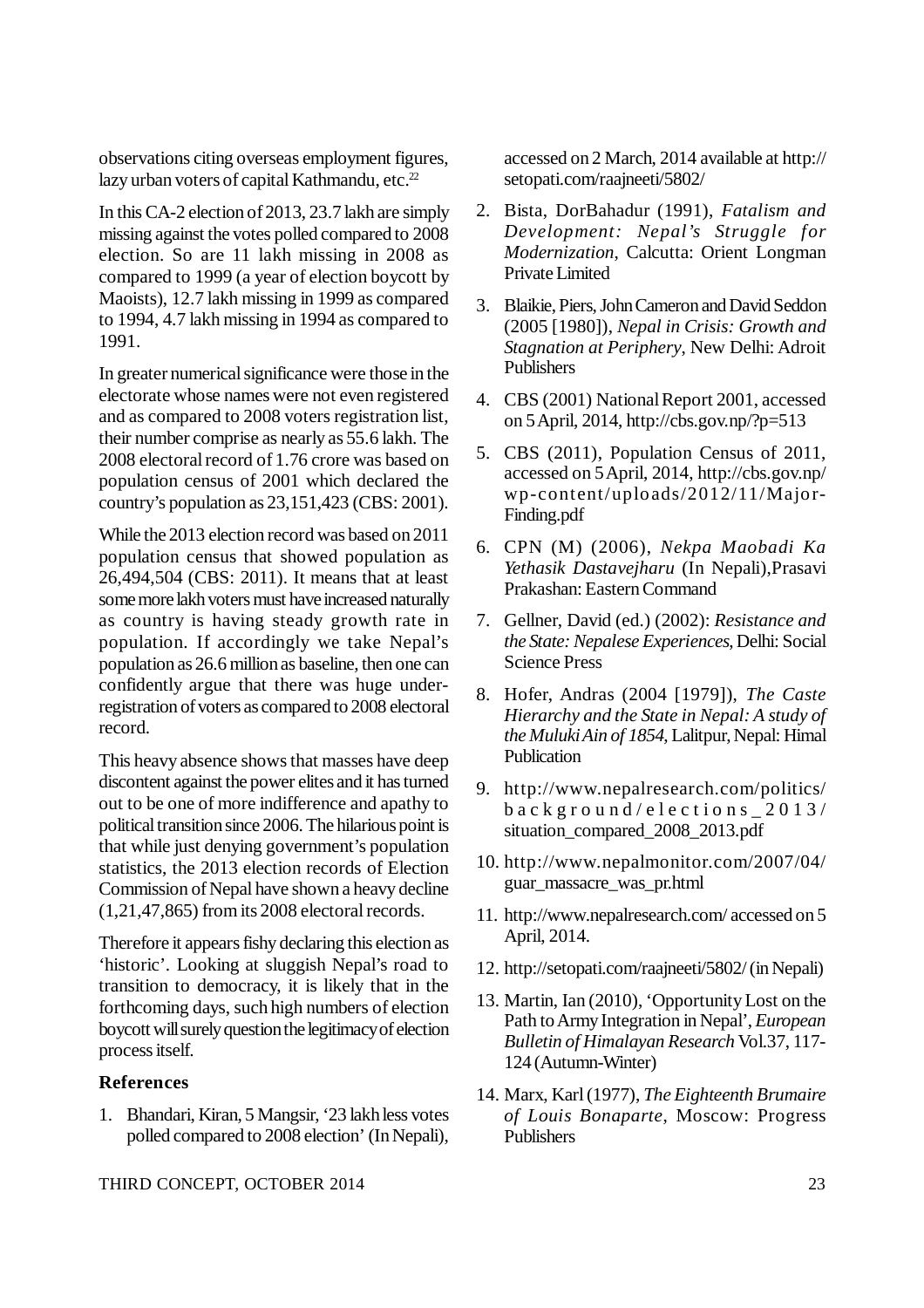observations citing overseas employment figures, lazy urban voters of capital Kathmandu, etc.[22]

In this CA-2 election of 2013, 23.7 lakh are simply missing against the votes polled compared to 2008 election. So are 11 lakh missing in 2008 as compared to 1999 (a year of election boycott by Maoists), 12.7 lakh missing in 1999 as compared to 1994, 4.7 lakh missing in 1994 as compared to 1991.

In greater numerical significance were those in the electorate whose names were not even registered and as compared to 2008 voters registration list, their number comprise as nearly as 55.6 lakh. The 2008 electoral record of 1.76 crore was based on population census of 2001 which declared the country's population as 23,151,423 (CBS: 2001).

While the 2013 election record was based on 2011 population census that showed population as 26,494,504 (CBS: 2011). It means that at least some more lakh voters must have increased naturally as country is having steady growth rate in population. If accordingly we take Nepal's population as 26.6 million as baseline, then one can confidently argue that there was huge under-registration of voters as compared to 2008 electoral record.

This heavy absence shows that masses have deep discontent against the power elites and it has turned out to be one of more indifference and apathy to political transition since 2006. The hilarious point is that while just denying government's population statistics, the 2013 election records of Election Commission of Nepal have shown a heavy decline (1,21,47,865) from its 2008 electoral records.

Therefore it appears fishy declaring this election as 'historic'. Looking at sluggish Nepal's road to transition to democracy, it is likely that in the forthcoming days, such high numbers of election boycott will surely question the legitimacy of election process itself.

**References**

1. Bhandari, Kiran, 5 Mangsir, '23 lakh less votes polled compared to 2008 election' (In Nepali), accessed on 2 March, 2014 available at http://setopati.com/raajneeti/5802/
2. Bista, DorBahadur (1991), *Fatalism and Development: Nepal's Struggle for Modernization*, Calcutta: Orient Longman Private Limited
3. Blaikie, Piers, John Cameron and David Seddon (2005 [1980]), *Nepal in Crisis: Growth and Stagnation at Periphery*, New Delhi: Adroit Publishers
4. CBS (2001) National Report 2001, accessed on 5 April, 2014, http://cbs.gov.np/?p=513
5. CBS (2011), Population Census of 2011, accessed on 5 April, 2014, http://cbs.gov.np/wp-content/uploads/2012/11/Major-Finding.pdf
6. CPN (M) (2006), *Nekpa Maobadi Ka Yethasik Dastavejharu* (In Nepali),Prasavi Prakashan: Eastern Command
7. Gellner, David (ed.) (2002): *Resistance and the State: Nepalese Experiences*, Delhi: Social Science Press
8. Hofer, Andras (2004 [1979]), *The Caste Hierarchy and the State in Nepal: A study of the Muluki Ain of 1854*, Lalitpur, Nepal: Himal Publication
9. http://www.nepalresearch.com/politics/background/elections_2013/situation_compared_2008_2013.pdf
10. http://www.nepalmonitor.com/2007/04/guar_massacre_was_pr.html
11. http://www.nepalresearch.com/ accessed on 5 April, 2014.
12. http://setopati.com/raajneeti/5802/ (in Nepali)
13. Martin, Ian (2010), 'Opportunity Lost on the Path to Army Integration in Nepal', *European Bulletin of Himalayan Research* Vol.37, 117-124 (Autumn-Winter)
14. Marx, Karl (1977), *The Eighteenth Brumaire of Louis Bonaparte*, Moscow: Progress Publishers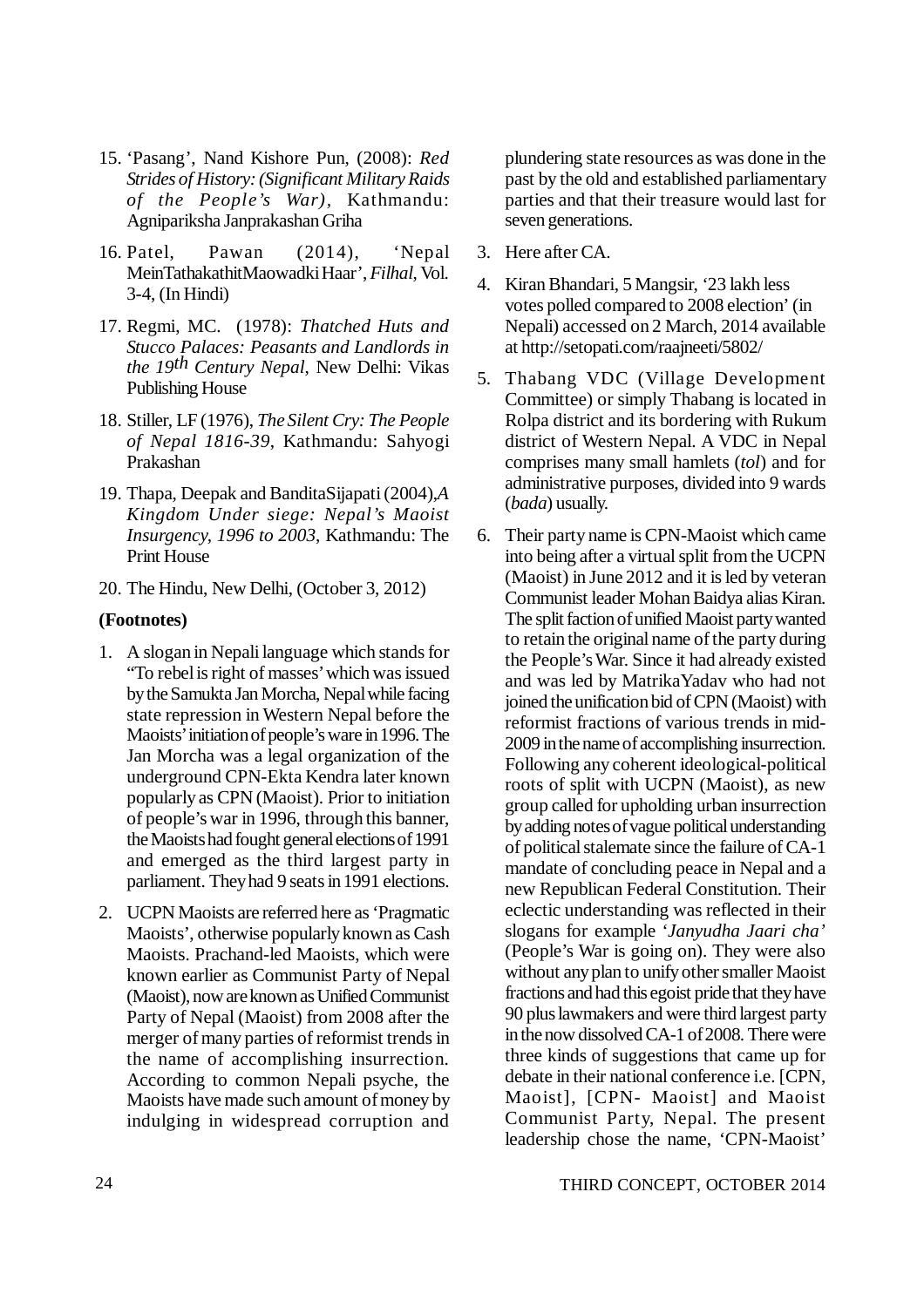15. 'Pasang', Nand Kishore Pun, (2008): *Red Strides of History: (Significant Military Raids of the People's War)*, Kathmandu: Agnipariksha Janprakashan Griha

16. Patel, Pawan (2014), 'Nepal MeinTathakathitMaowadki Haar', *Filhal*, Vol. 3-4, (In Hindi)

17. Regmi, MC. (1978): *Thatched Huts and Stucco Palaces: Peasants and Landlords in the 19th Century Nepal*, New Delhi: Vikas Publishing House

18. Stiller, LF (1976), *The Silent Cry: The People of Nepal 1816-39*, Kathmandu: Sahyogi Prakashan

19. Thapa, Deepak and BanditaSijapati (2004),*A Kingdom Under siege: Nepal's Maoist Insurgency, 1996 to 2003*, Kathmandu: The Print House

20. The Hindu, New Delhi, (October 3, 2012)

**(Footnotes)**

1. A slogan in Nepali language which stands for "To rebel is right of masses' which was issued by the Samukta Jan Morcha, Nepal while facing state repression in Western Nepal before the Maoists' initiation of people's ware in 1996. The Jan Morcha was a legal organization of the underground CPN-Ekta Kendra later known popularly as CPN (Maoist). Prior to initiation of people's war in 1996, through this banner, the Maoists had fought general elections of 1991 and emerged as the third largest party in parliament. They had 9 seats in 1991 elections.

2. UCPN Maoists are referred here as 'Pragmatic Maoists', otherwise popularly known as Cash Maoists. Prachand-led Maoists, which were known earlier as Communist Party of Nepal (Maoist), now are known as Unified Communist Party of Nepal (Maoist) from 2008 after the merger of many parties of reformist trends in the name of accomplishing insurrection. According to common Nepali psyche, the Maoists have made such amount of money by indulging in widespread corruption and plundering state resources as was done in the past by the old and established parliamentary parties and that their treasure would last for seven generations.

3. Here after CA.

4. Kiran Bhandari, 5 Mangsir, '23 lakh less votes polled compared to 2008 election' (in Nepali) accessed on 2 March, 2014 available at http://setopati.com/raajneeti/5802/

5. Thabang VDC (Village Development Committee) or simply Thabang is located in Rolpa district and its bordering with Rukum district of Western Nepal. A VDC in Nepal comprises many small hamlets (*tol*) and for administrative purposes, divided into 9 wards (*bada*) usually.

6. Their party name is CPN-Maoist which came into being after a virtual split from the UCPN (Maoist) in June 2012 and it is led by veteran Communist leader Mohan Baidya alias Kiran. The split faction of unified Maoist party wanted to retain the original name of the party during the People's War. Since it had already existed and was led by MatrikaYadav who had not joined the unification bid of CPN (Maoist) with reformist fractions of various trends in mid-2009 in the name of accomplishing insurrection. Following any coherent ideological-political roots of split with UCPN (Maoist), as new group called for upholding urban insurrection by adding notes of vague political understanding of political stalemate since the failure of CA-1 mandate of concluding peace in Nepal and a new Republican Federal Constitution. Their eclectic understanding was reflected in their slogans for example '*Janyudha Jaari cha'* (People's War is going on). They were also without any plan to unify other smaller Maoist fractions and had this egoist pride that they have 90 plus lawmakers and were third largest party in the now dissolved CA-1 of 2008. There were three kinds of suggestions that came up for debate in their national conference i.e. [CPN, Maoist], [CPN- Maoist] and Maoist Communist Party, Nepal. The present leadership chose the name, 'CPN-Maoist'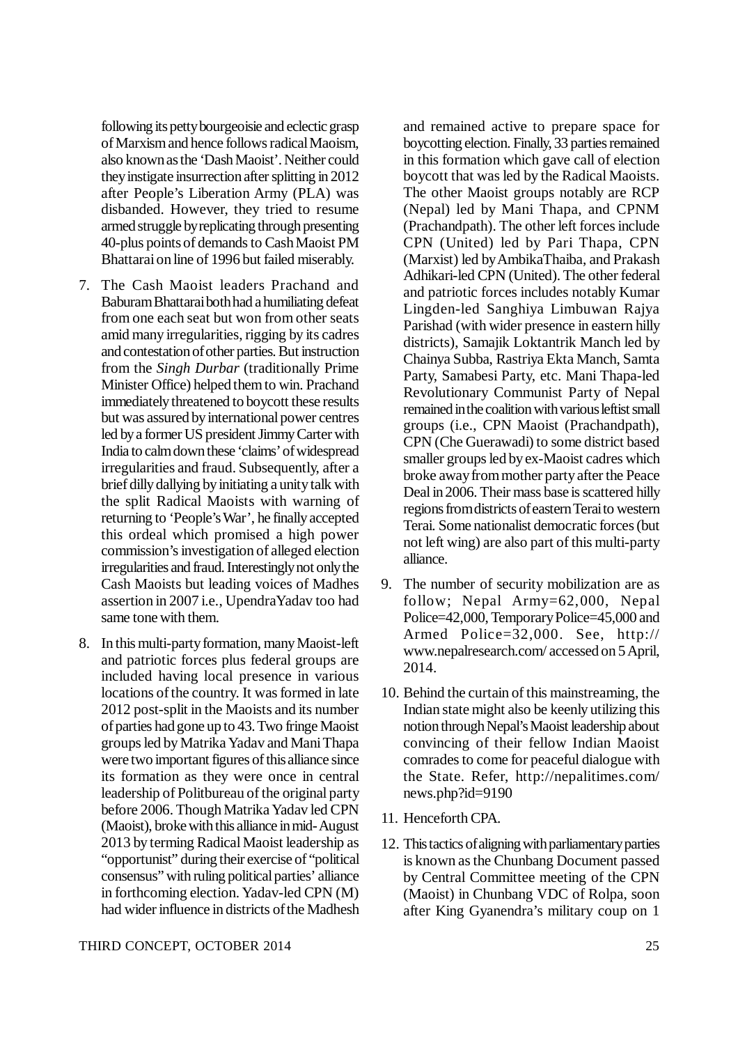following its petty bourgeoisie and eclectic grasp of Marxism and hence follows radical Maoism, also known as the 'Dash Maoist'. Neither could they instigate insurrection after splitting in 2012 after People's Liberation Army (PLA) was disbanded. However, they tried to resume armed struggle by replicating through presenting 40-plus points of demands to Cash Maoist PM Bhattarai on line of 1996 but failed miserably.

7. The Cash Maoist leaders Prachand and Baburam Bhattarai both had a humiliating defeat from one each seat but won from other seats amid many irregularities, rigging by its cadres and contestation of other parties. But instruction from the *Singh Durbar* (traditionally Prime Minister Office) helped them to win. Prachand immediately threatened to boycott these results but was assured by international power centres led by a former US president Jimmy Carter with India to calm down these 'claims' of widespread irregularities and fraud. Subsequently, after a brief dilly dallying by initiating a unity talk with the split Radical Maoists with warning of returning to 'People's War', he finally accepted this ordeal which promised a high power commission's investigation of alleged election irregularities and fraud. Interestingly not only the Cash Maoists but leading voices of Madhes assertion in 2007 i.e., UpendraYadav too had same tone with them.

8. In this multi-party formation, many Maoist-left and patriotic forces plus federal groups are included having local presence in various locations of the country. It was formed in late 2012 post-split in the Maoists and its number of parties had gone up to 43. Two fringe Maoist groups led by Matrika Yadav and Mani Thapa were two important figures of this alliance since its formation as they were once in central leadership of Politbureau of the original party before 2006. Though Matrika Yadav led CPN (Maoist), broke with this alliance in mid-August 2013 by terming Radical Maoist leadership as "opportunist" during their exercise of "political consensus" with ruling political parties' alliance in forthcoming election. Yadav-led CPN (M) had wider influence in districts of the Madhesh and remained active to prepare space for boycotting election. Finally, 33 parties remained in this formation which gave call of election boycott that was led by the Radical Maoists. The other Maoist groups notably are RCP (Nepal) led by Mani Thapa, and CPNM (Prachandpath). The other left forces include CPN (United) led by Pari Thapa, CPN (Marxist) led by AmbikaThaiba, and Prakash Adhikari-led CPN (United). The other federal and patriotic forces includes notably Kumar Lingden-led Sanghiya Limbuwan Rajya Parishad (with wider presence in eastern hilly districts), Samajik Loktantrik Manch led by Chainya Subba, Rastriya Ekta Manch, Samta Party, Samabesi Party, etc. Mani Thapa-led Revolutionary Communist Party of Nepal remained in the coalition with various leftist small groups (i.e., CPN Maoist (Prachandpath), CPN (Che Guerawadi) to some district based smaller groups led by ex-Maoist cadres which broke away from mother party after the Peace Deal in 2006. Their mass base is scattered hilly regions from districts of eastern Terai to western Terai. Some nationalist democratic forces (but not left wing) are also part of this multi-party alliance.

9. The number of security mobilization are as follow; Nepal Army=62,000, Nepal Police=42,000, Temporary Police=45,000 and Armed Police=32,000. See, http://www.nepalresearch.com/ accessed on 5 April, 2014.

10. Behind the curtain of this mainstreaming, the Indian state might also be keenly utilizing this notion through Nepal's Maoist leadership about convincing of their fellow Indian Maoist comrades to come for peaceful dialogue with the State. Refer, http://nepalitimes.com/news.php?id=9190

11. Henceforth CPA.

12. This tactics of aligning with parliamentary parties is known as the Chunbang Document passed by Central Committee meeting of the CPN (Maoist) in Chunbang VDC of Rolpa, soon after King Gyanendra's military coup on 1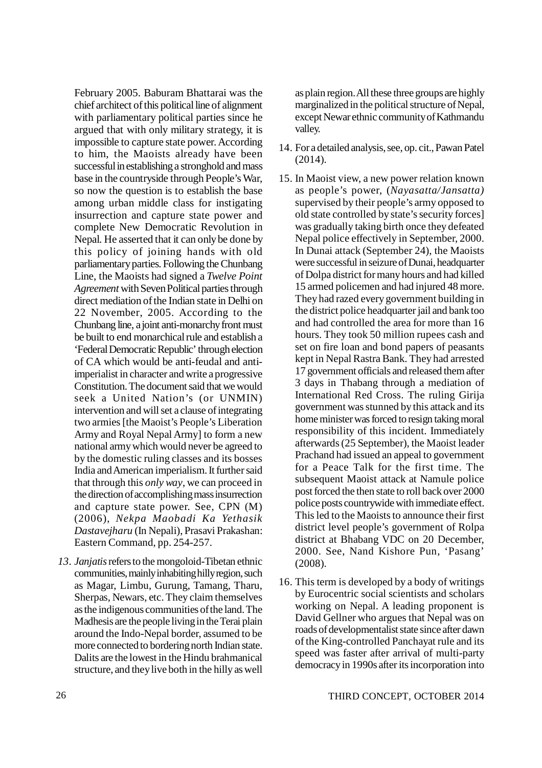February 2005. Baburam Bhattarai was the chief architect of this political line of alignment with parliamentary political parties since he argued that with only military strategy, it is impossible to capture state power. According to him, the Maoists already have been successful in establishing a stronghold and mass base in the countryside through People's War, so now the question is to establish the base among urban middle class for instigating insurrection and capture state power and complete New Democratic Revolution in Nepal. He asserted that it can only be done by this policy of joining hands with old parliamentary parties. Following the Chunbang Line, the Maoists had signed a *Twelve Point Agreement* with Seven Political parties through direct mediation of the Indian state in Delhi on 22 November, 2005. According to the Chunbang line, a joint anti-monarchy front must be built to end monarchical rule and establish a 'Federal Democratic Republic' through election of CA which would be anti-feudal and anti-imperialist in character and write a progressive Constitution. The document said that we would seek a United Nation's (or UNMIN) intervention and will set a clause of integrating two armies [the Maoist's People's Liberation Army and Royal Nepal Army] to form a new national army which would never be agreed to by the domestic ruling classes and its bosses India and American imperialism. It further said that through this *only way*, we can proceed in the direction of accomplishing mass insurrection and capture state power. See, CPN (M) (2006), *Nekpa Maobadi Ka Yethasik Dastavejharu* (In Nepali), Prasavi Prakashan: Eastern Command, pp. 254-257.

13. *Janjatis* refers to the mongoloid-Tibetan ethnic communities, mainly inhabiting hilly region, such as Magar, Limbu, Gurung, Tamang, Tharu, Sherpas, Newars, etc. They claim themselves as the indigenous communities of the land. The Madhesis are the people living in the Terai plain around the Indo-Nepal border, assumed to be more connected to bordering north Indian state. Dalits are the lowest in the Hindu brahmanical structure, and they live both in the hilly as well as plain region. All these three groups are highly marginalized in the political structure of Nepal, except Newar ethnic community of Kathmandu valley.

14. For a detailed analysis, see, op. cit., Pawan Patel (2014).

15. In Maoist view, a new power relation known as people's power, (*Nayasatta/Jansatta)* supervised by their people's army opposed to old state controlled by state's security forces] was gradually taking birth once they defeated Nepal police effectively in September, 2000. In Dunai attack (September 24), the Maoists were successful in seizure of Dunai, headquarter of Dolpa district for many hours and had killed 15 armed policemen and had injured 48 more. They had razed every government building in the district police headquarter jail and bank too and had controlled the area for more than 16 hours. They took 50 million rupees cash and set on fire loan and bond papers of peasants kept in Nepal Rastra Bank. They had arrested 17 government officials and released them after 3 days in Thabang through a mediation of International Red Cross. The ruling Girija government was stunned by this attack and its home minister was forced to resign taking moral responsibility of this incident. Immediately afterwards (25 September), the Maoist leader Prachand had issued an appeal to government for a Peace Talk for the first time. The subsequent Maoist attack at Namule police post forced the then state to roll back over 2000 police posts countrywide with immediate effect. This led to the Maoists to announce their first district level people's government of Rolpa district at Bhabang VDC on 20 December, 2000. See, Nand Kishore Pun, 'Pasang' (2008).

16. This term is developed by a body of writings by Eurocentric social scientists and scholars working on Nepal. A leading proponent is David Gellner who argues that Nepal was on roads of developmentalist state since after dawn of the King-controlled Panchayat rule and its speed was faster after arrival of multi-party democracy in 1990s after its incorporation into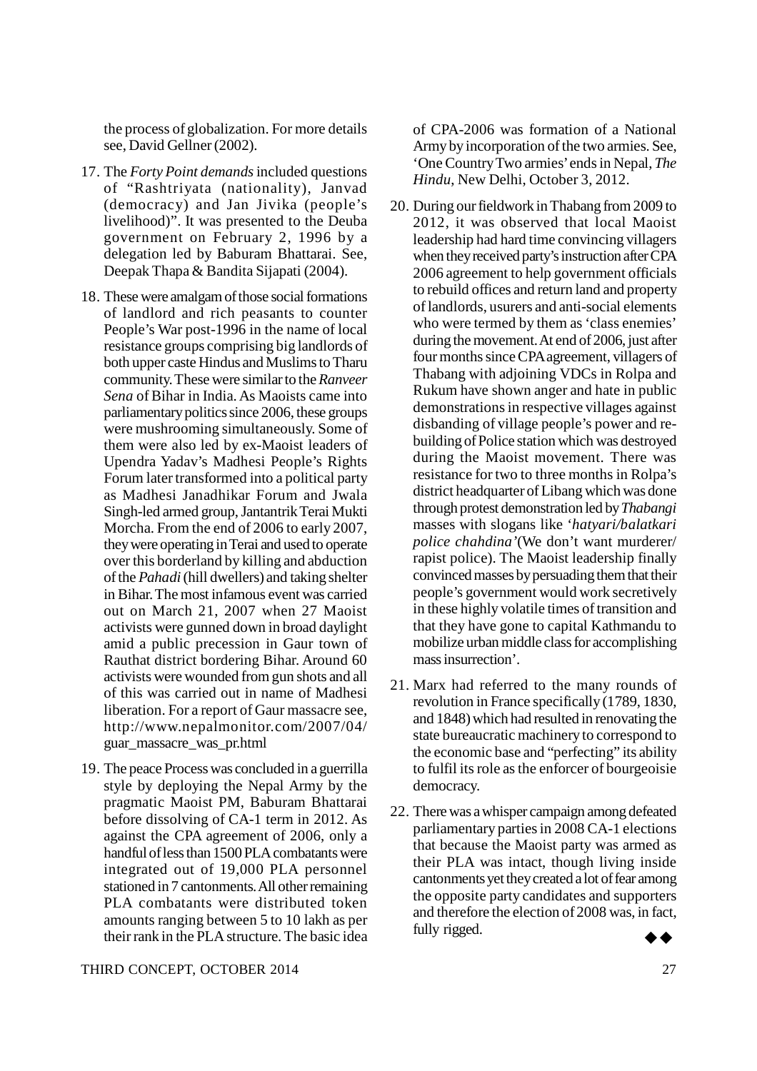the process of globalization. For more details see, David Gellner (2002).

17. The *Forty Point demands* included questions of "Rashtriyata (nationality), Janvad (democracy) and Jan Jivika (people's livelihood)". It was presented to the Deuba government on February 2, 1996 by a delegation led by Baburam Bhattarai. See, Deepak Thapa & Bandita Sijapati (2004).

18. These were amalgam of those social formations of landlord and rich peasants to counter People's War post-1996 in the name of local resistance groups comprising big landlords of both upper caste Hindus and Muslims to Tharu community. These were similar to the *Ranveer Sena* of Bihar in India. As Maoists came into parliamentary politics since 2006, these groups were mushrooming simultaneously. Some of them were also led by ex-Maoist leaders of Upendra Yadav's Madhesi People's Rights Forum later transformed into a political party as Madhesi Janadhikar Forum and Jwala Singh-led armed group, Jantantrik Terai Mukti Morcha. From the end of 2006 to early 2007, they were operating in Terai and used to operate over this borderland by killing and abduction of the *Pahadi* (hill dwellers) and taking shelter in Bihar. The most infamous event was carried out on March 21, 2007 when 27 Maoist activists were gunned down in broad daylight amid a public precession in Gaur town of Rauthat district bordering Bihar. Around 60 activists were wounded from gun shots and all of this was carried out in name of Madhesi liberation. For a report of Gaur massacre see, http://www.nepalmonitor.com/2007/04/guar_massacre_was_pr.html

19. The peace Process was concluded in a guerrilla style by deploying the Nepal Army by the pragmatic Maoist PM, Baburam Bhattarai before dissolving of CA-1 term in 2012. As against the CPA agreement of 2006, only a handful of less than 1500 PLA combatants were integrated out of 19,000 PLA personnel stationed in 7 cantonments. All other remaining PLA combatants were distributed token amounts ranging between 5 to 10 lakh as per their rank in the PLA structure. The basic idea of CPA-2006 was formation of a National Army by incorporation of the two armies. See, 'One Country Two armies' ends in Nepal, *The Hindu*, New Delhi, October 3, 2012.

20. During our fieldwork in Thabang from 2009 to 2012, it was observed that local Maoist leadership had hard time convincing villagers when they received party's instruction after CPA 2006 agreement to help government officials to rebuild offices and return land and property of landlords, usurers and anti-social elements who were termed by them as 'class enemies' during the movement. At end of 2006, just after four months since CPA agreement, villagers of Thabang with adjoining VDCs in Rolpa and Rukum have shown anger and hate in public demonstrations in respective villages against disbanding of village people's power and re-building of Police station which was destroyed during the Maoist movement. There was resistance for two to three months in Rolpa's district headquarter of Libang which was done through protest demonstration led by *Thabangi* masses with slogans like '*hatyari/balatkari police chahdina'*(We don't want murderer/ rapist police). The Maoist leadership finally convinced masses by persuading them that their people's government would work secretively in these highly volatile times of transition and that they have gone to capital Kathmandu to mobilize urban middle class for accomplishing mass insurrection'.

21. Marx had referred to the many rounds of revolution in France specifically (1789, 1830, and 1848) which had resulted in renovating the state bureaucratic machinery to correspond to the economic base and "perfecting" its ability to fulfil its role as the enforcer of bourgeoisie democracy.

22. There was a whisper campaign among defeated parliamentary parties in 2008 CA-1 elections that because the Maoist party was armed as their PLA was intact, though living inside cantonments yet they created a lot of fear among the opposite party candidates and supporters and therefore the election of 2008 was, in fact, fully rigged.

◆◆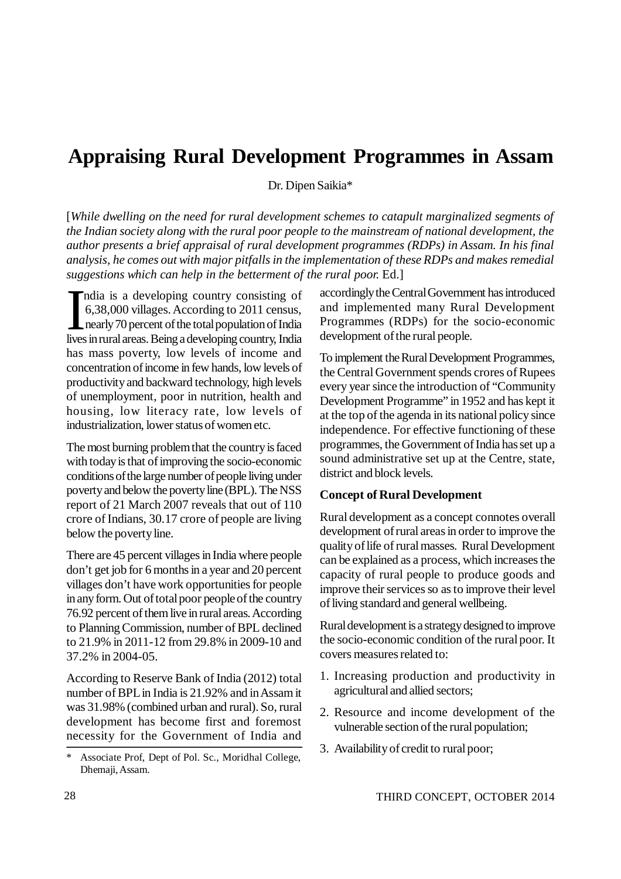# Appraising Rural Development Programmes in Assam

Dr. Dipen Saikia*

[*While dwelling on the need for rural development schemes to catapult marginalized segments of the Indian society along with the rural poor people to the mainstream of national development, the author presents a brief appraisal of rural development programmes (RDPs) in Assam. In his final analysis, he comes out with major pitfalls in the implementation of these RDPs and makes remedial suggestions which can help in the betterment of the rural poor.* Ed.]

India is a developing country consisting of 6,38,000 villages. According to 2011 census, nearly 70 percent of the total population of India lives in rural areas. Being a developing country, India has mass poverty, low levels of income and concentration of income in few hands, low levels of productivity and backward technology, high levels of unemployment, poor in nutrition, health and housing, low literacy rate, low levels of industrialization, lower status of women etc.

The most burning problem that the country is faced with today is that of improving the socio-economic conditions of the large number of people living under poverty and below the poverty line (BPL). The NSS report of 21 March 2007 reveals that out of 110 crore of Indians, 30.17 crore of people are living below the poverty line.

There are 45 percent villages in India where people don't get job for 6 months in a year and 20 percent villages don't have work opportunities for people in any form. Out of total poor people of the country 76.92 percent of them live in rural areas. According to Planning Commission, number of BPL declined to 21.9% in 2011-12 from 29.8% in 2009-10 and 37.2% in 2004-05.

According to Reserve Bank of India (2012) total number of BPL in India is 21.92% and in Assam it was 31.98% (combined urban and rural). So, rural development has become first and foremost necessity for the Government of India and accordingly the Central Government has introduced and implemented many Rural Development Programmes (RDPs) for the socio-economic development of the rural people.

To implement the Rural Development Programmes, the Central Government spends crores of Rupees every year since the introduction of "Community Development Programme" in 1952 and has kept it at the top of the agenda in its national policy since independence. For effective functioning of these programmes, the Government of India has set up a sound administrative set up at the Centre, state, district and block levels.

**Concept of Rural Development**

Rural development as a concept connotes overall development of rural areas in order to improve the quality of life of rural masses. Rural Development can be explained as a process, which increases the capacity of rural people to produce goods and improve their services so as to improve their level of living standard and general wellbeing.

Rural development is a strategy designed to improve the socio-economic condition of the rural poor. It covers measures related to:

1. Increasing production and productivity in agricultural and allied sectors;
2. Resource and income development of the vulnerable section of the rural population;
3. Availability of credit to rural poor;

---

\* Associate Prof, Dept of Pol. Sc., Moridhal College, Dhemaji, Assam.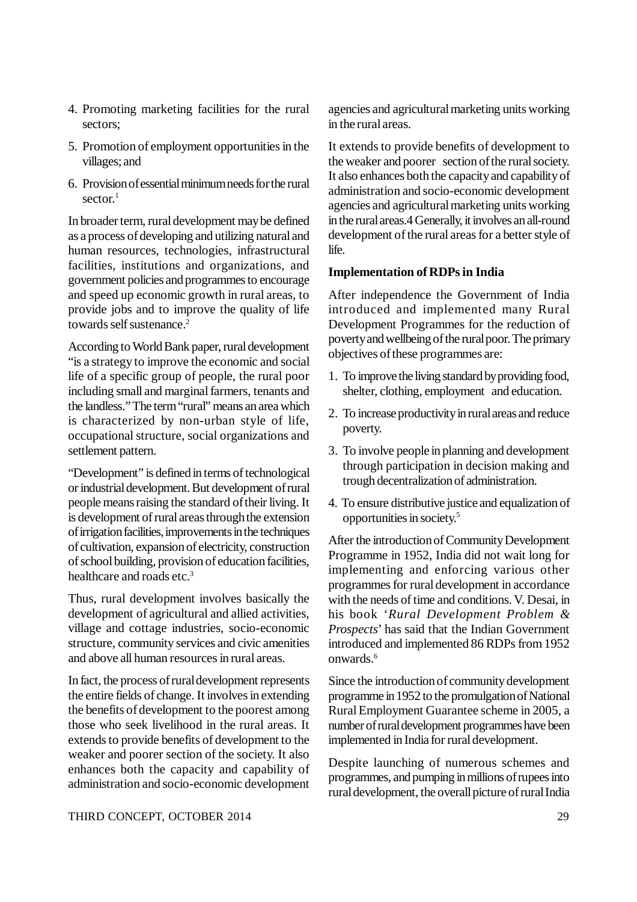4. Promoting marketing facilities for the rural sectors;

5. Promotion of employment opportunities in the villages; and

6. Provision of essential minimum needs for the rural sector.[1]

In broader term, rural development may be defined as a process of developing and utilizing natural and human resources, technologies, infrastructural facilities, institutions and organizations, and government policies and programmes to encourage and speed up economic growth in rural areas, to provide jobs and to improve the quality of life towards self sustenance.[2]

According to World Bank paper, rural development "is a strategy to improve the economic and social life of a specific group of people, the rural poor including small and marginal farmers, tenants and the landless." The term "rural" means an area which is characterized by non-urban style of life, occupational structure, social organizations and settlement pattern.

"Development" is defined in terms of technological or industrial development. But development of rural people means raising the standard of their living. It is development of rural areas through the extension of irrigation facilities, improvements in the techniques of cultivation, expansion of electricity, construction of school building, provision of education facilities, healthcare and roads etc.[3]

Thus, rural development involves basically the development of agricultural and allied activities, village and cottage industries, socio-economic structure, community services and civic amenities and above all human resources in rural areas.

In fact, the process of rural development represents the entire fields of change. It involves in extending the benefits of development to the poorest among those who seek livelihood in the rural areas. It extends to provide benefits of development to the weaker and poorer section of the society. It also enhances both the capacity and capability of administration and socio-economic development agencies and agricultural marketing units working in the rural areas.

It extends to provide benefits of development to the weaker and poorer section of the rural society. It also enhances both the capacity and capability of administration and socio-economic development agencies and agricultural marketing units working in the rural areas.4 Generally, it involves an all-round development of the rural areas for a better style of life.

**Implementation of RDPs in India**

After independence the Government of India introduced and implemented many Rural Development Programmes for the reduction of poverty and wellbeing of the rural poor. The primary objectives of these programmes are:

1. To improve the living standard by providing food, shelter, clothing, employment and education.

2. To increase productivity in rural areas and reduce poverty.

3. To involve people in planning and development through participation in decision making and trough decentralization of administration.

4. To ensure distributive justice and equalization of opportunities in society.[5]

After the introduction of Community Development Programme in 1952, India did not wait long for implementing and enforcing various other programmes for rural development in accordance with the needs of time and conditions. V. Desai, in his book '*Rural Development Problem & Prospects*' has said that the Indian Government introduced and implemented 86 RDPs from 1952 onwards.[6]

Since the introduction of community development programme in 1952 to the promulgation of National Rural Employment Guarantee scheme in 2005, a number of rural development programmes have been implemented in India for rural development.

Despite launching of numerous schemes and programmes, and pumping in millions of rupees into rural development, the overall picture of rural India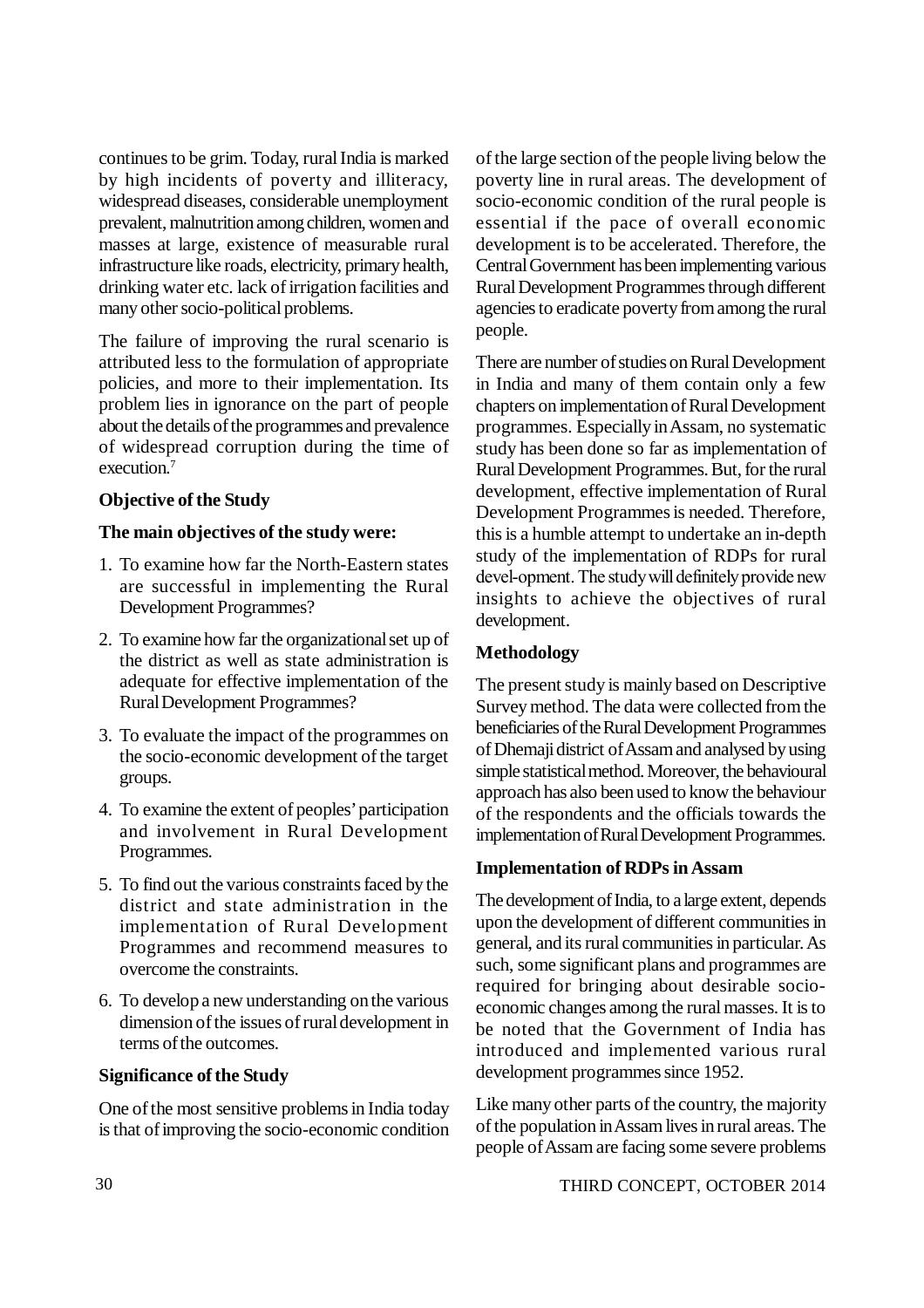continues to be grim. Today, rural India is marked by high incidents of poverty and illiteracy, widespread diseases, considerable unemployment prevalent, malnutrition among children, women and masses at large, existence of measurable rural infrastructure like roads, electricity, primary health, drinking water etc. lack of irrigation facilities and many other socio-political problems.

The failure of improving the rural scenario is attributed less to the formulation of appropriate policies, and more to their implementation. Its problem lies in ignorance on the part of people about the details of the programmes and prevalence of widespread corruption during the time of execution.[7]

**Objective of the Study**

**The main objectives of the study were:**

1. To examine how far the North-Eastern states are successful in implementing the Rural Development Programmes?
2. To examine how far the organizational set up of the district as well as state administration is adequate for effective implementation of the Rural Development Programmes?
3. To evaluate the impact of the programmes on the socio-economic development of the target groups.
4. To examine the extent of peoples' participation and involvement in Rural Development Programmes.
5. To find out the various constraints faced by the district and state administration in the implementation of Rural Development Programmes and recommend measures to overcome the constraints.
6. To develop a new understanding on the various dimension of the issues of rural development in terms of the outcomes.

**Significance of the Study**

One of the most sensitive problems in India today is that of improving the socio-economic condition of the large section of the people living below the poverty line in rural areas. The development of socio-economic condition of the rural people is essential if the pace of overall economic development is to be accelerated. Therefore, the Central Government has been implementing various Rural Development Programmes through different agencies to eradicate poverty from among the rural people.

There are number of studies on Rural Development in India and many of them contain only a few chapters on implementation of Rural Development programmes. Especially in Assam, no systematic study has been done so far as implementation of Rural Development Programmes. But, for the rural development, effective implementation of Rural Development Programmes is needed. Therefore, this is a humble attempt to undertake an in-depth study of the implementation of RDPs for rural devel-opment. The study will definitely provide new insights to achieve the objectives of rural development.

**Methodology**

The present study is mainly based on Descriptive Survey method. The data were collected from the beneficiaries of the Rural Development Programmes of Dhemaji district of Assam and analysed by using simple statistical method. Moreover, the behavioural approach has also been used to know the behaviour of the respondents and the officials towards the implementation of Rural Development Programmes.

**Implementation of RDPs in Assam**

The development of India, to a large extent, depends upon the development of different communities in general, and its rural communities in particular. As such, some significant plans and programmes are required for bringing about desirable socio-economic changes among the rural masses. It is to be noted that the Government of India has introduced and implemented various rural development programmes since 1952.

Like many other parts of the country, the majority of the population in Assam lives in rural areas. The people of Assam are facing some severe problems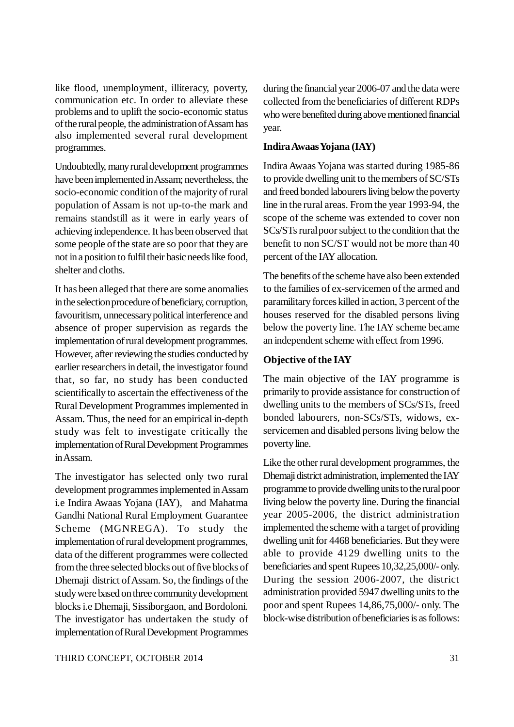like flood, unemployment, illiteracy, poverty, communication etc. In order to alleviate these problems and to uplift the socio-economic status of the rural people, the administration of Assam has also implemented several rural development programmes.

Undoubtedly, many rural development programmes have been implemented in Assam; nevertheless, the socio-economic condition of the majority of rural population of Assam is not up-to-the mark and remains standstill as it were in early years of achieving independence. It has been observed that some people of the state are so poor that they are not in a position to fulfil their basic needs like food, shelter and cloths.

It has been alleged that there are some anomalies in the selection procedure of beneficiary, corruption, favouritism, unnecessary political interference and absence of proper supervision as regards the implementation of rural development programmes. However, after reviewing the studies conducted by earlier researchers in detail, the investigator found that, so far, no study has been conducted scientifically to ascertain the effectiveness of the Rural Development Programmes implemented in Assam. Thus, the need for an empirical in-depth study was felt to investigate critically the implementation of Rural Development Programmes in Assam.

The investigator has selected only two rural development programmes implemented in Assam i.e Indira Awaas Yojana (IAY), and Mahatma Gandhi National Rural Employment Guarantee Scheme (MGNREGA). To study the implementation of rural development programmes, data of the different programmes were collected from the three selected blocks out of five blocks of Dhemaji district of Assam. So, the findings of the study were based on three community development blocks i.e Dhemaji, Sissiborgaon, and Bordoloni. The investigator has undertaken the study of implementation of Rural Development Programmes during the financial year 2006-07 and the data were collected from the beneficiaries of different RDPs who were benefited during above mentioned financial year.

**Indira Awaas Yojana (IAY)**

Indira Awaas Yojana was started during 1985-86 to provide dwelling unit to the members of SC/STs and freed bonded labourers living below the poverty line in the rural areas. From the year 1993-94, the scope of the scheme was extended to cover non SCs/STs rural poor subject to the condition that the benefit to non SC/ST would not be more than 40 percent of the IAY allocation.

The benefits of the scheme have also been extended to the families of ex-servicemen of the armed and paramilitary forces killed in action, 3 percent of the houses reserved for the disabled persons living below the poverty line. The IAY scheme became an independent scheme with effect from 1996.

**Objective of the IAY**

The main objective of the IAY programme is primarily to provide assistance for construction of dwelling units to the members of SCs/STs, freed bonded labourers, non-SCs/STs, widows, ex-servicemen and disabled persons living below the poverty line.

Like the other rural development programmes, the Dhemaji district administration, implemented the IAY programme to provide dwelling units to the rural poor living below the poverty line. During the financial year 2005-2006, the district administration implemented the scheme with a target of providing dwelling unit for 4468 beneficiaries. But they were able to provide 4129 dwelling units to the beneficiaries and spent Rupees 10,32,25,000/- only. During the session 2006-2007, the district administration provided 5947 dwelling units to the poor and spent Rupees 14,86,75,000/- only. The block-wise distribution of beneficiaries is as follows: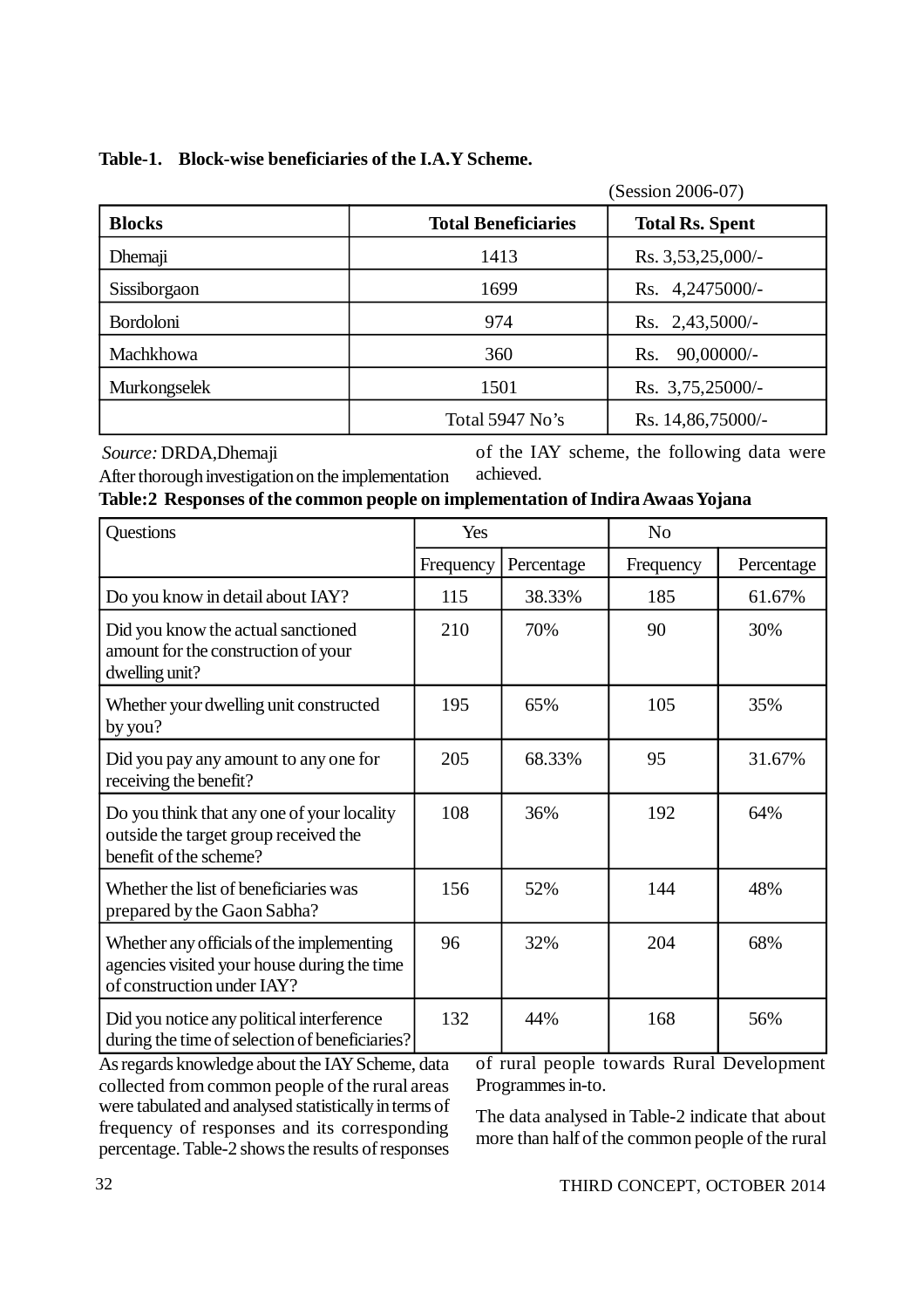**Table-1. Block-wise beneficiaries of the I.A.Y Scheme.**

(Session 2006-07)

| Blocks | Total Beneficiaries | Total Rs. Spent |
|---|---|---|
| Dhemaji | 1413 | Rs. 3,53,25,000/- |
| Sissiborgaon | 1699 | Rs. 4,2475000/- |
| Bordoloni | 974 | Rs. 2,43,5000/- |
| Machkhowa | 360 | Rs. 90,00000/- |
| Murkongselek | 1501 | Rs. 3,75,25000/- |
| | Total 5947 No's | Rs. 14,86,75000/- |

*Source:* DRDA,Dhemaji

After thorough investigation on the implementation of the IAY scheme, the following data were achieved.

**Table:2 Responses of the common people on implementation of Indira Awaas Yojana**

| Questions | Yes | | No | |
|---|---|---|---|---|
| | Frequency | Percentage | Frequency | Percentage |
| Do you know in detail about IAY? | 115 | 38.33% | 185 | 61.67% |
| Did you know the actual sanctioned amount for the construction of your dwelling unit? | 210 | 70% | 90 | 30% |
| Whether your dwelling unit constructed by you? | 195 | 65% | 105 | 35% |
| Did you pay any amount to any one for receiving the benefit? | 205 | 68.33% | 95 | 31.67% |
| Do you think that any one of your locality outside the target group received the benefit of the scheme? | 108 | 36% | 192 | 64% |
| Whether the list of beneficiaries was prepared by the Gaon Sabha? | 156 | 52% | 144 | 48% |
| Whether any officials of the implementing agencies visited your house during the time of construction under IAY? | 96 | 32% | 204 | 68% |
| Did you notice any political interference during the time of selection of beneficiaries? | 132 | 44% | 168 | 56% |

As regards knowledge about the IAY Scheme, data collected from common people of the rural areas were tabulated and analysed statistically in terms of frequency of responses and its corresponding percentage. Table-2 shows the results of responses of rural people towards Rural Development Programmes in-to.

The data analysed in Table-2 indicate that about more than half of the common people of the rural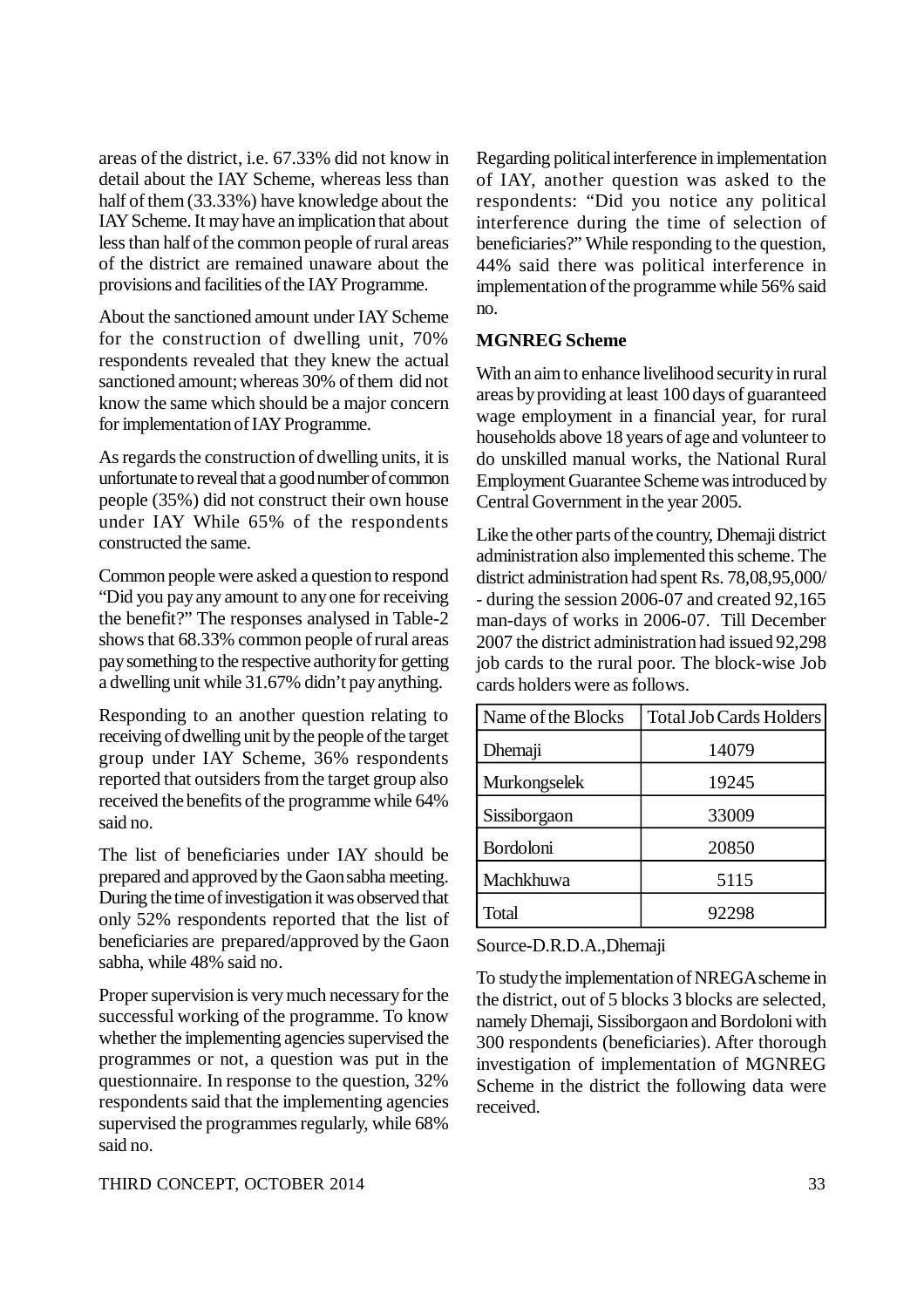areas of the district, i.e. 67.33% did not know in detail about the IAY Scheme, whereas less than half of them (33.33%) have knowledge about the IAY Scheme. It may have an implication that about less than half of the common people of rural areas of the district are remained unaware about the provisions and facilities of the IAY Programme.

About the sanctioned amount under IAY Scheme for the construction of dwelling unit, 70% respondents revealed that they knew the actual sanctioned amount; whereas 30% of them did not know the same which should be a major concern for implementation of IAY Programme.

As regards the construction of dwelling units, it is unfortunate to reveal that a good number of common people (35%) did not construct their own house under IAY While 65% of the respondents constructed the same.

Common people were asked a question to respond "Did you pay any amount to any one for receiving the benefit?" The responses analysed in Table-2 shows that 68.33% common people of rural areas pay something to the respective authority for getting a dwelling unit while 31.67% didn't pay anything.

Responding to an another question relating to receiving of dwelling unit by the people of the target group under IAY Scheme, 36% respondents reported that outsiders from the target group also received the benefits of the programme while 64% said no.

The list of beneficiaries under IAY should be prepared and approved by the Gaon sabha meeting. During the time of investigation it was observed that only 52% respondents reported that the list of beneficiaries are prepared/approved by the Gaon sabha, while 48% said no.

Proper supervision is very much necessary for the successful working of the programme. To know whether the implementing agencies supervised the programmes or not, a question was put in the questionnaire. In response to the question, 32% respondents said that the implementing agencies supervised the programmes regularly, while 68% said no.

Regarding political interference in implementation of IAY, another question was asked to the respondents: "Did you notice any political interference during the time of selection of beneficiaries?" While responding to the question, 44% said there was political interference in implementation of the programme while 56% said no.

**MGNREG Scheme**

With an aim to enhance livelihood security in rural areas by providing at least 100 days of guaranteed wage employment in a financial year, for rural households above 18 years of age and volunteer to do unskilled manual works, the National Rural Employment Guarantee Scheme was introduced by Central Government in the year 2005.

Like the other parts of the country, Dhemaji district administration also implemented this scheme. The district administration had spent Rs. 78,08,95,000/- during the session 2006-07 and created 92,165 man-days of works in 2006-07. Till December 2007 the district administration had issued 92,298 job cards to the rural poor. The block-wise Job cards holders were as follows.

| Name of the Blocks | Total Job Cards Holders |
|---|---|
| Dhemaji | 14079 |
| Murkongselek | 19245 |
| Sissiborgaon | 33009 |
| Bordoloni | 20850 |
| Machkhuwa | 5115 |
| Total | 92298 |

Source-D.R.D.A.,Dhemaji

To study the implementation of NREGA scheme in the district, out of 5 blocks 3 blocks are selected, namely Dhemaji, Sissiborgaon and Bordoloni with 300 respondents (beneficiaries). After thorough investigation of implementation of MGNREG Scheme in the district the following data were received.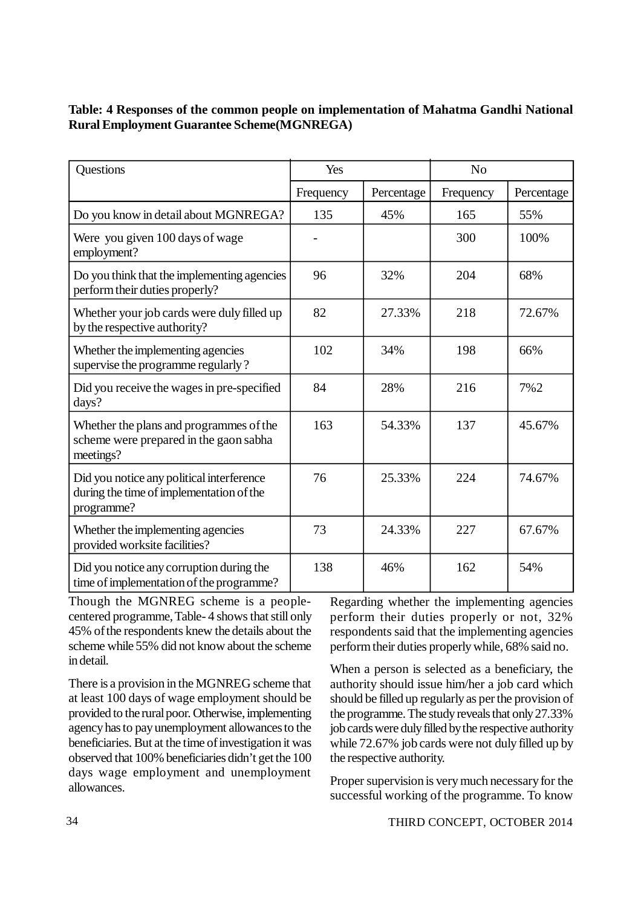**Table: 4 Responses of the common people on implementation of Mahatma Gandhi National Rural Employment Guarantee Scheme(MGNREGA)**

| Questions | Yes | | No | |
|---|---|---|---|---|
| | Frequency | Percentage | Frequency | Percentage |
| Do you know in detail about MGNREGA? | 135 | 45% | 165 | 55% |
| Were you given 100 days of wage employment? | - | | 300 | 100% |
| Do you think that the implementing agencies perform their duties properly? | 96 | 32% | 204 | 68% |
| Whether your job cards were duly filled up by the respective authority? | 82 | 27.33% | 218 | 72.67% |
| Whether the implementing agencies supervise the programme regularly ? | 102 | 34% | 198 | 66% |
| Did you receive the wages in pre-specified days? | 84 | 28% | 216 | 7%2 |
| Whether the plans and programmes of the scheme were prepared in the gaon sabha meetings? | 163 | 54.33% | 137 | 45.67% |
| Did you notice any political interference during the time of implementation of the programme? | 76 | 25.33% | 224 | 74.67% |
| Whether the implementing agencies provided worksite facilities? | 73 | 24.33% | 227 | 67.67% |
| Did you notice any corruption during the time of implementation of the programme? | 138 | 46% | 162 | 54% |

Though the MGNREG scheme is a people-centered programme, Table- 4 shows that still only 45% of the respondents knew the details about the scheme while 55% did not know about the scheme in detail.

There is a provision in the MGNREG scheme that at least 100 days of wage employment should be provided to the rural poor. Otherwise, implementing agency has to pay unemployment allowances to the beneficiaries. But at the time of investigation it was observed that 100% beneficiaries didn't get the 100 days wage employment and unemployment allowances.

Regarding whether the implementing agencies perform their duties properly or not, 32% respondents said that the implementing agencies perform their duties properly while, 68% said no.

When a person is selected as a beneficiary, the authority should issue him/her a job card which should be filled up regularly as per the provision of the programme. The study reveals that only 27.33% job cards were duly filled by the respective authority while 72.67% job cards were not duly filled up by the respective authority.

Proper supervision is very much necessary for the successful working of the programme. To know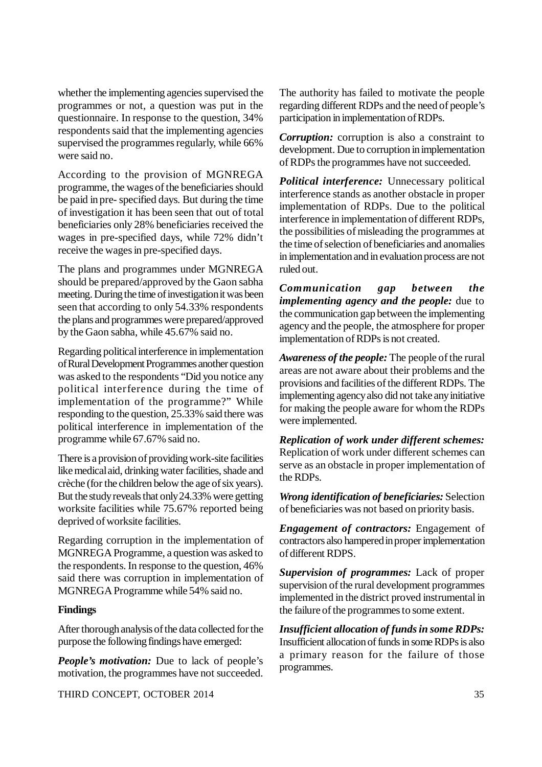whether the implementing agencies supervised the programmes or not, a question was put in the questionnaire. In response to the question, 34% respondents said that the implementing agencies supervised the programmes regularly, while 66% were said no.

According to the provision of MGNREGA programme, the wages of the beneficiaries should be paid in pre- specified days. But during the time of investigation it has been seen that out of total beneficiaries only 28% beneficiaries received the wages in pre-specified days, while 72% didn't receive the wages in pre-specified days.

The plans and programmes under MGNREGA should be prepared/approved by the Gaon sabha meeting. During the time of investigation it was been seen that according to only 54.33% respondents the plans and programmes were prepared/approved by the Gaon sabha, while 45.67% said no.

Regarding political interference in implementation of Rural Development Programmes another question was asked to the respondents "Did you notice any political interference during the time of implementation of the programme?" While responding to the question, 25.33% said there was political interference in implementation of the programme while 67.67% said no.

There is a provision of providing work-site facilities like medical aid, drinking water facilities, shade and crèche (for the children below the age of six years). But the study reveals that only 24.33% were getting worksite facilities while 75.67% reported being deprived of worksite facilities.

Regarding corruption in the implementation of MGNREGA Programme, a question was asked to the respondents. In response to the question, 46% said there was corruption in implementation of MGNREGA Programme while 54% said no.

**Findings**

After thorough analysis of the data collected for the purpose the following findings have emerged:

***People's motivation:*** Due to lack of people's motivation, the programmes have not succeeded. The authority has failed to motivate the people regarding different RDPs and the need of people's participation in implementation of RDPs.

***Corruption:*** corruption is also a constraint to development. Due to corruption in implementation of RDPs the programmes have not succeeded.

***Political interference:*** Unnecessary political interference stands as another obstacle in proper implementation of RDPs. Due to the political interference in implementation of different RDPs, the possibilities of misleading the programmes at the time of selection of beneficiaries and anomalies in implementation and in evaluation process are not ruled out.

***Communication gap between the implementing agency and the people:*** due to the communication gap between the implementing agency and the people, the atmosphere for proper implementation of RDPs is not created.

***Awareness of the people:*** The people of the rural areas are not aware about their problems and the provisions and facilities of the different RDPs. The implementing agency also did not take any initiative for making the people aware for whom the RDPs were implemented.

***Replication of work under different schemes:*** Replication of work under different schemes can serve as an obstacle in proper implementation of the RDPs.

***Wrong identification of beneficiaries:*** Selection of beneficiaries was not based on priority basis.

***Engagement of contractors:*** Engagement of contractors also hampered in proper implementation of different RDPS.

***Supervision of programmes:*** Lack of proper supervision of the rural development programmes implemented in the district proved instrumental in the failure of the programmes to some extent.

***Insufficient allocation of funds in some RDPs:*** Insufficient allocation of funds in some RDPs is also a primary reason for the failure of those programmes.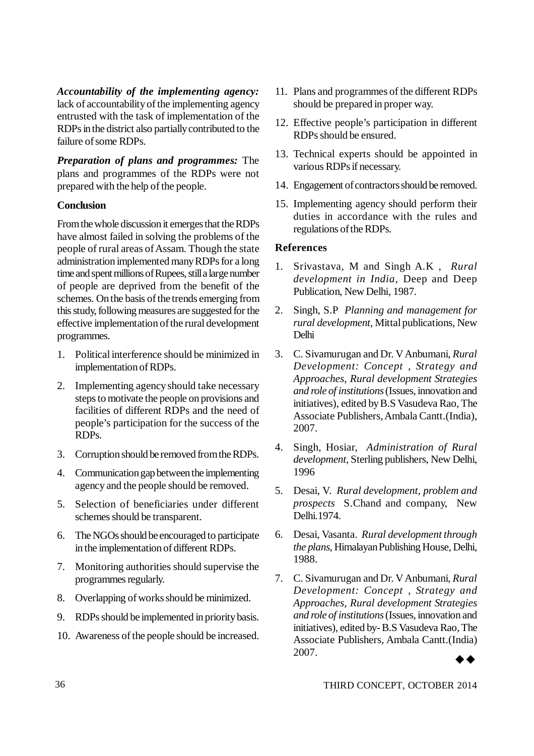***Accountability of the implementing agency:*** lack of accountability of the implementing agency entrusted with the task of implementation of the RDPs in the district also partially contributed to the failure of some RDPs.

***Preparation of plans and programmes:*** The plans and programmes of the RDPs were not prepared with the help of the people.

**Conclusion**

From the whole discussion it emerges that the RDPs have almost failed in solving the problems of the people of rural areas of Assam. Though the state administration implemented many RDPs for a long time and spent millions of Rupees, still a large number of people are deprived from the benefit of the schemes. On the basis of the trends emerging from this study, following measures are suggested for the effective implementation of the rural development programmes.

1. Political interference should be minimized in implementation of RDPs.
2. Implementing agency should take necessary steps to motivate the people on provisions and facilities of different RDPs and the need of people's participation for the success of the RDPs.
3. Corruption should be removed from the RDPs.
4. Communication gap between the implementing agency and the people should be removed.
5. Selection of beneficiaries under different schemes should be transparent.
6. The NGOs should be encouraged to participate in the implementation of different RDPs.
7. Monitoring authorities should supervise the programmes regularly.
8. Overlapping of works should be minimized.
9. RDPs should be implemented in priority basis.
10. Awareness of the people should be increased.
11. Plans and programmes of the different RDPs should be prepared in proper way.
12. Effective people's participation in different RDPs should be ensured.
13. Technical experts should be appointed in various RDPs if necessary.
14. Engagement of contractors should be removed.
15. Implementing agency should perform their duties in accordance with the rules and regulations of the RDPs.

**References**

1. Srivastava, M and Singh A.K , *Rural development in India*, Deep and Deep Publication, New Delhi, 1987.
2. Singh, S.P *Planning and management for rural development*, Mittal publications, New Delhi
3. C. Sivamurugan and Dr. V Anbumani, *Rural Development: Concept , Strategy and Approaches, Rural development Strategies and role of institutions* (Issues, innovation and initiatives), edited by B.S Vasudeva Rao, The Associate Publishers, Ambala Cantt.(India), 2007.
4. Singh, Hosiar, *Administration of Rural development*, Sterling publishers, New Delhi, 1996
5. Desai, V. *Rural development, problem and prospects* S.Chand and company, New Delhi.1974.
6. Desai, Vasanta. *Rural development through the plans*, Himalayan Publishing House, Delhi, 1988.
7. C. Sivamurugan and Dr. V Anbumani, *Rural Development: Concept , Strategy and Approaches, Rural development Strategies and role of institutions* (Issues, innovation and initiatives), edited by- B.S Vasudeva Rao, The Associate Publishers, Ambala Cantt.(India) 2007.

◆◆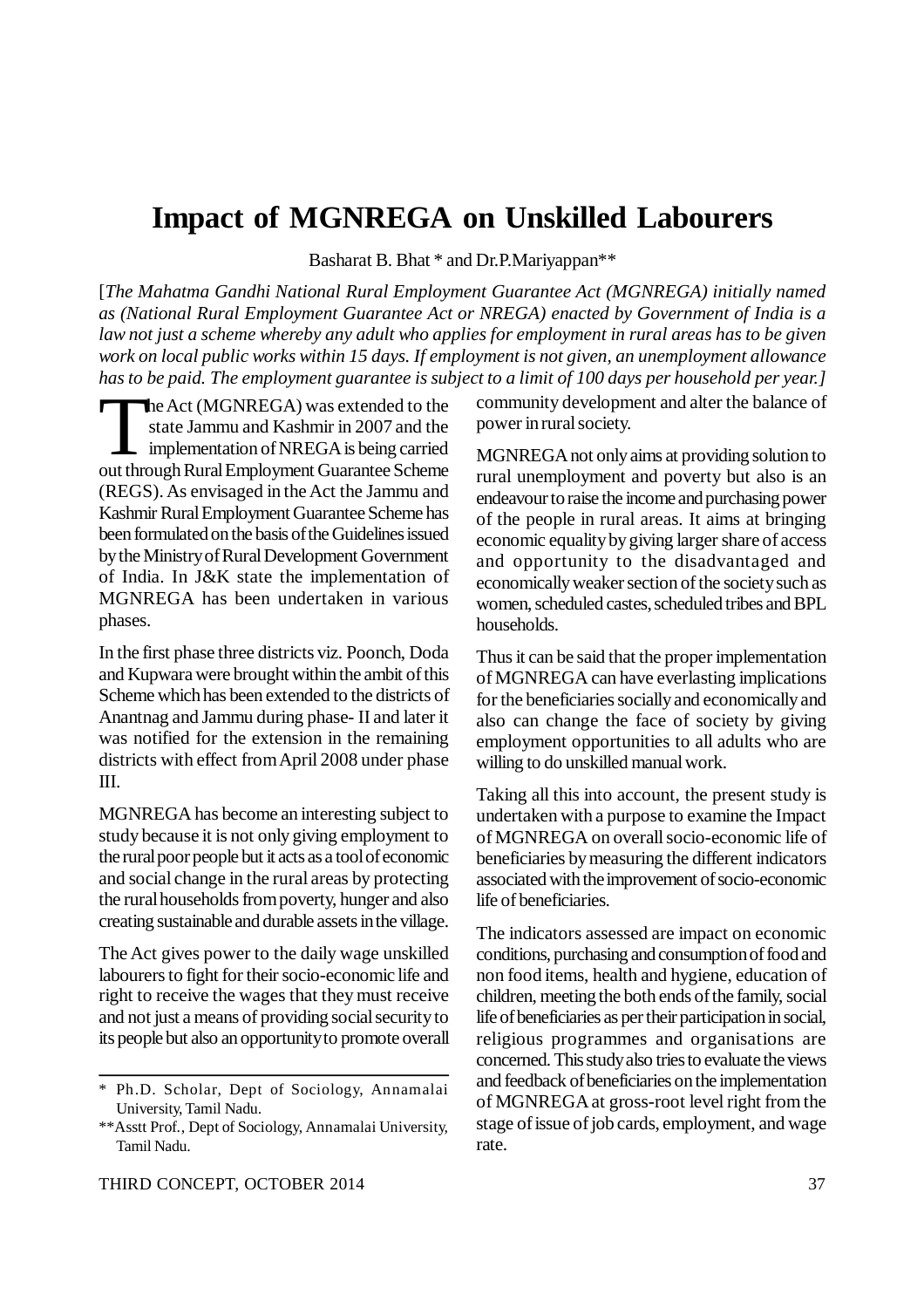# Impact of MGNREGA on Unskilled Labourers

Basharat B. Bhat * and Dr.P.Mariyappan**

[*The Mahatma Gandhi National Rural Employment Guarantee Act (MGNREGA) initially named as (National Rural Employment Guarantee Act or NREGA) enacted by Government of India is a law not just a scheme whereby any adult who applies for employment in rural areas has to be given work on local public works within 15 days. If employment is not given, an unemployment allowance has to be paid. The employment guarantee is subject to a limit of 100 days per household per year.*]

The Act (MGNREGA) was extended to the state Jammu and Kashmir in 2007 and the implementation of NREGA is being carried out through Rural Employment Guarantee Scheme (REGS). As envisaged in the Act the Jammu and Kashmir Rural Employment Guarantee Scheme has been formulated on the basis of the Guidelines issued by the Ministry of Rural Development Government of India. In J&K state the implementation of MGNREGA has been undertaken in various phases.

In the first phase three districts viz. Poonch, Doda and Kupwara were brought within the ambit of this Scheme which has been extended to the districts of Anantnag and Jammu during phase- II and later it was notified for the extension in the remaining districts with effect from April 2008 under phase III.

MGNREGA has become an interesting subject to study because it is not only giving employment to the rural poor people but it acts as a tool of economic and social change in the rural areas by protecting the rural households from poverty, hunger and also creating sustainable and durable assets in the village.

The Act gives power to the daily wage unskilled labourers to fight for their socio-economic life and right to receive the wages that they must receive and not just a means of providing social security to its people but also an opportunity to promote overall community development and alter the balance of power in rural society.

MGNREGA not only aims at providing solution to rural unemployment and poverty but also is an endeavour to raise the income and purchasing power of the people in rural areas. It aims at bringing economic equality by giving larger share of access and opportunity to the disadvantaged and economically weaker section of the society such as women, scheduled castes, scheduled tribes and BPL households.

Thus it can be said that the proper implementation of MGNREGA can have everlasting implications for the beneficiaries socially and economically and also can change the face of society by giving employment opportunities to all adults who are willing to do unskilled manual work.

Taking all this into account, the present study is undertaken with a purpose to examine the Impact of MGNREGA on overall socio-economic life of beneficiaries by measuring the different indicators associated with the improvement of socio-economic life of beneficiaries.

The indicators assessed are impact on economic conditions, purchasing and consumption of food and non food items, health and hygiene, education of children, meeting the both ends of the family, social life of beneficiaries as per their participation in social, religious programmes and organisations are concerned. This study also tries to evaluate the views and feedback of beneficiaries on the implementation of MGNREGA at gross-root level right from the stage of issue of job cards, employment, and wage rate.

---

\* Ph.D. Scholar, Dept of Sociology, Annamalai University, Tamil Nadu.

\*\*Asstt Prof., Dept of Sociology, Annamalai University, Tamil Nadu.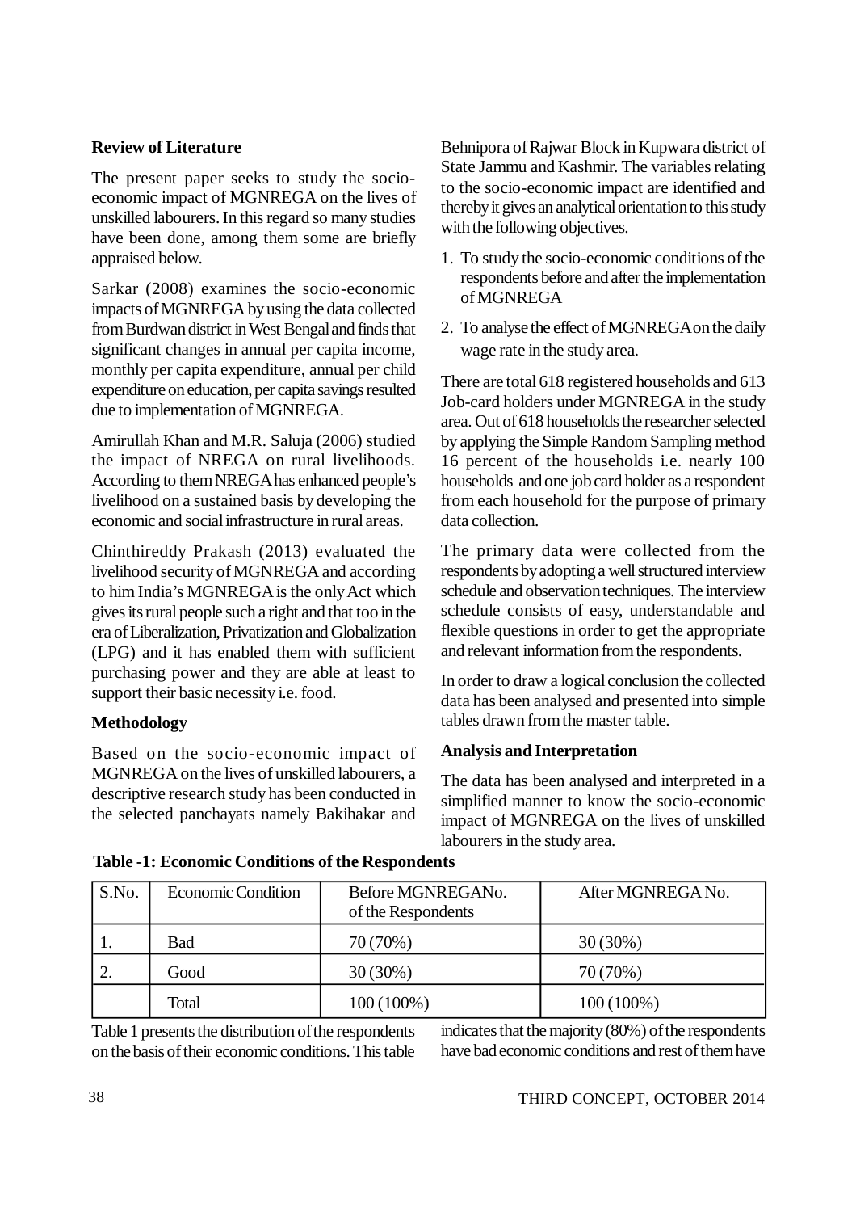## Review of Literature

The present paper seeks to study the socio-economic impact of MGNREGA on the lives of unskilled labourers. In this regard so many studies have been done, among them some are briefly appraised below.

Sarkar (2008) examines the socio-economic impacts of MGNREGA by using the data collected from Burdwan district in West Bengal and finds that significant changes in annual per capita income, monthly per capita expenditure, annual per child expenditure on education, per capita savings resulted due to implementation of MGNREGA.

Amirullah Khan and M.R. Saluja (2006) studied the impact of NREGA on rural livelihoods. According to them NREGA has enhanced people's livelihood on a sustained basis by developing the economic and social infrastructure in rural areas.

Chinthireddy Prakash (2013) evaluated the livelihood security of MGNREGA and according to him India's MGNREGA is the only Act which gives its rural people such a right and that too in the era of Liberalization, Privatization and Globalization (LPG) and it has enabled them with sufficient purchasing power and they are able at least to support their basic necessity i.e. food.

## Methodology

Based on the socio-economic impact of MGNREGA on the lives of unskilled labourers, a descriptive research study has been conducted in the selected panchayats namely Bakihakar and Behnipora of Rajwar Block in Kupwara district of State Jammu and Kashmir. The variables relating to the socio-economic impact are identified and thereby it gives an analytical orientation to this study with the following objectives.

1. To study the socio-economic conditions of the respondents before and after the implementation of MGNREGA
2. To analyse the effect of MGNREGA on the daily wage rate in the study area.

There are total 618 registered households and 613 Job-card holders under MGNREGA in the study area. Out of 618 households the researcher selected by applying the Simple Random Sampling method 16 percent of the households i.e. nearly 100 households and one job card holder as a respondent from each household for the purpose of primary data collection.

The primary data were collected from the respondents by adopting a well structured interview schedule and observation techniques. The interview schedule consists of easy, understandable and flexible questions in order to get the appropriate and relevant information from the respondents.

In order to draw a logical conclusion the collected data has been analysed and presented into simple tables drawn from the master table.

## Analysis and Interpretation

The data has been analysed and interpreted in a simplified manner to know the socio-economic impact of MGNREGA on the lives of unskilled labourers in the study area.

**Table -1: Economic Conditions of the Respondents**

| S.No. | Economic Condition | Before MGNREGANo. of the Respondents | After MGNREGA No. |
|---|---|---|---|
| 1. | Bad | 70 (70%) | 30 (30%) |
| 2. | Good | 30 (30%) | 70 (70%) |
| | Total | 100 (100%) | 100 (100%) |

Table 1 presents the distribution of the respondents on the basis of their economic conditions. This table indicates that the majority (80%) of the respondents have bad economic conditions and rest of them have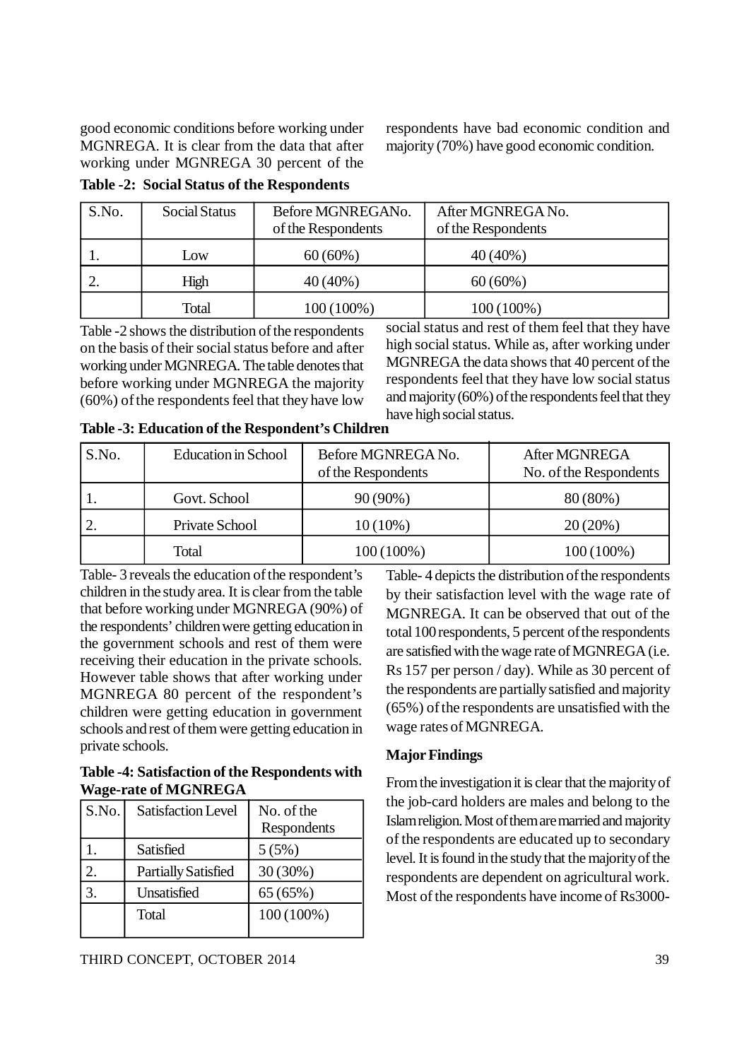good economic conditions before working under MGNREGA. It is clear from the data that after working under MGNREGA 30 percent of the respondents have bad economic condition and majority (70%) have good economic condition.

**Table -2: Social Status of the Respondents**

| S.No. | Social Status | Before MGNREGANo. of the Respondents | After MGNREGA No. of the Respondents |
|---|---|---|---|
| 1. | Low | 60 (60%) | 40 (40%) |
| 2. | High | 40 (40%) | 60 (60%) |
| | Total | 100 (100%) | 100 (100%) |

Table -2 shows the distribution of the respondents on the basis of their social status before and after working under MGNREGA. The table denotes that before working under MGNREGA the majority (60%) of the respondents feel that they have low social status and rest of them feel that they have high social status. While as, after working under MGNREGA the data shows that 40 percent of the respondents feel that they have low social status and majority (60%) of the respondents feel that they have high social status.

**Table -3: Education of the Respondent's Children**

| S.No. | Education in School | Before MGNREGA No. of the Respondents | After MGNREGA No. of the Respondents |
|---|---|---|---|
| 1. | Govt. School | 90 (90%) | 80 (80%) |
| 2. | Private School | 10 (10%) | 20 (20%) |
| | Total | 100 (100%) | 100 (100%) |

Table- 3 reveals the education of the respondent's children in the study area. It is clear from the table that before working under MGNREGA (90%) of the respondents' children were getting education in the government schools and rest of them were receiving their education in the private schools. However table shows that after working under MGNREGA 80 percent of the respondent's children were getting education in government schools and rest of them were getting education in private schools.

**Table -4: Satisfaction of the Respondents with Wage-rate of MGNREGA**

| S.No. | Satisfaction Level | No. of the Respondents |
|---|---|---|
| 1. | Satisfied | 5 (5%) |
| 2. | Partially Satisfied | 30 (30%) |
| 3. | Unsatisfied | 65 (65%) |
| | Total | 100 (100%) |

Table- 4 depicts the distribution of the respondents by their satisfaction level with the wage rate of MGNREGA. It can be observed that out of the total 100 respondents, 5 percent of the respondents are satisfied with the wage rate of MGNREGA (i.e. Rs 157 per person / day). While as 30 percent of the respondents are partially satisfied and majority (65%) of the respondents are unsatisfied with the wage rates of MGNREGA.

**Major Findings**

From the investigation it is clear that the majority of the job-card holders are males and belong to the Islam religion. Most of them are married and majority of the respondents are educated up to secondary level. It is found in the study that the majority of the respondents are dependent on agricultural work. Most of the respondents have income of Rs3000-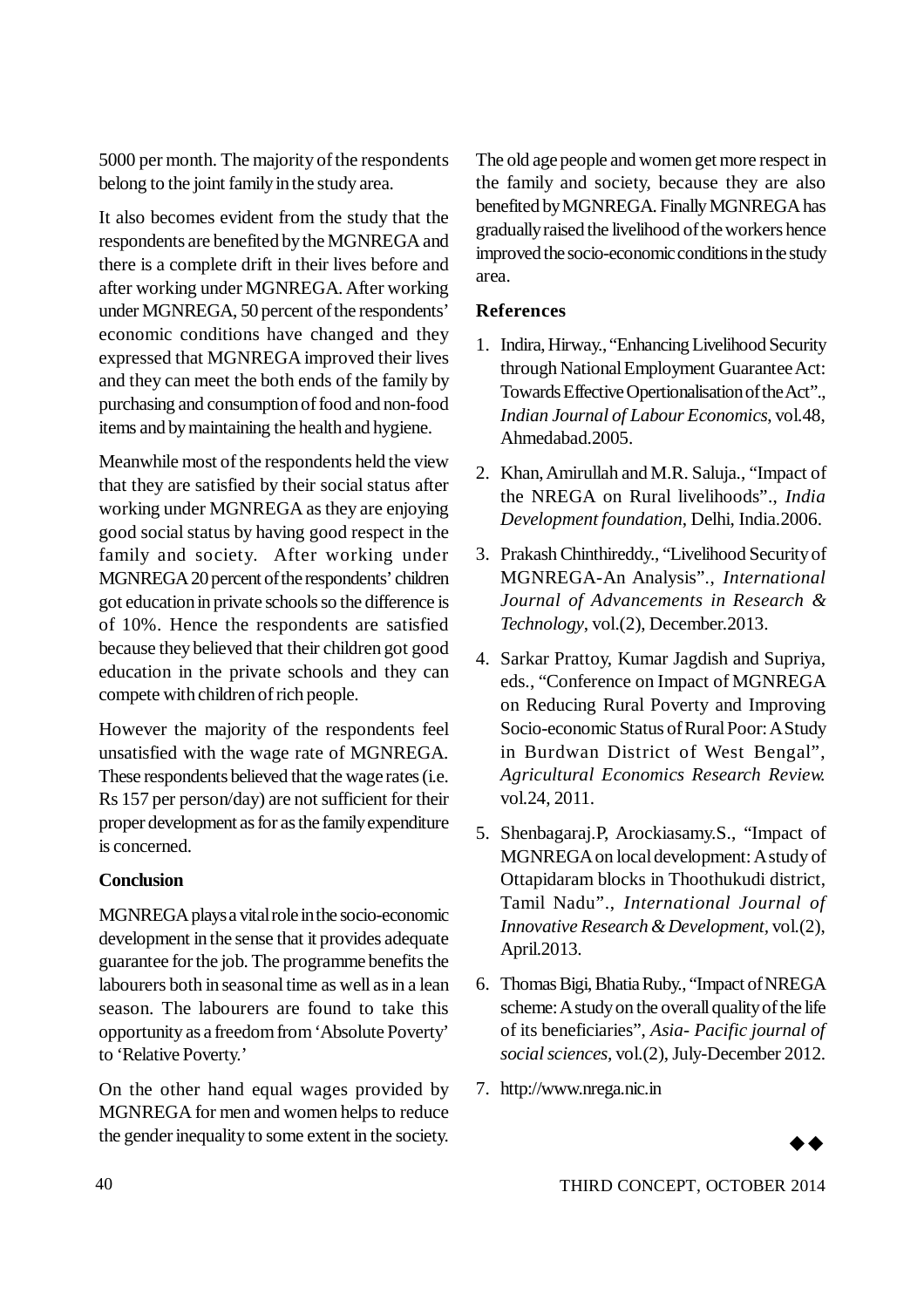5000 per month. The majority of the respondents belong to the joint family in the study area.

It also becomes evident from the study that the respondents are benefited by the MGNREGA and there is a complete drift in their lives before and after working under MGNREGA. After working under MGNREGA, 50 percent of the respondents' economic conditions have changed and they expressed that MGNREGA improved their lives and they can meet the both ends of the family by purchasing and consumption of food and non-food items and by maintaining the health and hygiene.

Meanwhile most of the respondents held the view that they are satisfied by their social status after working under MGNREGA as they are enjoying good social status by having good respect in the family and society. After working under MGNREGA 20 percent of the respondents' children got education in private schools so the difference is of 10%. Hence the respondents are satisfied because they believed that their children got good education in the private schools and they can compete with children of rich people.

However the majority of the respondents feel unsatisfied with the wage rate of MGNREGA. These respondents believed that the wage rates (i.e. Rs 157 per person/day) are not sufficient for their proper development as for as the family expenditure is concerned.

## Conclusion

MGNREGA plays a vital role in the socio-economic development in the sense that it provides adequate guarantee for the job. The programme benefits the labourers both in seasonal time as well as in a lean season. The labourers are found to take this opportunity as a freedom from 'Absolute Poverty' to 'Relative Poverty.'

On the other hand equal wages provided by MGNREGA for men and women helps to reduce the gender inequality to some extent in the society. The old age people and women get more respect in the family and society, because they are also benefited by MGNREGA. Finally MGNREGA has gradually raised the livelihood of the workers hence improved the socio-economic conditions in the study area.

## References

1. Indira, Hirway., "Enhancing Livelihood Security through National Employment Guarantee Act: Towards Effective Opertionalisation of the Act"., *Indian Journal of Labour Economics*, vol.48, Ahmedabad.2005.
2. Khan, Amirullah and M.R. Saluja., "Impact of the NREGA on Rural livelihoods"., *India Development foundation*, Delhi, India.2006.
3. Prakash Chinthireddy., "Livelihood Security of MGNREGA-An Analysis"., *International Journal of Advancements in Research & Technology*, vol.(2), December.2013.
4. Sarkar Prattoy, Kumar Jagdish and Supriya, eds., "Conference on Impact of MGNREGA on Reducing Rural Poverty and Improving Socio-economic Status of Rural Poor: A Study in Burdwan District of West Bengal", *Agricultural Economics Research Review.* vol.24, 2011.
5. Shenbagaraj.P, Arockiasamy.S., "Impact of MGNREGA on local development: A study of Ottapidaram blocks in Thoothukudi district, Tamil Nadu"., *International Journal of Innovative Research & Development*, vol.(2), April.2013.
6. Thomas Bigi, Bhatia Ruby., "Impact of NREGA scheme: A study on the overall quality of the life of its beneficiaries", *Asia- Pacific journal of social sciences*, vol.(2), July-December 2012.
7. http://www.nrega.nic.in

◆◆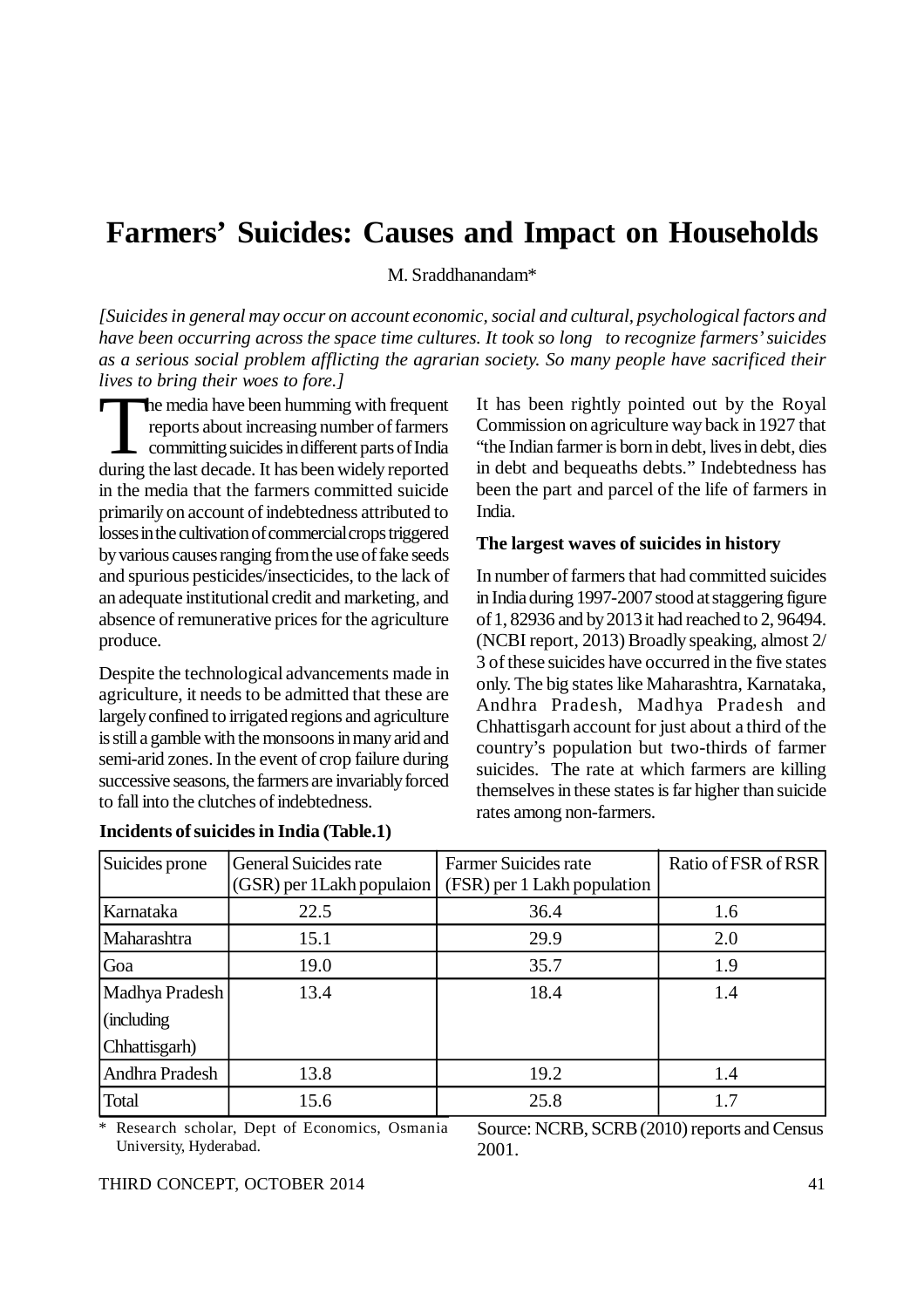# Farmers' Suicides: Causes and Impact on Households

M. Sraddhanandam*

*[Suicides in general may occur on account economic, social and cultural, psychological factors and have been occurring across the space time cultures. It took so long to recognize farmers' suicides as a serious social problem afflicting the agrarian society. So many people have sacrificed their lives to bring their woes to fore.]*

The media have been humming with frequent reports about increasing number of farmers committing suicides in different parts of India during the last decade. It has been widely reported in the media that the farmers committed suicide primarily on account of indebtedness attributed to losses in the cultivation of commercial crops triggered by various causes ranging from the use of fake seeds and spurious pesticides/insecticides, to the lack of an adequate institutional credit and marketing, and absence of remunerative prices for the agriculture produce.

Despite the technological advancements made in agriculture, it needs to be admitted that these are largely confined to irrigated regions and agriculture is still a gamble with the monsoons in many arid and semi-arid zones. In the event of crop failure during successive seasons, the farmers are invariably forced to fall into the clutches of indebtedness.

It has been rightly pointed out by the Royal Commission on agriculture way back in 1927 that "the Indian farmer is born in debt, lives in debt, dies in debt and bequeaths debts." Indebtedness has been the part and parcel of the life of farmers in India.

**The largest waves of suicides in history**

In number of farmers that had committed suicides in India during 1997-2007 stood at staggering figure of 1, 82936 and by 2013 it had reached to 2, 96494. (NCBI report, 2013) Broadly speaking, almost 2/3 of these suicides have occurred in the five states only. The big states like Maharashtra, Karnataka, Andhra Pradesh, Madhya Pradesh and Chhattisgarh account for just about a third of the country's population but two-thirds of farmer suicides. The rate at which farmers are killing themselves in these states is far higher than suicide rates among non-farmers.

**Incidents of suicides in India (Table.1)**

| Suicides prone | General Suicides rate (GSR) per 1Lakh populaion | Farmer Suicides rate (FSR) per 1 Lakh population | Ratio of FSR of RSR |
|---|---|---|---|
| Karnataka | 22.5 | 36.4 | 1.6 |
| Maharashtra | 15.1 | 29.9 | 2.0 |
| Goa | 19.0 | 35.7 | 1.9 |
| Madhya Pradesh (including Chhattisgarh) | 13.4 | 18.4 | 1.4 |
| Andhra Pradesh | 13.8 | 19.2 | 1.4 |
| Total | 15.6 | 25.8 | 1.7 |

Source: NCRB, SCRB (2010) reports and Census 2001.

\* Research scholar, Dept of Economics, Osmania University, Hyderabad.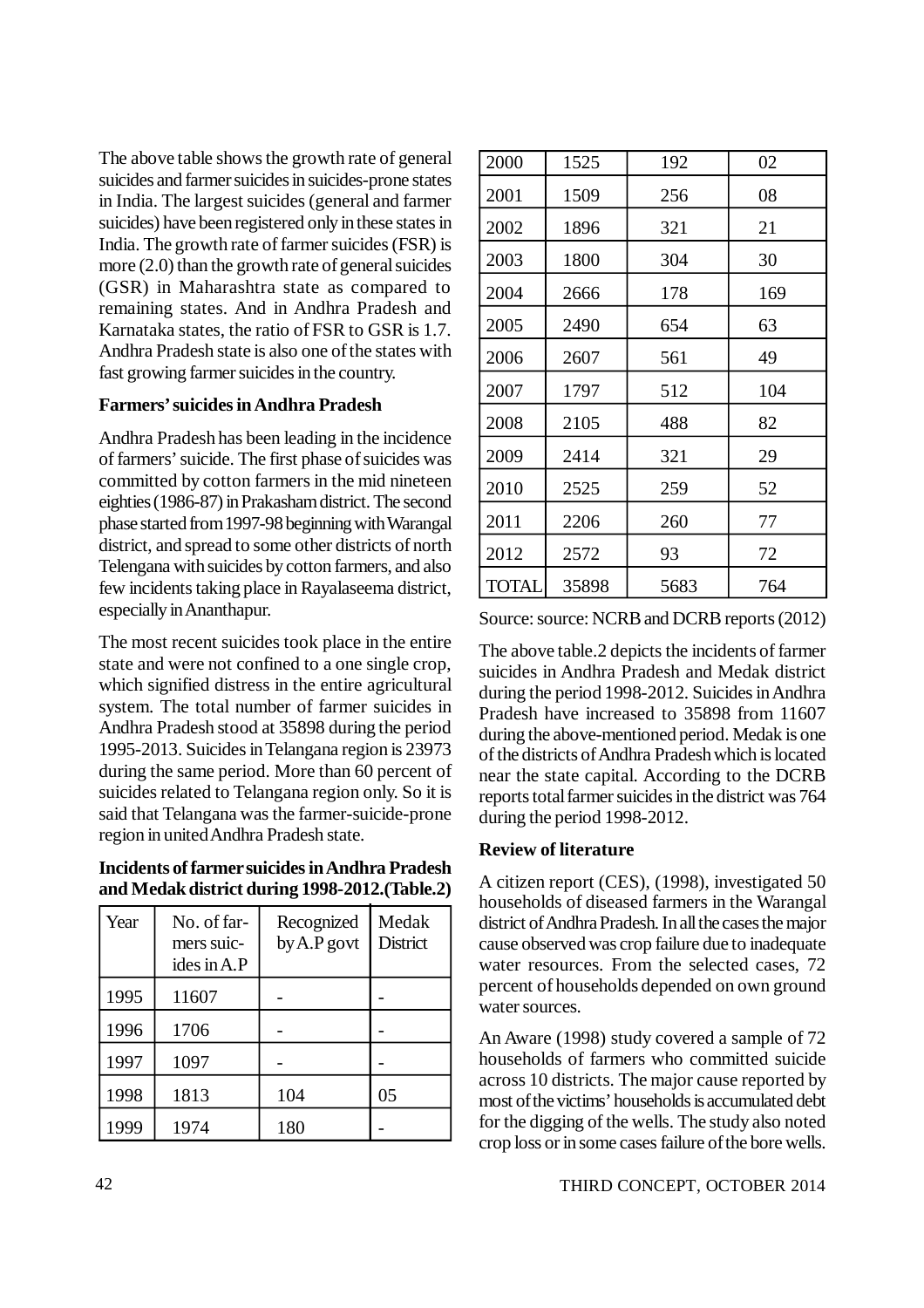The above table shows the growth rate of general suicides and farmer suicides in suicides-prone states in India. The largest suicides (general and farmer suicides) have been registered only in these states in India. The growth rate of farmer suicides (FSR) is more (2.0) than the growth rate of general suicides (GSR) in Maharashtra state as compared to remaining states. And in Andhra Pradesh and Karnataka states, the ratio of FSR to GSR is 1.7. Andhra Pradesh state is also one of the states with fast growing farmer suicides in the country.

**Farmers' suicides in Andhra Pradesh**

Andhra Pradesh has been leading in the incidence of farmers' suicide. The first phase of suicides was committed by cotton farmers in the mid nineteen eighties (1986-87) in Prakasham district. The second phase started from 1997-98 beginning with Warangal district, and spread to some other districts of north Telengana with suicides by cotton farmers, and also few incidents taking place in Rayalaseema district, especially in Ananthapur.

The most recent suicides took place in the entire state and were not confined to a one single crop, which signified distress in the entire agricultural system. The total number of farmer suicides in Andhra Pradesh stood at 35898 during the period 1995-2013. Suicides in Telangana region is 23973 during the same period. More than 60 percent of suicides related to Telangana region only. So it is said that Telangana was the farmer-suicide-prone region in united Andhra Pradesh state.

**Incidents of farmer suicides in Andhra Pradesh and Medak district during 1998-2012.(Table.2)**

| Year | No. of farmers suicides in A.P | Recognized by A.P govt | Medak District |
|---|---|---|---|
| 1995 | 11607 | - | - |
| 1996 | 1706 | - | - |
| 1997 | 1097 | - | - |
| 1998 | 1813 | 104 | 05 |
| 1999 | 1974 | 180 | - |
| 2000 | 1525 | 192 | 02 |
| 2001 | 1509 | 256 | 08 |
| 2002 | 1896 | 321 | 21 |
| 2003 | 1800 | 304 | 30 |
| 2004 | 2666 | 178 | 169 |
| 2005 | 2490 | 654 | 63 |
| 2006 | 2607 | 561 | 49 |
| 2007 | 1797 | 512 | 104 |
| 2008 | 2105 | 488 | 82 |
| 2009 | 2414 | 321 | 29 |
| 2010 | 2525 | 259 | 52 |
| 2011 | 2206 | 260 | 77 |
| 2012 | 2572 | 93 | 72 |
| TOTAL | 35898 | 5683 | 764 |

Source: source: NCRB and DCRB reports (2012)

The above table.2 depicts the incidents of farmer suicides in Andhra Pradesh and Medak district during the period 1998-2012. Suicides in Andhra Pradesh have increased to 35898 from 11607 during the above-mentioned period. Medak is one of the districts of Andhra Pradesh which is located near the state capital. According to the DCRB reports total farmer suicides in the district was 764 during the period 1998-2012.

**Review of literature**

A citizen report (CES), (1998), investigated 50 households of diseased farmers in the Warangal district of Andhra Pradesh. In all the cases the major cause observed was crop failure due to inadequate water resources. From the selected cases, 72 percent of households depended on own ground water sources.

An Aware (1998) study covered a sample of 72 households of farmers who committed suicide across 10 districts. The major cause reported by most of the victims' households is accumulated debt for the digging of the wells. The study also noted crop loss or in some cases failure of the bore wells.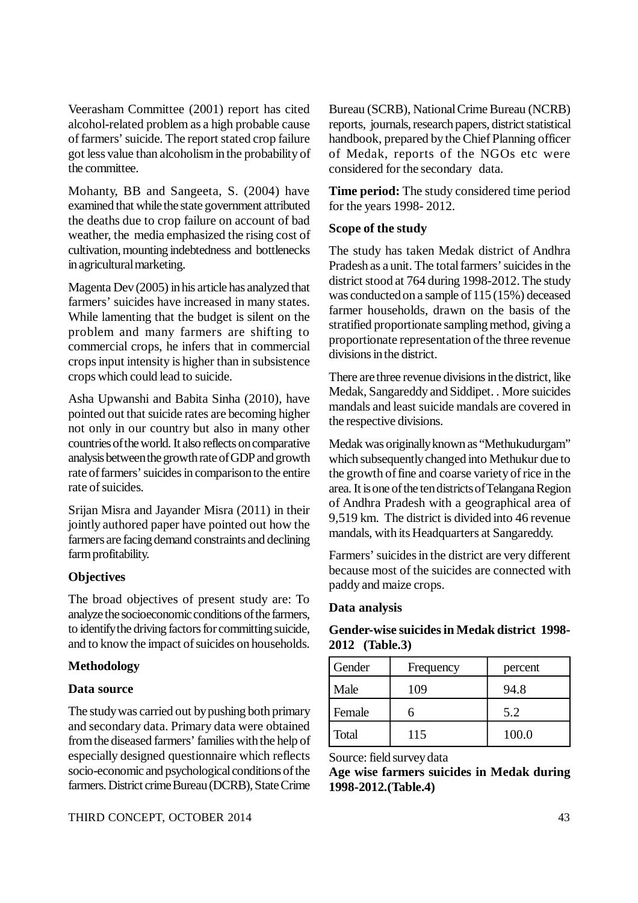Veerasham Committee (2001) report has cited alcohol-related problem as a high probable cause of farmers' suicide. The report stated crop failure got less value than alcoholism in the probability of the committee.

Mohanty, BB and Sangeeta, S. (2004) have examined that while the state government attributed the deaths due to crop failure on account of bad weather, the media emphasized the rising cost of cultivation, mounting indebtedness and bottlenecks in agricultural marketing.

Magenta Dev (2005) in his article has analyzed that farmers' suicides have increased in many states. While lamenting that the budget is silent on the problem and many farmers are shifting to commercial crops, he infers that in commercial crops input intensity is higher than in subsistence crops which could lead to suicide.

Asha Upwanshi and Babita Sinha (2010), have pointed out that suicide rates are becoming higher not only in our country but also in many other countries of the world. It also reflects on comparative analysis between the growth rate of GDP and growth rate of farmers' suicides in comparison to the entire rate of suicides.

Srijan Misra and Jayander Misra (2011) in their jointly authored paper have pointed out how the farmers are facing demand constraints and declining farm profitability.

**Objectives**

The broad objectives of present study are: To analyze the socioeconomic conditions of the farmers, to identify the driving factors for committing suicide, and to know the impact of suicides on households.

**Methodology**

**Data source**

The study was carried out by pushing both primary and secondary data. Primary data were obtained from the diseased farmers' families with the help of especially designed questionnaire which reflects socio-economic and psychological conditions of the farmers. District crime Bureau (DCRB), State Crime Bureau (SCRB), National Crime Bureau (NCRB) reports, journals, research papers, district statistical handbook, prepared by the Chief Planning officer of Medak, reports of the NGOs etc were considered for the secondary data.

**Time period:** The study considered time period for the years 1998- 2012.

**Scope of the study**

The study has taken Medak district of Andhra Pradesh as a unit. The total farmers' suicides in the district stood at 764 during 1998-2012. The study was conducted on a sample of 115 (15%) deceased farmer households, drawn on the basis of the stratified proportionate sampling method, giving a proportionate representation of the three revenue divisions in the district.

There are three revenue divisions in the district, like Medak, Sangareddy and Siddipet. . More suicides mandals and least suicide mandals are covered in the respective divisions.

Medak was originally known as "Methukudurgam" which subsequently changed into Methukur due to the growth of fine and coarse variety of rice in the area. It is one of the ten districts of Telangana Region of Andhra Pradesh with a geographical area of 9,519 km. The district is divided into 46 revenue mandals, with its Headquarters at Sangareddy.

Farmers' suicides in the district are very different because most of the suicides are connected with paddy and maize crops.

**Data analysis**

**Gender-wise suicides in Medak district 1998-2012 (Table.3)**

| Gender | Frequency | percent |
|---|---|---|
| Male | 109 | 94.8 |
| Female | 6 | 5.2 |
| Total | 115 | 100.0 |

Source: field survey data

**Age wise farmers suicides in Medak during 1998-2012.(Table.4)**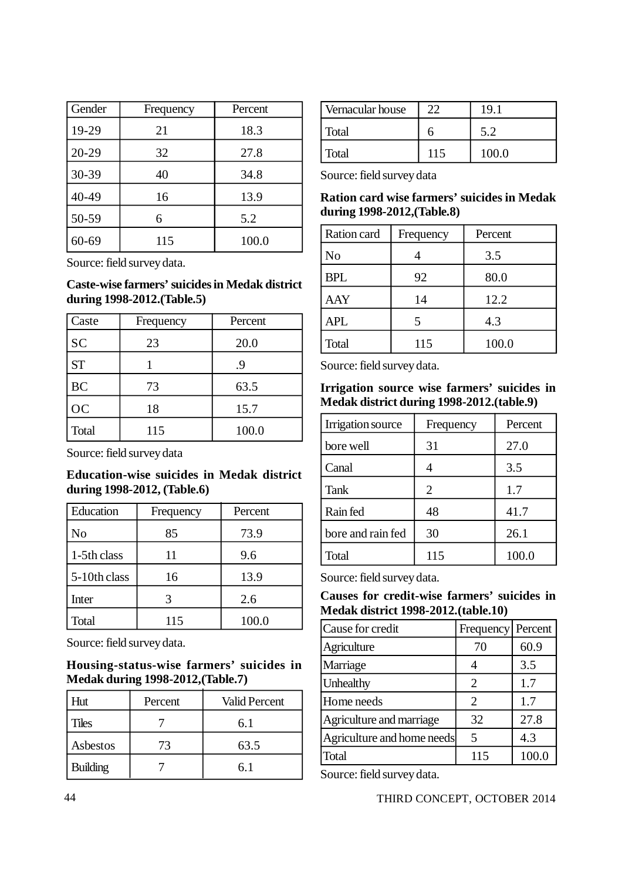| Gender | Frequency | Percent |
|---|---|---|
| 19-29 | 21 | 18.3 |
| 20-29 | 32 | 27.8 |
| 30-39 | 40 | 34.8 |
| 40-49 | 16 | 13.9 |
| 50-59 | 6 | 5.2 |
| 60-69 | 115 | 100.0 |

Source: field survey data.

**Caste-wise farmers' suicides in Medak district during 1998-2012.(Table.5)**

| Caste | Frequency | Percent |
|---|---|---|
| SC | 23 | 20.0 |
| ST | 1 | .9 |
| BC | 73 | 63.5 |
| OC | 18 | 15.7 |
| Total | 115 | 100.0 |

Source: field survey data

**Education-wise suicides in Medak district during 1998-2012, (Table.6)**

| Education | Frequency | Percent |
|---|---|---|
| No | 85 | 73.9 |
| 1-5th class | 11 | 9.6 |
| 5-10th class | 16 | 13.9 |
| Inter | 3 | 2.6 |
| Total | 115 | 100.0 |

Source: field survey data.

**Housing-status-wise farmers' suicides in Medak during 1998-2012,(Table.7)**

| Hut | Percent | Valid Percent |
|---|---|---|
| Tiles | 7 | 6.1 |
| Asbestos | 73 | 63.5 |
| Building | 7 | 6.1 |
| Vernacular house | 22 | 19.1 |
| Total | 6 | 5.2 |
| Total | 115 | 100.0 |

Source: field survey data

**Ration card wise farmers' suicides in Medak during 1998-2012,(Table.8)**

| Ration card | Frequency | Percent |
|---|---|---|
| No | 4 | 3.5 |
| BPL | 92 | 80.0 |
| AAY | 14 | 12.2 |
| APL | 5 | 4.3 |
| Total | 115 | 100.0 |

Source: field survey data.

**Irrigation source wise farmers' suicides in Medak district during 1998-2012.(table.9)**

| Irrigation source | Frequency | Percent |
|---|---|---|
| bore well | 31 | 27.0 |
| Canal | 4 | 3.5 |
| Tank | 2 | 1.7 |
| Rain fed | 48 | 41.7 |
| bore and rain fed | 30 | 26.1 |
| Total | 115 | 100.0 |

Source: field survey data.

**Causes for credit-wise farmers' suicides in Medak district 1998-2012.(table.10)**

| Cause for credit | Frequency | Percent |
|---|---|---|
| Agriculture | 70 | 60.9 |
| Marriage | 4 | 3.5 |
| Unhealthy | 2 | 1.7 |
| Home needs | 2 | 1.7 |
| Agriculture and marriage | 32 | 27.8 |
| Agriculture and home needs | 5 | 4.3 |
| Total | 115 | 100.0 |

Source: field survey data.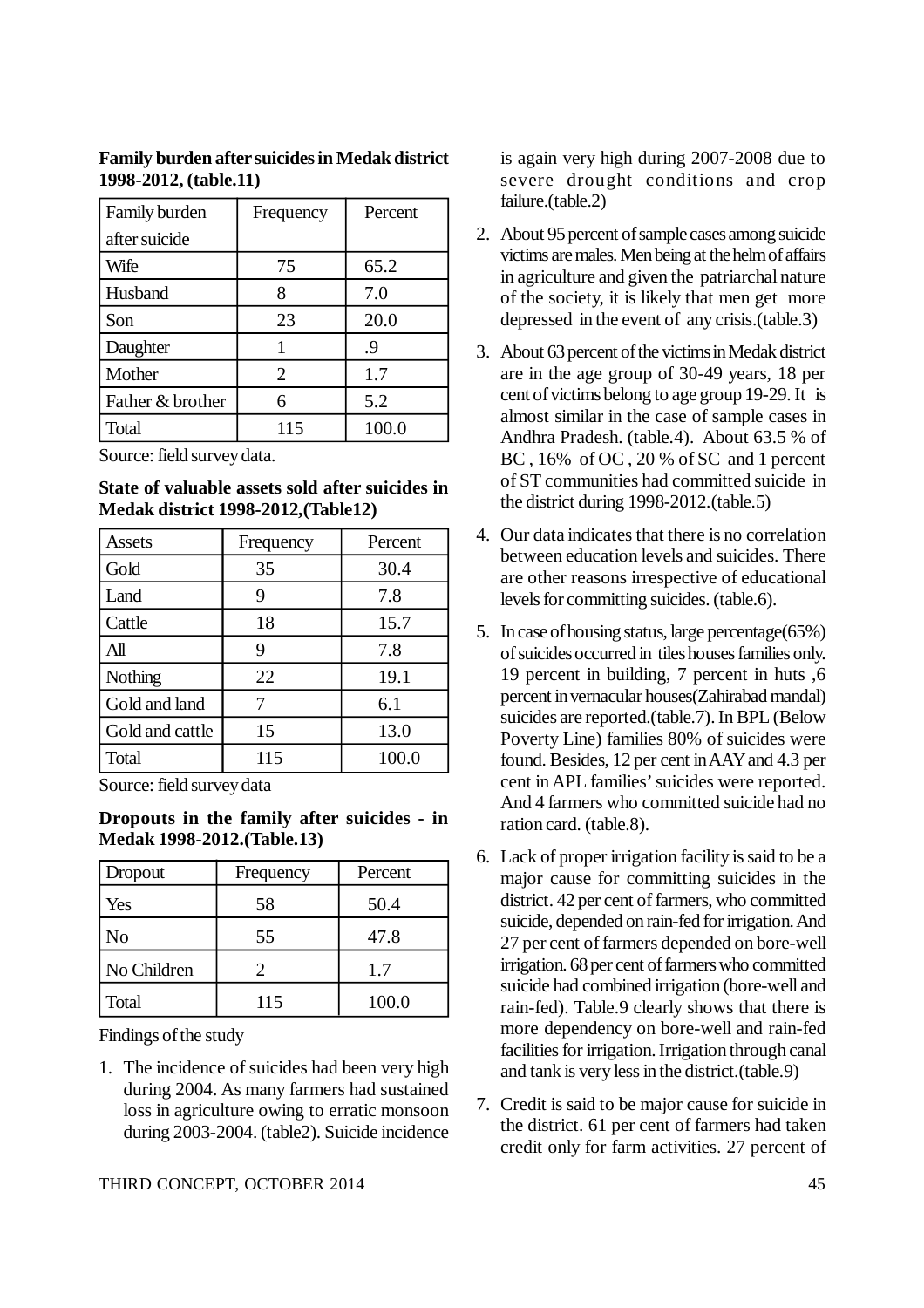**Family burden after suicides in Medak district 1998-2012, (table.11)**

| Family burden after suicide | Frequency | Percent |
|---|---|---|
| Wife | 75 | 65.2 |
| Husband | 8 | 7.0 |
| Son | 23 | 20.0 |
| Daughter | 1 | .9 |
| Mother | 2 | 1.7 |
| Father & brother | 6 | 5.2 |
| Total | 115 | 100.0 |

Source: field survey data.

**State of valuable assets sold after suicides in Medak district 1998-2012,(Table12)**

| Assets | Frequency | Percent |
|---|---|---|
| Gold | 35 | 30.4 |
| Land | 9 | 7.8 |
| Cattle | 18 | 15.7 |
| All | 9 | 7.8 |
| Nothing | 22 | 19.1 |
| Gold and land | 7 | 6.1 |
| Gold and cattle | 15 | 13.0 |
| Total | 115 | 100.0 |

Source: field survey data

**Dropouts in the family after suicides - in Medak 1998-2012.(Table.13)**

| Dropout | Frequency | Percent |
|---|---|---|
| Yes | 58 | 50.4 |
| No | 55 | 47.8 |
| No Children | 2 | 1.7 |
| Total | 115 | 100.0 |

Findings of the study

1. The incidence of suicides had been very high during 2004. As many farmers had sustained loss in agriculture owing to erratic monsoon during 2003-2004. (table2). Suicide incidence is again very high during 2007-2008 due to severe drought conditions and crop failure.(table.2)
2. About 95 percent of sample cases among suicide victims are males. Men being at the helm of affairs in agriculture and given the patriarchal nature of the society, it is likely that men get more depressed in the event of any crisis.(table.3)
3. About 63 percent of the victims in Medak district are in the age group of 30-49 years, 18 per cent of victims belong to age group 19-29. It is almost similar in the case of sample cases in Andhra Pradesh. (table.4). About 63.5 % of BC , 16% of OC , 20 % of SC and 1 percent of ST communities had committed suicide in the district during 1998-2012.(table.5)
4. Our data indicates that there is no correlation between education levels and suicides. There are other reasons irrespective of educational levels for committing suicides. (table.6).
5. In case of housing status, large percentage(65%) of suicides occurred in tiles houses families only. 19 percent in building, 7 percent in huts ,6 percent in vernacular houses(Zahirabad mandal) suicides are reported.(table.7). In BPL (Below Poverty Line) families 80% of suicides were found. Besides, 12 per cent in AAY and 4.3 per cent in APL families' suicides were reported. And 4 farmers who committed suicide had no ration card. (table.8).
6. Lack of proper irrigation facility is said to be a major cause for committing suicides in the district. 42 per cent of farmers, who committed suicide, depended on rain-fed for irrigation. And 27 per cent of farmers depended on bore-well irrigation. 68 per cent of farmers who committed suicide had combined irrigation (bore-well and rain-fed). Table.9 clearly shows that there is more dependency on bore-well and rain-fed facilities for irrigation. Irrigation through canal and tank is very less in the district.(table.9)
7. Credit is said to be major cause for suicide in the district. 61 per cent of farmers had taken credit only for farm activities. 27 percent of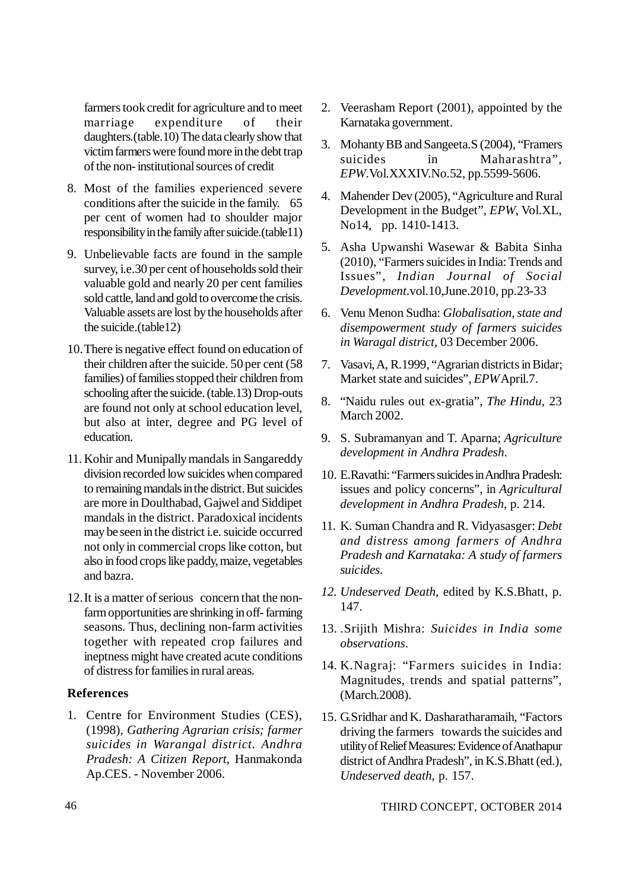farmers took credit for agriculture and to meet marriage expenditure of their daughters.(table.10) The data clearly show that victim farmers were found more in the debt trap of the non- institutional sources of credit

8. Most of the families experienced severe conditions after the suicide in the family. 65 per cent of women had to shoulder major responsibility in the family after suicide.(table11)

9. Unbelievable facts are found in the sample survey, i.e.30 per cent of households sold their valuable gold and nearly 20 per cent families sold cattle, land and gold to overcome the crisis. Valuable assets are lost by the households after the suicide.(table12)

10. There is negative effect found on education of their children after the suicide. 50 per cent (58 families) of families stopped their children from schooling after the suicide. (table.13) Drop-outs are found not only at school education level, but also at inter, degree and PG level of education.

11. Kohir and Munipally mandals in Sangareddy division recorded low suicides when compared to remaining mandals in the district. But suicides are more in Doulthabad, Gajwel and Siddipet mandals in the district. Paradoxical incidents may be seen in the district i.e. suicide occurred not only in commercial crops like cotton, but also in food crops like paddy, maize, vegetables and bazra.

12. It is a matter of serious concern that the non-farm opportunities are shrinking in off- farming seasons. Thus, declining non-farm activities together with repeated crop failures and ineptness might have created acute conditions of distress for families in rural areas.

### References

1. Centre for Environment Studies (CES), (1998), *Gathering Agrarian crisis; farmer suicides in Warangal district. Andhra Pradesh: A Citizen Report*, Hanmakonda Ap.CES. - November 2006.
2. Veerasham Report (2001), appointed by the Karnataka government.
3. Mohanty BB and Sangeeta.S (2004), "Framers suicides in Maharashtra", *EPW*.Vol.XXXIV.No.52, pp.5599-5606.
4. Mahender Dev (2005), "Agriculture and Rural Development in the Budget", *EPW*, Vol.XL, No14, pp. 1410-1413.
5. Asha Upwanshi Wasewar & Babita Sinha (2010), "Farmers suicides in India: Trends and Issues", *Indian Journal of Social Development*.vol.10,June.2010, pp.23-33
6. Venu Menon Sudha: *Globalisation, state and disempowerment study of farmers suicides in Waragal district,* 03 December 2006.
7. Vasavi, A, R.1999, "Agrarian districts in Bidar; Market state and suicides", *EPW* April.7.
8. "Naidu rules out ex-gratia", *The Hindu*, 23 March 2002.
9. S. Subramanyan and T. Aparna; *Agriculture development in Andhra Pradesh.*
10. E.Ravathi: "Farmers suicides in Andhra Pradesh: issues and policy concerns", in *Agricultural development in Andhra Pradesh*, p. 214.
11. K. Suman Chandra and R. Vidyasasger: *Debt and distress among farmers of Andhra Pradesh and Karnataka: A study of farmers suicides.*
12. *Undeserved Death*, edited by K.S.Bhatt, p. 147.
13. .Srijith Mishra: *Suicides in India some observations*.
14. K.Nagraj: "Farmers suicides in India: Magnitudes, trends and spatial patterns", (March.2008).
15. G.Sridhar and K. Dasharatharamaih, "Factors driving the farmers towards the suicides and utility of Relief Measures: Evidence of Anathapur district of Andhra Pradesh", in K.S.Bhatt (ed.), *Undeserved death*, p. 157.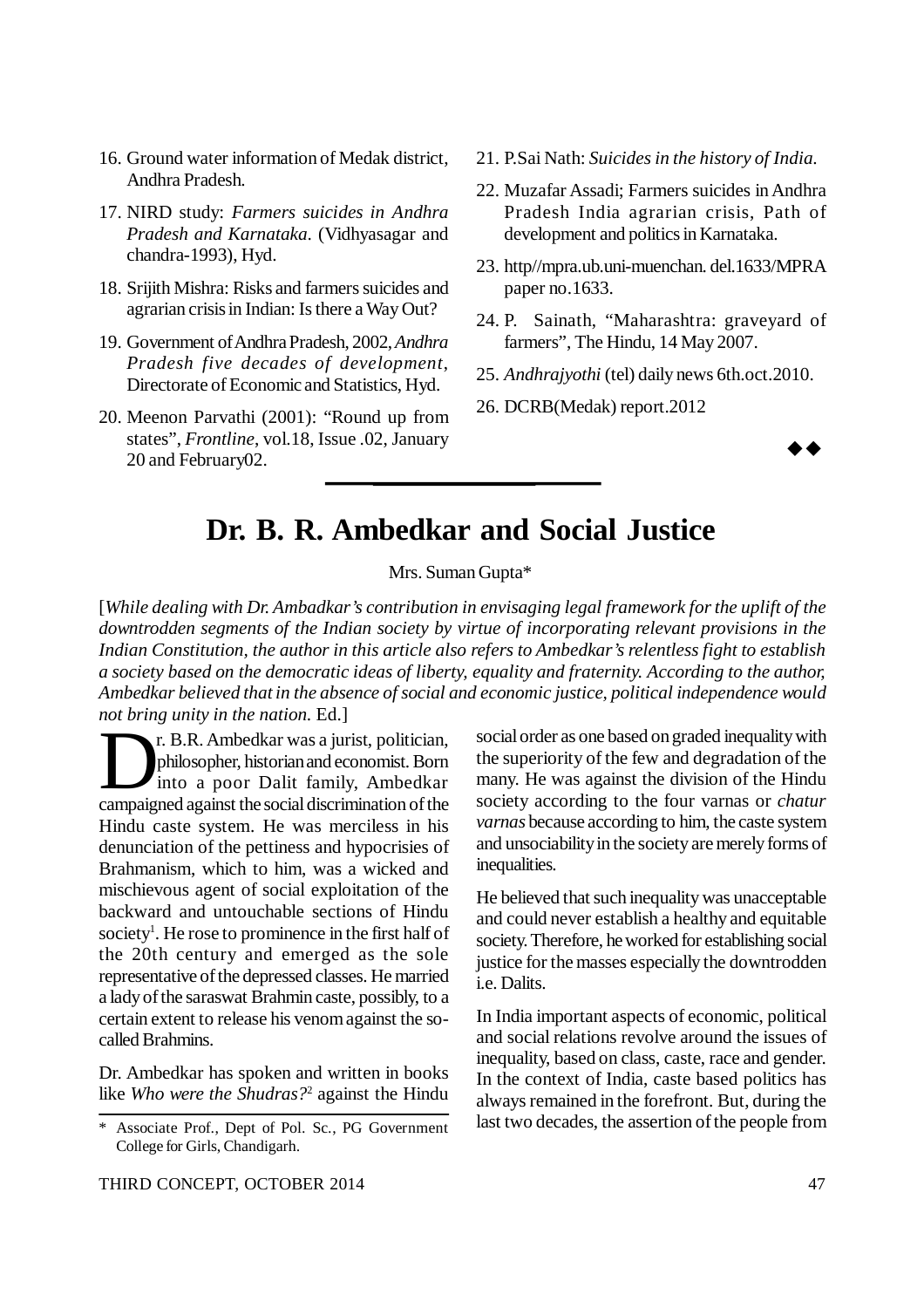16. Ground water information of Medak district, Andhra Pradesh.
17. NIRD study: *Farmers suicides in Andhra Pradesh and Karnataka*. (Vidhyasagar and chandra-1993), Hyd.
18. Srijith Mishra: Risks and farmers suicides and agrarian crisis in Indian: Is there a Way Out?
19. Government of Andhra Pradesh, 2002, *Andhra Pradesh five decades of development*, Directorate of Economic and Statistics, Hyd.
20. Meenon Parvathi (2001): "Round up from states", *Frontline*, vol.18, Issue .02, January 20 and February02.
21. P.Sai Nath: *Suicides in the history of India.*
22. Muzafar Assadi; Farmers suicides in Andhra Pradesh India agrarian crisis, Path of development and politics in Karnataka.
23. http//mpra.ub.uni-muenchan. del.1633/MPRA paper no.1633.
24. P. Sainath, "Maharashtra: graveyard of farmers", The Hindu, 14 May 2007.
25. *Andhrajyothi* (tel) daily news 6th.oct.2010.
26. DCRB(Medak) report.2012

◆◆

# Dr. B. R. Ambedkar and Social Justice

Mrs. Suman Gupta*

[*While dealing with Dr. Ambadkar's contribution in envisaging legal framework for the uplift of the downtrodden segments of the Indian society by virtue of incorporating relevant provisions in the Indian Constitution, the author in this article also refers to Ambedkar's relentless fight to establish a society based on the democratic ideas of liberty, equality and fraternity. According to the author, Ambedkar believed that in the absence of social and economic justice, political independence would not bring unity in the nation.* Ed.]

Dr. B.R. Ambedkar was a jurist, politician, philosopher, historian and economist. Born into a poor Dalit family, Ambedkar campaigned against the social discrimination of the Hindu caste system. He was merciless in his denunciation of the pettiness and hypocrisies of Brahmanism, which to him, was a wicked and mischievous agent of social exploitation of the backward and untouchable sections of Hindu society[1]. He rose to prominence in the first half of the 20th century and emerged as the sole representative of the depressed classes. He married a lady of the saraswat Brahmin caste, possibly, to a certain extent to release his venom against the so-called Brahmins.

Dr. Ambedkar has spoken and written in books like *Who were the Shudras?*[2] against the Hindu social order as one based on graded inequality with the superiority of the few and degradation of the many. He was against the division of the Hindu society according to the four varnas or *chatur varnas* because according to him, the caste system and unsociability in the society are merely forms of inequalities.

He believed that such inequality was unacceptable and could never establish a healthy and equitable society. Therefore, he worked for establishing social justice for the masses especially the downtrodden i.e. Dalits.

In India important aspects of economic, political and social relations revolve around the issues of inequality, based on class, caste, race and gender. In the context of India, caste based politics has always remained in the forefront. But, during the last two decades, the assertion of the people from

\* Associate Prof., Dept of Pol. Sc., PG Government College for Girls, Chandigarh.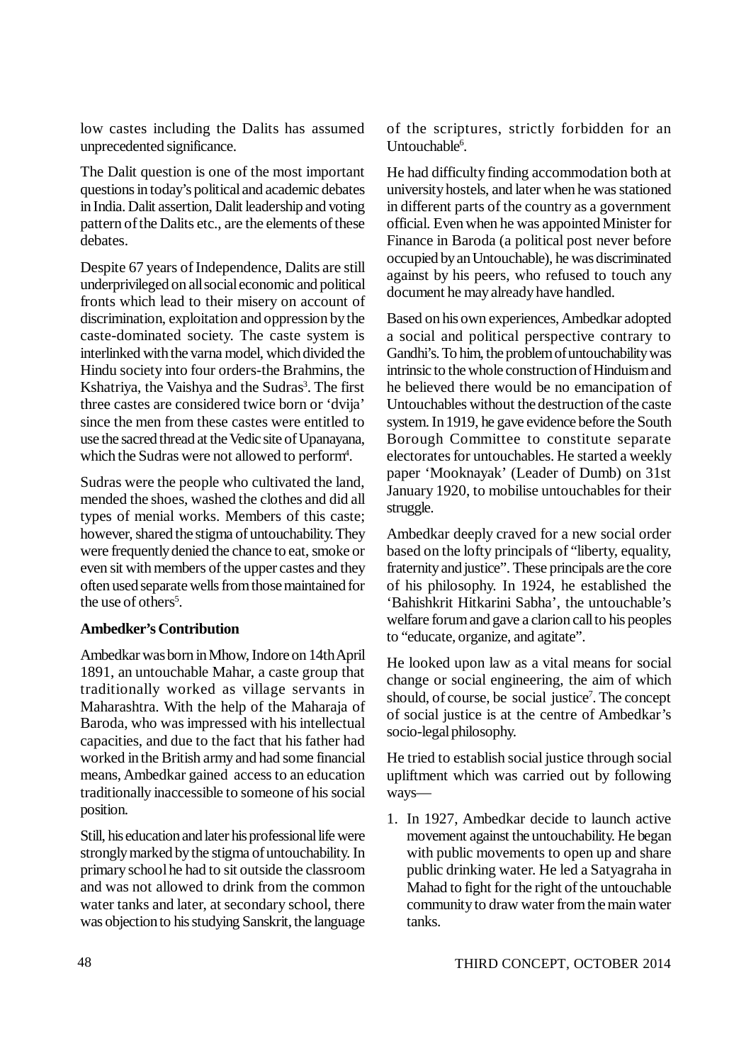low castes including the Dalits has assumed unprecedented significance.

The Dalit question is one of the most important questions in today's political and academic debates in India. Dalit assertion, Dalit leadership and voting pattern of the Dalits etc., are the elements of these debates.

Despite 67 years of Independence, Dalits are still underprivileged on all social economic and political fronts which lead to their misery on account of discrimination, exploitation and oppression by the caste-dominated society. The caste system is interlinked with the varna model, which divided the Hindu society into four orders-the Brahmins, the Kshatriya, the Vaishya and the Sudras[3]. The first three castes are considered twice born or 'dvija' since the men from these castes were entitled to use the sacred thread at the Vedic site of Upanayana, which the Sudras were not allowed to perform[4].

Sudras were the people who cultivated the land, mended the shoes, washed the clothes and did all types of menial works. Members of this caste; however, shared the stigma of untouchability. They were frequently denied the chance to eat, smoke or even sit with members of the upper castes and they often used separate wells from those maintained for the use of others[5].

**Ambedker's Contribution**

Ambedkar was born in Mhow, Indore on 14th April 1891, an untouchable Mahar, a caste group that traditionally worked as village servants in Maharashtra. With the help of the Maharaja of Baroda, who was impressed with his intellectual capacities, and due to the fact that his father had worked in the British army and had some financial means, Ambedkar gained access to an education traditionally inaccessible to someone of his social position.

Still, his education and later his professional life were strongly marked by the stigma of untouchability. In primary school he had to sit outside the classroom and was not allowed to drink from the common water tanks and later, at secondary school, there was objection to his studying Sanskrit, the language of the scriptures, strictly forbidden for an Untouchable[6].

He had difficulty finding accommodation both at university hostels, and later when he was stationed in different parts of the country as a government official. Even when he was appointed Minister for Finance in Baroda (a political post never before occupied by an Untouchable), he was discriminated against by his peers, who refused to touch any document he may already have handled.

Based on his own experiences, Ambedkar adopted a social and political perspective contrary to Gandhi's. To him, the problem of untouchability was intrinsic to the whole construction of Hinduism and he believed there would be no emancipation of Untouchables without the destruction of the caste system. In 1919, he gave evidence before the South Borough Committee to constitute separate electorates for untouchables. He started a weekly paper 'Mooknayak' (Leader of Dumb) on 31st January 1920, to mobilise untouchables for their struggle.

Ambedkar deeply craved for a new social order based on the lofty principals of "liberty, equality, fraternity and justice". These principals are the core of his philosophy. In 1924, he established the 'Bahishkrit Hitkarini Sabha', the untouchable's welfare forum and gave a clarion call to his peoples to "educate, organize, and agitate".

He looked upon law as a vital means for social change or social engineering, the aim of which should, of course, be social justice[7]. The concept of social justice is at the centre of Ambedkar's socio-legal philosophy.

He tried to establish social justice through social upliftment which was carried out by following ways—

1. In 1927, Ambedkar decide to launch active movement against the untouchability. He began with public movements to open up and share public drinking water. He led a Satyagraha in Mahad to fight for the right of the untouchable community to draw water from the main water tanks.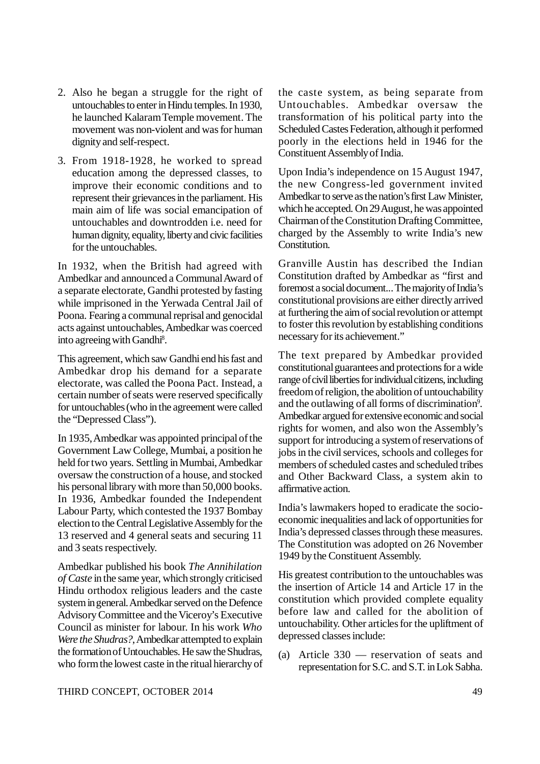2. Also he began a struggle for the right of untouchables to enter in Hindu temples. In 1930, he launched Kalaram Temple movement. The movement was non-violent and was for human dignity and self-respect.

3. From 1918-1928, he worked to spread education among the depressed classes, to improve their economic conditions and to represent their grievances in the parliament. His main aim of life was social emancipation of untouchables and downtrodden i.e. need for human dignity, equality, liberty and civic facilities for the untouchables.

In 1932, when the British had agreed with Ambedkar and announced a Communal Award of a separate electorate, Gandhi protested by fasting while imprisoned in the Yerwada Central Jail of Poona. Fearing a communal reprisal and genocidal acts against untouchables, Ambedkar was coerced into agreeing with Gandhi[8].

This agreement, which saw Gandhi end his fast and Ambedkar drop his demand for a separate electorate, was called the Poona Pact. Instead, a certain number of seats were reserved specifically for untouchables (who in the agreement were called the "Depressed Class").

In 1935, Ambedkar was appointed principal of the Government Law College, Mumbai, a position he held for two years. Settling in Mumbai, Ambedkar oversaw the construction of a house, and stocked his personal library with more than 50,000 books. In 1936, Ambedkar founded the Independent Labour Party, which contested the 1937 Bombay election to the Central Legislative Assembly for the 13 reserved and 4 general seats and securing 11 and 3 seats respectively.

Ambedkar published his book *The Annihilation of Caste* in the same year, which strongly criticised Hindu orthodox religious leaders and the caste system in general. Ambedkar served on the Defence Advisory Committee and the Viceroy's Executive Council as minister for labour. In his work *Who Were the Shudras?*, Ambedkar attempted to explain the formation of Untouchables. He saw the Shudras, who form the lowest caste in the ritual hierarchy of the caste system, as being separate from Untouchables. Ambedkar oversaw the transformation of his political party into the Scheduled Castes Federation, although it performed poorly in the elections held in 1946 for the Constituent Assembly of India.

Upon India's independence on 15 August 1947, the new Congress-led government invited Ambedkar to serve as the nation's first Law Minister, which he accepted. On 29 August, he was appointed Chairman of the Constitution Drafting Committee, charged by the Assembly to write India's new Constitution.

Granville Austin has described the Indian Constitution drafted by Ambedkar as "first and foremost a social document... The majority of India's constitutional provisions are either directly arrived at furthering the aim of social revolution or attempt to foster this revolution by establishing conditions necessary for its achievement."

The text prepared by Ambedkar provided constitutional guarantees and protections for a wide range of civil liberties for individual citizens, including freedom of religion, the abolition of untouchability and the outlawing of all forms of discrimination[9]. Ambedkar argued for extensive economic and social rights for women, and also won the Assembly's support for introducing a system of reservations of jobs in the civil services, schools and colleges for members of scheduled castes and scheduled tribes and Other Backward Class, a system akin to affirmative action.

India's lawmakers hoped to eradicate the socio-economic inequalities and lack of opportunities for India's depressed classes through these measures. The Constitution was adopted on 26 November 1949 by the Constituent Assembly.

His greatest contribution to the untouchables was the insertion of Article 14 and Article 17 in the constitution which provided complete equality before law and called for the abolition of untouchability. Other articles for the upliftment of depressed classes include:

(a) Article 330 — reservation of seats and representation for S.C. and S.T. in Lok Sabha.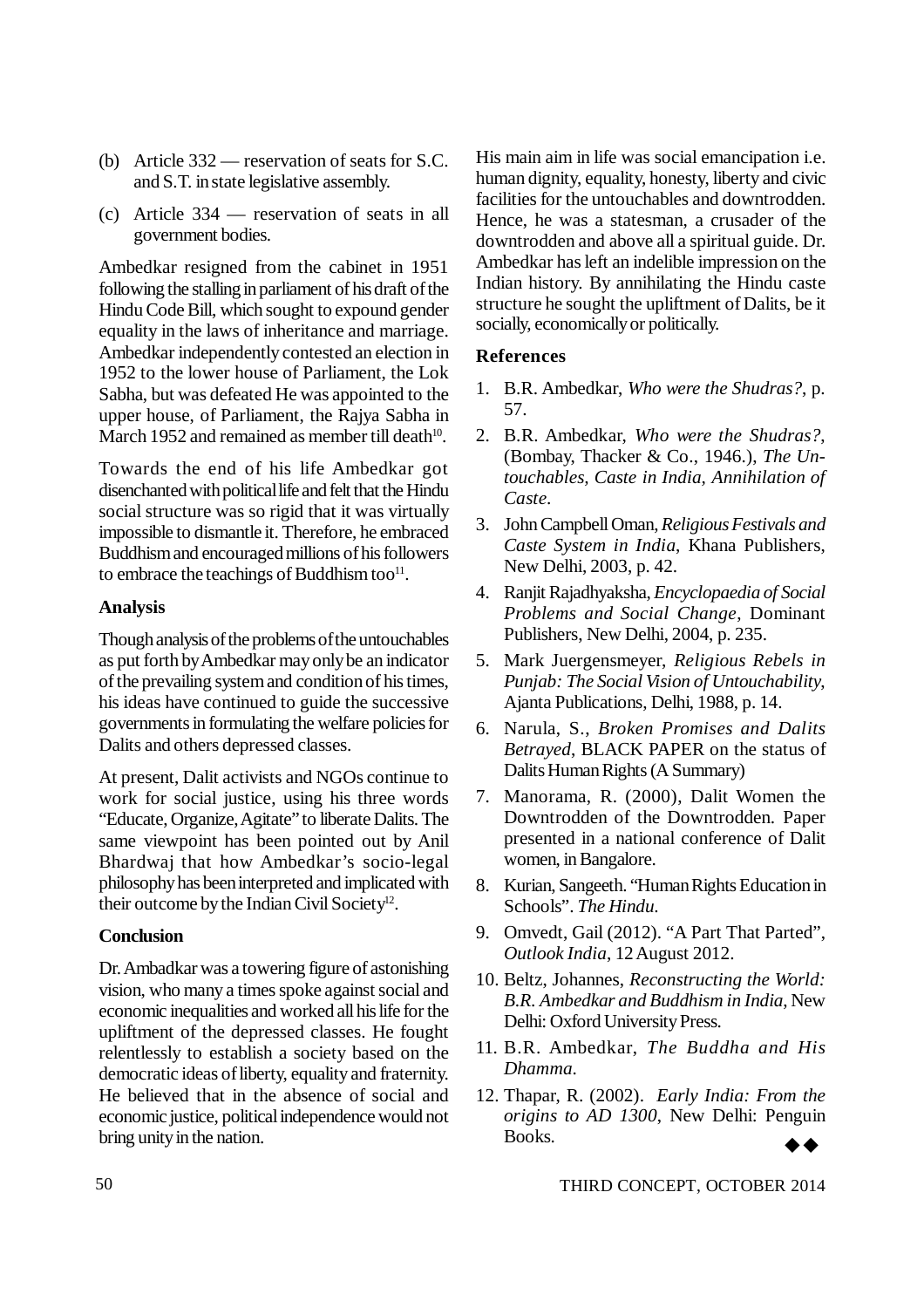(b) Article 332 — reservation of seats for S.C. and S.T. in state legislative assembly.

(c) Article 334 — reservation of seats in all government bodies.

Ambedkar resigned from the cabinet in 1951 following the stalling in parliament of his draft of the Hindu Code Bill, which sought to expound gender equality in the laws of inheritance and marriage. Ambedkar independently contested an election in 1952 to the lower house of Parliament, the Lok Sabha, but was defeated He was appointed to the upper house, of Parliament, the Rajya Sabha in March 1952 and remained as member till death[10].

Towards the end of his life Ambedkar got disenchanted with political life and felt that the Hindu social structure was so rigid that it was virtually impossible to dismantle it. Therefore, he embraced Buddhism and encouraged millions of his followers to embrace the teachings of Buddhism too[11].

### Analysis

Though analysis of the problems of the untouchables as put forth by Ambedkar may only be an indicator of the prevailing system and condition of his times, his ideas have continued to guide the successive governments in formulating the welfare policies for Dalits and others depressed classes.

At present, Dalit activists and NGOs continue to work for social justice, using his three words "Educate, Organize, Agitate" to liberate Dalits. The same viewpoint has been pointed out by Anil Bhardwaj that how Ambedkar's socio-legal philosophy has been interpreted and implicated with their outcome by the Indian Civil Society[12].

### Conclusion

Dr. Ambadkar was a towering figure of astonishing vision, who many a times spoke against social and economic inequalities and worked all his life for the upliftment of the depressed classes. He fought relentlessly to establish a society based on the democratic ideas of liberty, equality and fraternity. He believed that in the absence of social and economic justice, political independence would not bring unity in the nation.

His main aim in life was social emancipation i.e. human dignity, equality, honesty, liberty and civic facilities for the untouchables and downtrodden. Hence, he was a statesman, a crusader of the downtrodden and above all a spiritual guide. Dr. Ambedkar has left an indelible impression on the Indian history. By annihilating the Hindu caste structure he sought the upliftment of Dalits, be it socially, economically or politically.

### References

1. B.R. Ambedkar, *Who were the Shudras?*, p. 57.
2. B.R. Ambedkar, *Who were the Shudras?*, (Bombay, Thacker & Co., 1946.), *The Untouchables, Caste in India, Annihilation of Caste*.
3. John Campbell Oman, *Religious Festivals and Caste System in India*, Khana Publishers, New Delhi, 2003, p. 42.
4. Ranjit Rajadhyaksha, *Encyclopaedia of Social Problems and Social Change*, Dominant Publishers, New Delhi, 2004, p. 235.
5. Mark Juergensmeyer, *Religious Rebels in Punjab: The Social Vision of Untouchability*, Ajanta Publications, Delhi, 1988, p. 14.
6. Narula, S., *Broken Promises and Dalits Betrayed*, BLACK PAPER on the status of Dalits Human Rights (A Summary)
7. Manorama, R. (2000), Dalit Women the Downtrodden of the Downtrodden. Paper presented in a national conference of Dalit women, in Bangalore.
8. Kurian, Sangeeth. "Human Rights Education in Schools". *The Hindu*.
9. Omvedt, Gail (2012). "A Part That Parted", *Outlook India*, 12 August 2012.
10. Beltz, Johannes, *Reconstructing the World: B.R. Ambedkar and Buddhism in India*, New Delhi: Oxford University Press.
11. B.R. Ambedkar, *The Buddha and His Dhamma*.
12. Thapar, R. (2002). *Early India: From the origins to AD 1300*, New Delhi: Penguin Books.

◆◆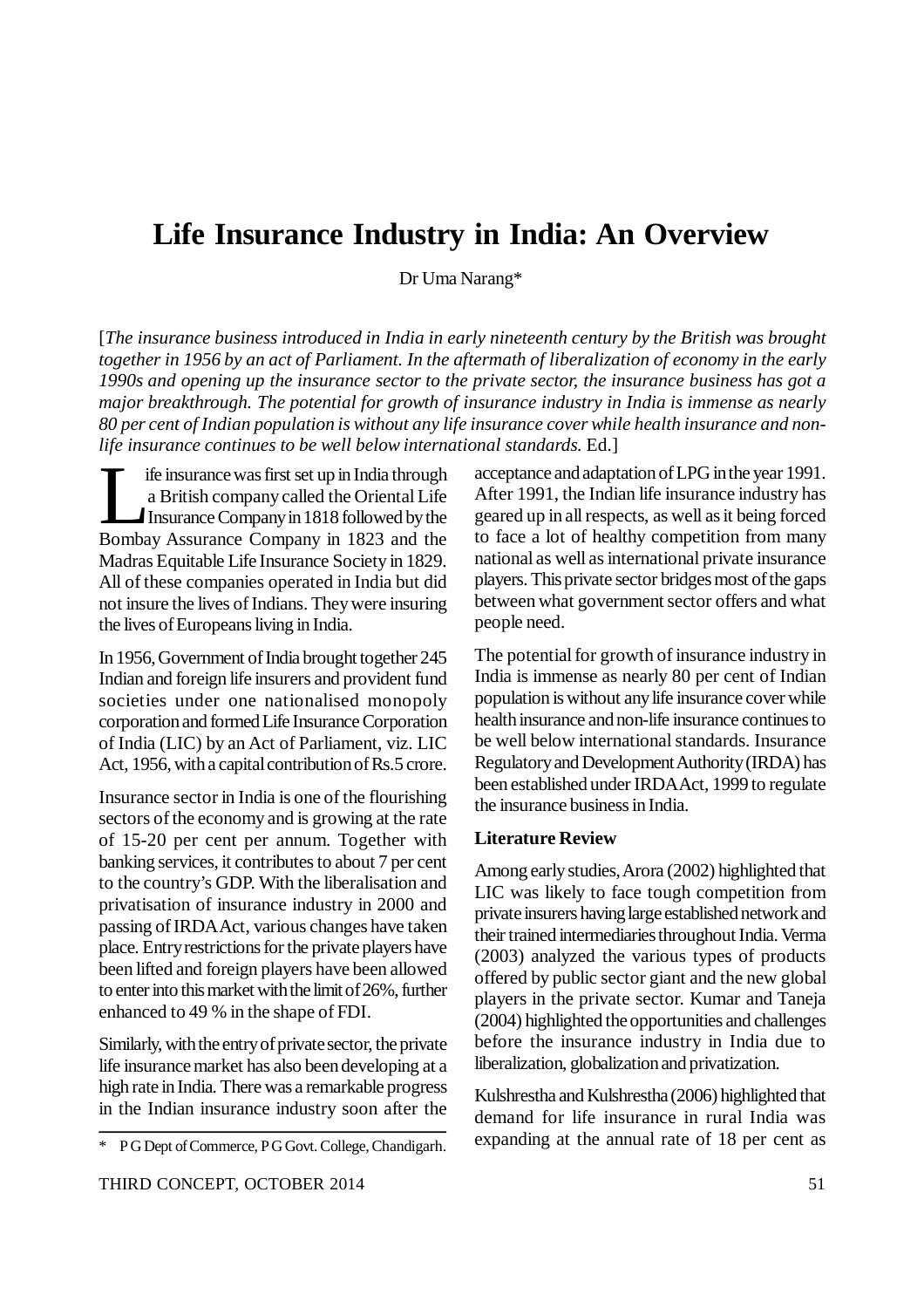# Life Insurance Industry in India: An Overview

Dr Uma Narang*

[*The insurance business introduced in India in early nineteenth century by the British was brought together in 1956 by an act of Parliament. In the aftermath of liberalization of economy in the early 1990s and opening up the insurance sector to the private sector, the insurance business has got a major breakthrough. The potential for growth of insurance industry in India is immense as nearly 80 per cent of Indian population is without any life insurance cover while health insurance and non-life insurance continues to be well below international standards.* Ed.]

Life insurance was first set up in India through a British company called the Oriental Life Insurance Company in 1818 followed by the Bombay Assurance Company in 1823 and the Madras Equitable Life Insurance Society in 1829. All of these companies operated in India but did not insure the lives of Indians. They were insuring the lives of Europeans living in India.

In 1956, Government of India brought together 245 Indian and foreign life insurers and provident fund societies under one nationalised monopoly corporation and formed Life Insurance Corporation of India (LIC) by an Act of Parliament, viz. LIC Act, 1956, with a capital contribution of Rs.5 crore.

Insurance sector in India is one of the flourishing sectors of the economy and is growing at the rate of 15-20 per cent per annum. Together with banking services, it contributes to about 7 per cent to the country's GDP. With the liberalisation and privatisation of insurance industry in 2000 and passing of IRDA Act, various changes have taken place. Entry restrictions for the private players have been lifted and foreign players have been allowed to enter into this market with the limit of 26%, further enhanced to 49 % in the shape of FDI.

Similarly, with the entry of private sector, the private life insurance market has also been developing at a high rate in India. There was a remarkable progress in the Indian insurance industry soon after the acceptance and adaptation of LPG in the year 1991. After 1991, the Indian life insurance industry has geared up in all respects, as well as it being forced to face a lot of healthy competition from many national as well as international private insurance players. This private sector bridges most of the gaps between what government sector offers and what people need.

The potential for growth of insurance industry in India is immense as nearly 80 per cent of Indian population is without any life insurance cover while health insurance and non-life insurance continues to be well below international standards. Insurance Regulatory and Development Authority (IRDA) has been established under IRDA Act, 1999 to regulate the insurance business in India.

### Literature Review

Among early studies, Arora (2002) highlighted that LIC was likely to face tough competition from private insurers having large established network and their trained intermediaries throughout India. Verma (2003) analyzed the various types of products offered by public sector giant and the new global players in the private sector. Kumar and Taneja (2004) highlighted the opportunities and challenges before the insurance industry in India due to liberalization, globalization and privatization.

Kulshrestha and Kulshrestha (2006) highlighted that demand for life insurance in rural India was expanding at the annual rate of 18 per cent as

\* P G Dept of Commerce, P G Govt. College, Chandigarh.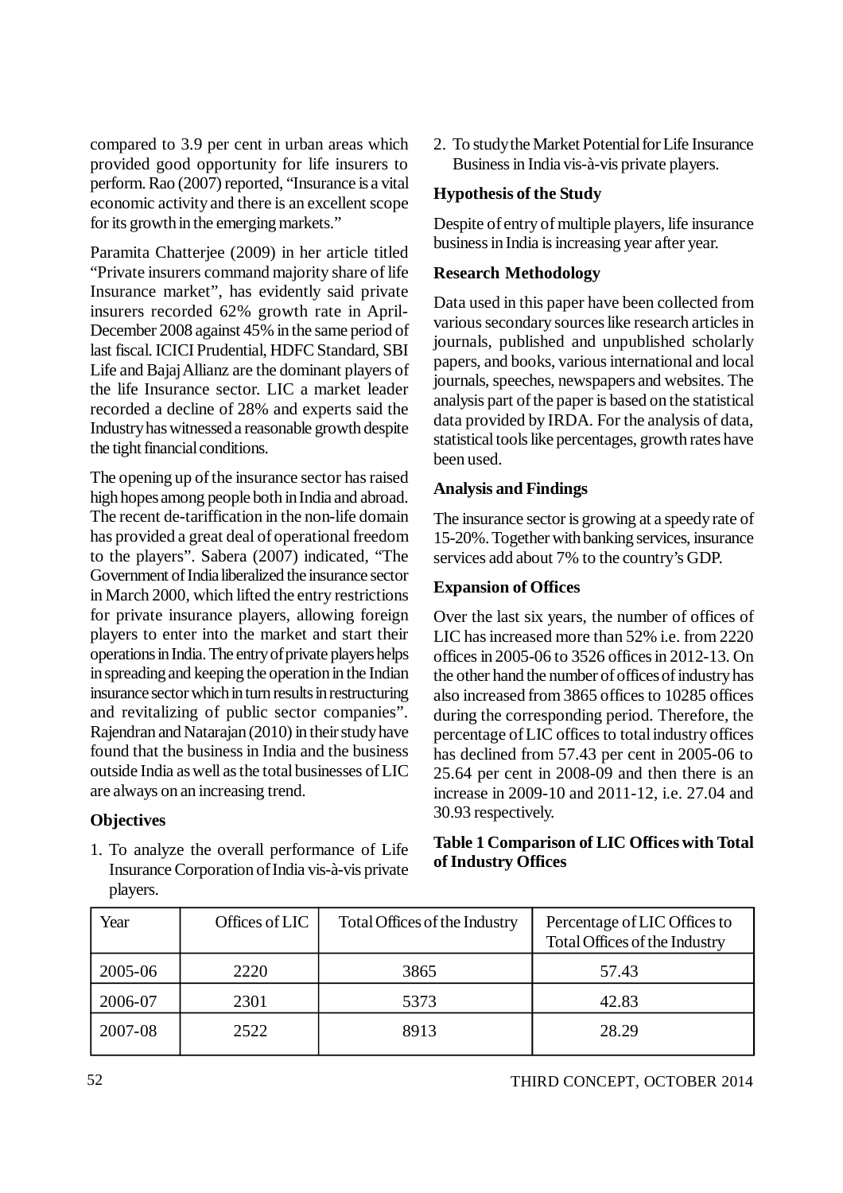compared to 3.9 per cent in urban areas which provided good opportunity for life insurers to perform. Rao (2007) reported, "Insurance is a vital economic activity and there is an excellent scope for its growth in the emerging markets."

Paramita Chatterjee (2009) in her article titled "Private insurers command majority share of life Insurance market", has evidently said private insurers recorded 62% growth rate in April-December 2008 against 45% in the same period of last fiscal. ICICI Prudential, HDFC Standard, SBI Life and Bajaj Allianz are the dominant players of the life Insurance sector. LIC a market leader recorded a decline of 28% and experts said the Industry has witnessed a reasonable growth despite the tight financial conditions.

The opening up of the insurance sector has raised high hopes among people both in India and abroad. The recent de-tariffication in the non-life domain has provided a great deal of operational freedom to the players". Sabera (2007) indicated, "The Government of India liberalized the insurance sector in March 2000, which lifted the entry restrictions for private insurance players, allowing foreign players to enter into the market and start their operations in India. The entry of private players helps in spreading and keeping the operation in the Indian insurance sector which in turn results in restructuring and revitalizing of public sector companies". Rajendran and Natarajan (2010) in their study have found that the business in India and the business outside India as well as the total businesses of LIC are always on an increasing trend.

**Objectives**

1. To analyze the overall performance of Life Insurance Corporation of India vis-à-vis private players.
2. To study the Market Potential for Life Insurance Business in India vis-à-vis private players.

**Hypothesis of the Study**

Despite of entry of multiple players, life insurance business in India is increasing year after year.

**Research Methodology**

Data used in this paper have been collected from various secondary sources like research articles in journals, published and unpublished scholarly papers, and books, various international and local journals, speeches, newspapers and websites. The analysis part of the paper is based on the statistical data provided by IRDA. For the analysis of data, statistical tools like percentages, growth rates have been used.

**Analysis and Findings**

The insurance sector is growing at a speedy rate of 15-20%. Together with banking services, insurance services add about 7% to the country's GDP.

**Expansion of Offices**

Over the last six years, the number of offices of LIC has increased more than 52% i.e. from 2220 offices in 2005-06 to 3526 offices in 2012-13. On the other hand the number of offices of industry has also increased from 3865 offices to 10285 offices during the corresponding period. Therefore, the percentage of LIC offices to total industry offices has declined from 57.43 per cent in 2005-06 to 25.64 per cent in 2008-09 and then there is an increase in 2009-10 and 2011-12, i.e. 27.04 and 30.93 respectively.

**Table 1 Comparison of LIC Offices with Total of Industry Offices**

| Year | Offices of LIC | Total Offices of the Industry | Percentage of LIC Offices to Total Offices of the Industry |
|---|---|---|---|
| 2005-06 | 2220 | 3865 | 57.43 |
| 2006-07 | 2301 | 5373 | 42.83 |
| 2007-08 | 2522 | 8913 | 28.29 |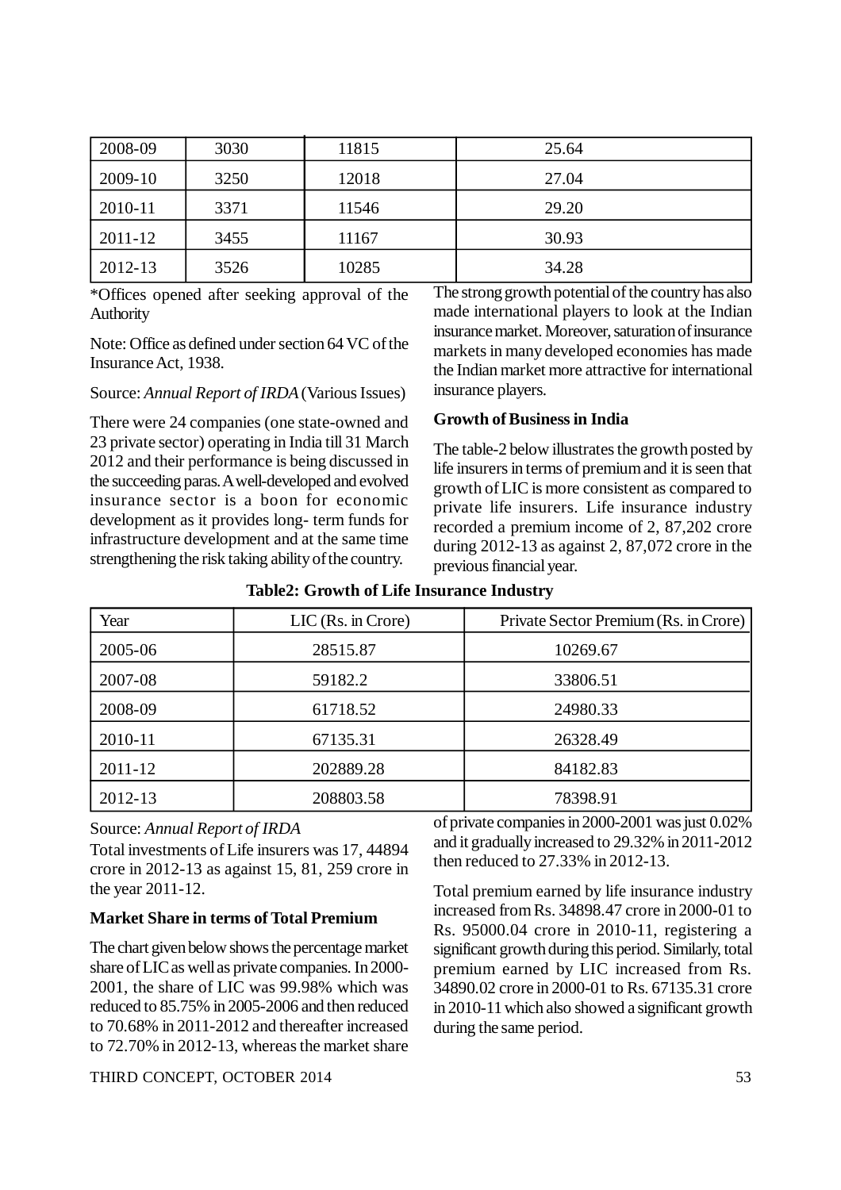| 2008-09 | 3030 | 11815 | 25.64 |
|---|---|---|---|
| 2009-10 | 3250 | 12018 | 27.04 |
| 2010-11 | 3371 | 11546 | 29.20 |
| 2011-12 | 3455 | 11167 | 30.93 |
| 2012-13 | 3526 | 10285 | 34.28 |

*Offices opened after seeking approval of the Authority

Note: Office as defined under section 64 VC of the Insurance Act, 1938.

Source: *Annual Report of IRDA* (Various Issues)

There were 24 companies (one state-owned and 23 private sector) operating in India till 31 March 2012 and their performance is being discussed in the succeeding paras. A well-developed and evolved insurance sector is a boon for economic development as it provides long- term funds for infrastructure development and at the same time strengthening the risk taking ability of the country.

The strong growth potential of the country has also made international players to look at the Indian insurance market. Moreover, saturation of insurance markets in many developed economies has made the Indian market more attractive for international insurance players.

**Growth of Business in India**

The table-2 below illustrates the growth posted by life insurers in terms of premium and it is seen that growth of LIC is more consistent as compared to private life insurers. Life insurance industry recorded a premium income of 2, 87,202 crore during 2012-13 as against 2, 87,072 crore in the previous financial year.

**Table2: Growth of Life Insurance Industry**

| Year | LIC (Rs. in Crore) | Private Sector Premium (Rs. in Crore) |
|---|---|---|
| 2005-06 | 28515.87 | 10269.67 |
| 2007-08 | 59182.2 | 33806.51 |
| 2008-09 | 61718.52 | 24980.33 |
| 2010-11 | 67135.31 | 26328.49 |
| 2011-12 | 202889.28 | 84182.83 |
| 2012-13 | 208803.58 | 78398.91 |

Source: *Annual Report of IRDA*

Total investments of Life insurers was 17, 44894 crore in 2012-13 as against 15, 81, 259 crore in the year 2011-12.

**Market Share in terms of Total Premium**

The chart given below shows the percentage market share of LIC as well as private companies. In 2000-2001, the share of LIC was 99.98% which was reduced to 85.75% in 2005-2006 and then reduced to 70.68% in 2011-2012 and thereafter increased to 72.70% in 2012-13, whereas the market share of private companies in 2000-2001 was just 0.02% and it gradually increased to 29.32% in 2011-2012 then reduced to 27.33% in 2012-13.

Total premium earned by life insurance industry increased from Rs. 34898.47 crore in 2000-01 to Rs. 95000.04 crore in 2010-11, registering a significant growth during this period. Similarly, total premium earned by LIC increased from Rs. 34890.02 crore in 2000-01 to Rs. 67135.31 crore in 2010-11 which also showed a significant growth during the same period.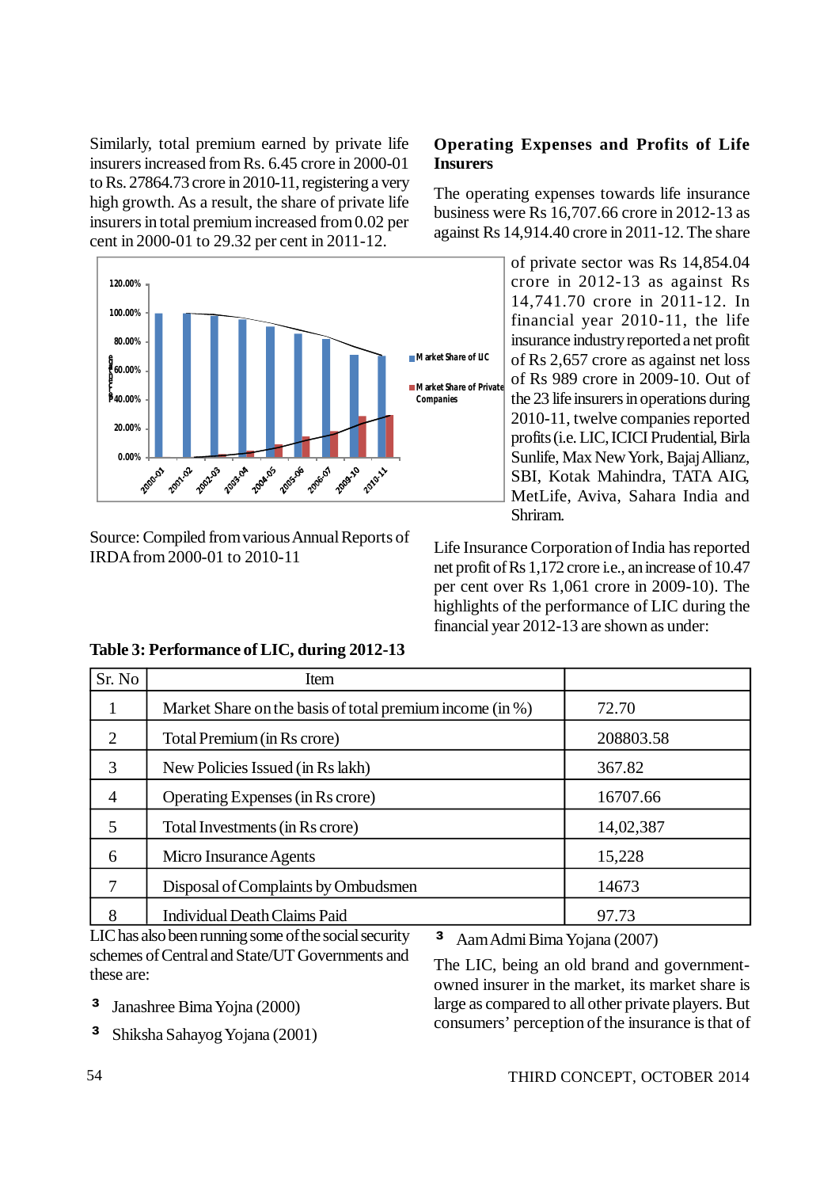Similarly, total premium earned by private life insurers increased from Rs. 6.45 crore in 2000-01 to Rs. 27864.73 crore in 2010-11, registering a very high growth. As a result, the share of private life insurers in total premium increased from 0.02 per cent in 2000-01 to 29.32 per cent in 2011-12.

Source: Compiled from various Annual Reports of IRDA from 2000-01 to 2010-11

## Operating Expenses and Profits of Life Insurers

The operating expenses towards life insurance business were Rs 16,707.66 crore in 2012-13 as against Rs 14,914.40 crore in 2011-12. The share of private sector was Rs 14,854.04 crore in 2012-13 as against Rs 14,741.70 crore in 2011-12. In financial year 2010-11, the life insurance industry reported a net profit of Rs 2,657 crore as against net loss of Rs 989 crore in 2009-10. Out of the 23 life insurers in operations during 2010-11, twelve companies reported profits (i.e. LIC, ICICI Prudential, Birla Sunlife, Max New York, Bajaj Allianz, SBI, Kotak Mahindra, TATA AIG, MetLife, Aviva, Sahara India and Shriram.

Life Insurance Corporation of India has reported net profit of Rs 1,172 crore i.e., an increase of 10.47 per cent over Rs 1,061 crore in 2009-10). The highlights of the performance of LIC during the financial year 2012-13 are shown as under:

**Table 3: Performance of LIC, during 2012-13**

| Sr. No | Item | |
|---|---|---|
| 1 | Market Share on the basis of total premium income (in %) | 72.70 |
| 2 | Total Premium (in Rs crore) | 208803.58 |
| 3 | New Policies Issued (in Rs lakh) | 367.82 |
| 4 | Operating Expenses (in Rs crore) | 16707.66 |
| 5 | Total Investments (in Rs crore) | 14,02,387 |
| 6 | Micro Insurance Agents | 15,228 |
| 7 | Disposal of Complaints by Ombudsmen | 14673 |
| 8 | Individual Death Claims Paid | 97.73 |

LIC has also been running some of the social security schemes of Central and State/UT Governments and these are:

- Janashree Bima Yojna (2000)
- Shiksha Sahayog Yojana (2001)
- Aam Admi Bima Yojana (2007)

The LIC, being an old brand and government-owned insurer in the market, its market share is large as compared to all other private players. But consumers' perception of the insurance is that of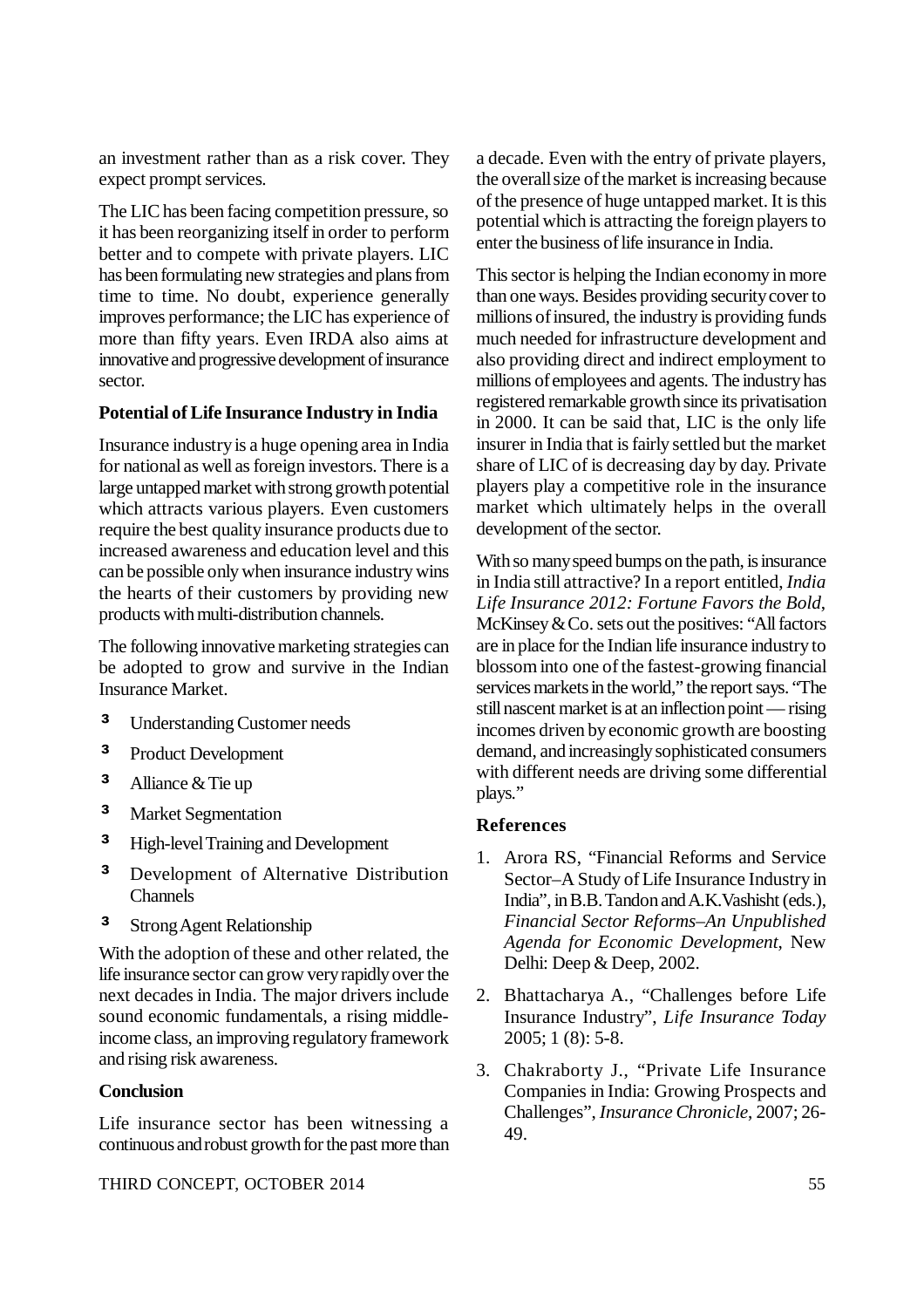an investment rather than as a risk cover. They expect prompt services.

The LIC has been facing competition pressure, so it has been reorganizing itself in order to perform better and to compete with private players. LIC has been formulating new strategies and plans from time to time. No doubt, experience generally improves performance; the LIC has experience of more than fifty years. Even IRDA also aims at innovative and progressive development of insurance sector.

**Potential of Life Insurance Industry in India**

Insurance industry is a huge opening area in India for national as well as foreign investors. There is a large untapped market with strong growth potential which attracts various players. Even customers require the best quality insurance products due to increased awareness and education level and this can be possible only when insurance industry wins the hearts of their customers by providing new products with multi-distribution channels.

The following innovative marketing strategies can be adopted to grow and survive in the Indian Insurance Market.

- Understanding Customer needs
- Product Development
- Alliance & Tie up
- Market Segmentation
- High-level Training and Development
- Development of Alternative Distribution Channels
- Strong Agent Relationship

With the adoption of these and other related, the life insurance sector can grow very rapidly over the next decades in India. The major drivers include sound economic fundamentals, a rising middle-income class, an improving regulatory framework and rising risk awareness.

**Conclusion**

Life insurance sector has been witnessing a continuous and robust growth for the past more than a decade. Even with the entry of private players, the overall size of the market is increasing because of the presence of huge untapped market. It is this potential which is attracting the foreign players to enter the business of life insurance in India.

This sector is helping the Indian economy in more than one ways. Besides providing security cover to millions of insured, the industry is providing funds much needed for infrastructure development and also providing direct and indirect employment to millions of employees and agents. The industry has registered remarkable growth since its privatisation in 2000. It can be said that, LIC is the only life insurer in India that is fairly settled but the market share of LIC of is decreasing day by day. Private players play a competitive role in the insurance market which ultimately helps in the overall development of the sector.

With so many speed bumps on the path, is insurance in India still attractive? In a report entitled, *India Life Insurance 2012: Fortune Favors the Bold*, McKinsey & Co. sets out the positives: "All factors are in place for the Indian life insurance industry to blossom into one of the fastest-growing financial services markets in the world," the report says. "The still nascent market is at an inflection point — rising incomes driven by economic growth are boosting demand, and increasingly sophisticated consumers with different needs are driving some differential plays."

**References**

1. Arora RS, "Financial Reforms and Service Sector–A Study of Life Insurance Industry in India", in B.B. Tandon and A.K.Vashisht (eds.), *Financial Sector Reforms–An Unpublished Agenda for Economic Development*, New Delhi: Deep & Deep, 2002.
2. Bhattacharya A., "Challenges before Life Insurance Industry", *Life Insurance Today* 2005; 1 (8): 5-8.
3. Chakraborty J., "Private Life Insurance Companies in India: Growing Prospects and Challenges", *Insurance Chronicle*, 2007; 26-49.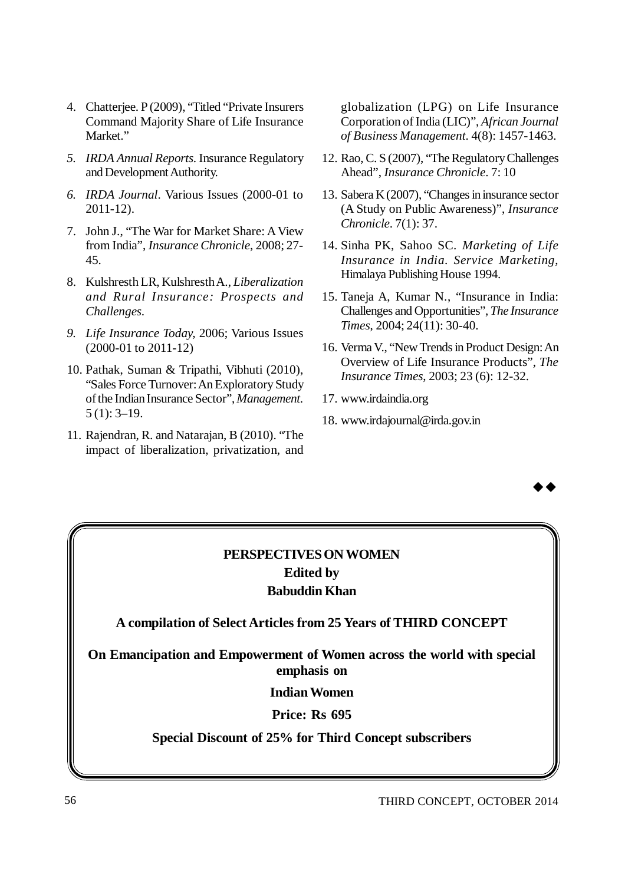4. Chatterjee. P (2009), "Titled "Private Insurers Command Majority Share of Life Insurance Market."
5. *IRDA Annual Reports*. Insurance Regulatory and Development Authority.
6. *IRDA Journal*. Various Issues (2000-01 to 2011-12).
7. John J., "The War for Market Share: A View from India", *Insurance Chronicle*, 2008; 27-45.
8. Kulshresth LR, Kulshresth A., *Liberalization and Rural Insurance: Prospects and Challenges*.
9. *Life Insurance Today*, 2006; Various Issues (2000-01 to 2011-12)
10. Pathak, Suman & Tripathi, Vibhuti (2010), "Sales Force Turnover: An Exploratory Study of the Indian Insurance Sector", *Management*. 5 (1): 3–19.
11. Rajendran, R. and Natarajan, B (2010). "The impact of liberalization, privatization, and globalization (LPG) on Life Insurance Corporation of India (LIC)", *African Journal of Business Management*. 4(8): 1457-1463.
12. Rao, C. S (2007), "The Regulatory Challenges Ahead", *Insurance Chronicle*. 7: 10
13. Sabera K (2007), "Changes in insurance sector (A Study on Public Awareness)", *Insurance Chronicle*. 7(1): 37.
14. Sinha PK, Sahoo SC. *Marketing of Life Insurance in India. Service Marketing*, Himalaya Publishing House 1994.
15. Taneja A, Kumar N., "Insurance in India: Challenges and Opportunities", *The Insurance Times*, 2004; 24(11): 30-40.
16. Verma V., "New Trends in Product Design: An Overview of Life Insurance Products", *The Insurance Times*, 2003; 23 (6): 12-32.
17. www.irdaindia.org
18. www.irdajournal@irda.gov.in

◆◆

**PERSPECTIVES ON WOMEN**

**Edited by**

**Babuddin Khan**

**A compilation of Select Articles from 25 Years of THIRD CONCEPT**

**On Emancipation and Empowerment of Women across the world with special emphasis on**

**Indian Women**

**Price: Rs 695**

**Special Discount of 25% for Third Concept subscribers**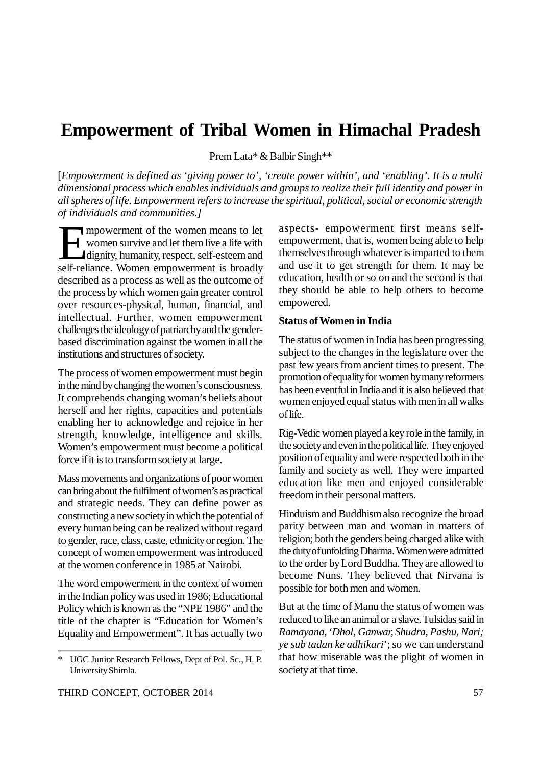# Empowerment of Tribal Women in Himachal Pradesh

Prem Lata* & Balbir Singh**

[*Empowerment is defined as 'giving power to', 'create power within', and 'enabling'. It is a multi dimensional process which enables individuals and groups to realize their full identity and power in all spheres of life. Empowerment refers to increase the spiritual, political, social or economic strength of individuals and communities.]*

Empowerment of the women means to let women survive and let them live a life with dignity, humanity, respect, self-esteem and self-reliance. Women empowerment is broadly described as a process as well as the outcome of the process by which women gain greater control over resources-physical, human, financial, and intellectual. Further, women empowerment challenges the ideology of patriarchy and the gender-based discrimination against the women in all the institutions and structures of society.

The process of women empowerment must begin in the mind by changing the women's consciousness. It comprehends changing woman's beliefs about herself and her rights, capacities and potentials enabling her to acknowledge and rejoice in her strength, knowledge, intelligence and skills. Women's empowerment must become a political force if it is to transform society at large.

Mass movements and organizations of poor women can bring about the fulfilment of women's as practical and strategic needs. They can define power as constructing a new society in which the potential of every human being can be realized without regard to gender, race, class, caste, ethnicity or region. The concept of women empowerment was introduced at the women conference in 1985 at Nairobi.

The word empowerment in the context of women in the Indian policy was used in 1986; Educational Policy which is known as the "NPE 1986" and the title of the chapter is "Education for Women's Equality and Empowerment". It has actually two aspects- empowerment first means self-empowerment, that is, women being able to help themselves through whatever is imparted to them and use it to get strength for them. It may be education, health or so on and the second is that they should be able to help others to become empowered.

**Status of Women in India**

The status of women in India has been progressing subject to the changes in the legislature over the past few years from ancient times to present. The promotion of equality for women by many reformers has been eventful in India and it is also believed that women enjoyed equal status with men in all walks of life.

Rig-Vedic women played a key role in the family, in the society and even in the political life. They enjoyed position of equality and were respected both in the family and society as well. They were imparted education like men and enjoyed considerable freedom in their personal matters.

Hinduism and Buddhism also recognize the broad parity between man and woman in matters of religion; both the genders being charged alike with the duty of unfolding Dharma. Women were admitted to the order by Lord Buddha. They are allowed to become Nuns. They believed that Nirvana is possible for both men and women.

But at the time of Manu the status of women was reduced to like an animal or a slave. Tulsidas said in *Ramayana*, '*Dhol, Ganwar, Shudra, Pashu, Nari; ye sub tadan ke adhikari*'; so we can understand that how miserable was the plight of women in society at that time.

---

\* UGC Junior Research Fellows, Dept of Pol. Sc., H. P. University Shimla.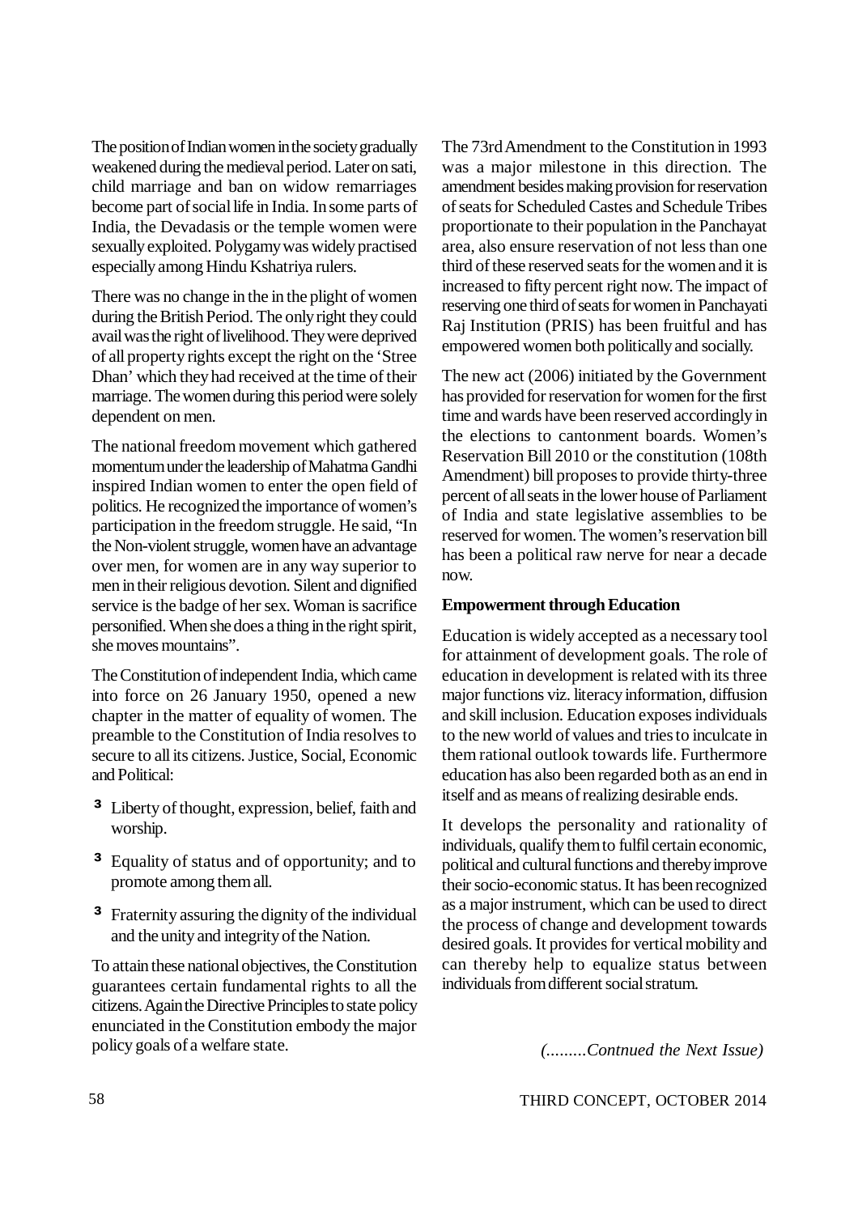The position of Indian women in the society gradually weakened during the medieval period. Later on sati, child marriage and ban on widow remarriages become part of social life in India. In some parts of India, the Devadasis or the temple women were sexually exploited. Polygamy was widely practised especially among Hindu Kshatriya rulers.

There was no change in the in the plight of women during the British Period. The only right they could avail was the right of livelihood. They were deprived of all property rights except the right on the 'Stree Dhan' which they had received at the time of their marriage. The women during this period were solely dependent on men.

The national freedom movement which gathered momentum under the leadership of Mahatma Gandhi inspired Indian women to enter the open field of politics. He recognized the importance of women's participation in the freedom struggle. He said, "In the Non-violent struggle, women have an advantage over men, for women are in any way superior to men in their religious devotion. Silent and dignified service is the badge of her sex. Woman is sacrifice personified. When she does a thing in the right spirit, she moves mountains".

The Constitution of independent India, which came into force on 26 January 1950, opened a new chapter in the matter of equality of women. The preamble to the Constitution of India resolves to secure to all its citizens. Justice, Social, Economic and Political:

- Liberty of thought, expression, belief, faith and worship.
- Equality of status and of opportunity; and to promote among them all.
- Fraternity assuring the dignity of the individual and the unity and integrity of the Nation.

To attain these national objectives, the Constitution guarantees certain fundamental rights to all the citizens. Again the Directive Principles to state policy enunciated in the Constitution embody the major policy goals of a welfare state.

The 73rd Amendment to the Constitution in 1993 was a major milestone in this direction. The amendment besides making provision for reservation of seats for Scheduled Castes and Schedule Tribes proportionate to their population in the Panchayat area, also ensure reservation of not less than one third of these reserved seats for the women and it is increased to fifty percent right now. The impact of reserving one third of seats for women in Panchayati Raj Institution (PRIS) has been fruitful and has empowered women both politically and socially.

The new act (2006) initiated by the Government has provided for reservation for women for the first time and wards have been reserved accordingly in the elections to cantonment boards. Women's Reservation Bill 2010 or the constitution (108th Amendment) bill proposes to provide thirty-three percent of all seats in the lower house of Parliament of India and state legislative assemblies to be reserved for women. The women's reservation bill has been a political raw nerve for near a decade now.

**Empowerment through Education**

Education is widely accepted as a necessary tool for attainment of development goals. The role of education in development is related with its three major functions viz. literacy information, diffusion and skill inclusion. Education exposes individuals to the new world of values and tries to inculcate in them rational outlook towards life. Furthermore education has also been regarded both as an end in itself and as means of realizing desirable ends.

It develops the personality and rationality of individuals, qualify them to fulfil certain economic, political and cultural functions and thereby improve their socio-economic status. It has been recognized as a major instrument, which can be used to direct the process of change and development towards desired goals. It provides for vertical mobility and can thereby help to equalize status between individuals from different social stratum.

*(.........Contnued the Next Issue)*